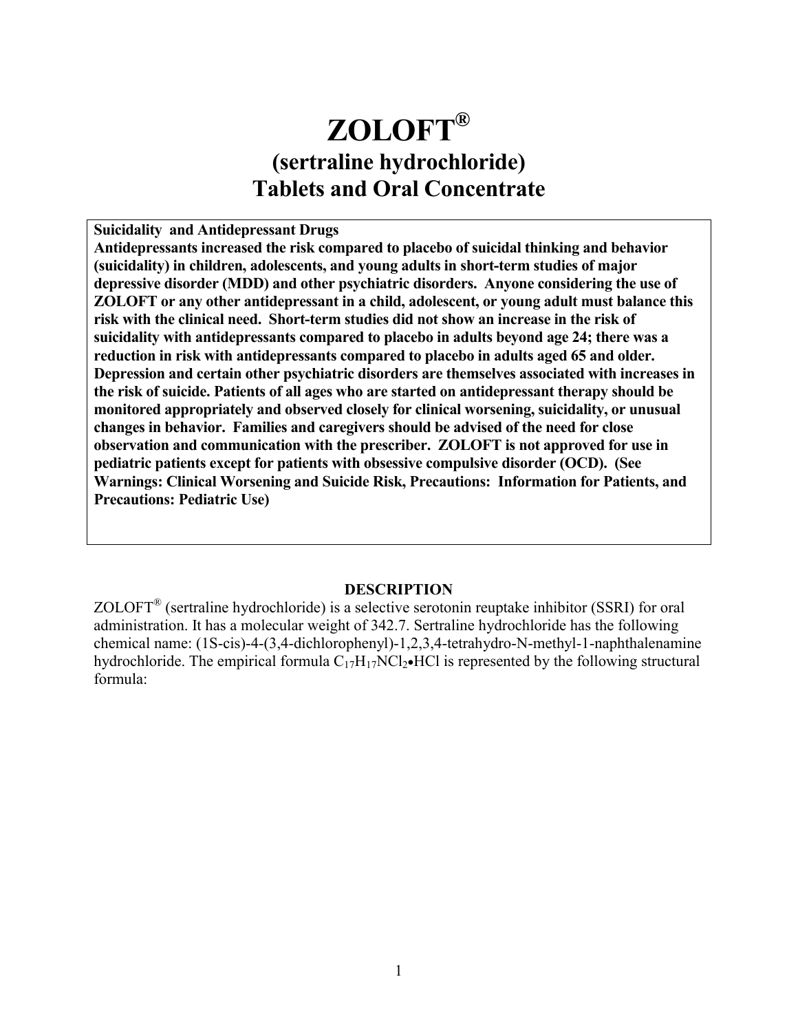# ZOLOFT®

## (sertraline hydrochloride)
## Tablets and Oral Concentrate

**Suicidality and Antidepressant Drugs**
**Antidepressants increased the risk compared to placebo of suicidal thinking and behavior (suicidality) in children, adolescents, and young adults in short-term studies of major depressive disorder (MDD) and other psychiatric disorders. Anyone considering the use of ZOLOFT or any other antidepressant in a child, adolescent, or young adult must balance this risk with the clinical need. Short-term studies did not show an increase in the risk of suicidality with antidepressants compared to placebo in adults beyond age 24; there was a reduction in risk with antidepressants compared to placebo in adults aged 65 and older. Depression and certain other psychiatric disorders are themselves associated with increases in the risk of suicide. Patients of all ages who are started on antidepressant therapy should be monitored appropriately and observed closely for clinical worsening, suicidality, or unusual changes in behavior. Families and caregivers should be advised of the need for close observation and communication with the prescriber. ZOLOFT is not approved for use in pediatric patients except for patients with obsessive compulsive disorder (OCD). (See Warnings: Clinical Worsening and Suicide Risk, Precautions: Information for Patients, and Precautions: Pediatric Use)**

## DESCRIPTION

ZOLOFT® (sertraline hydrochloride) is a selective serotonin reuptake inhibitor (SSRI) for oral administration. It has a molecular weight of 342.7. Sertraline hydrochloride has the following chemical name: (1S-cis)-4-(3,4-dichlorophenyl)-1,2,3,4-tetrahydro-N-methyl-1-naphthalenamine hydrochloride. The empirical formula $C_{17}H_{17}NCl_2 \bullet HCl$ is represented by the following structural formula: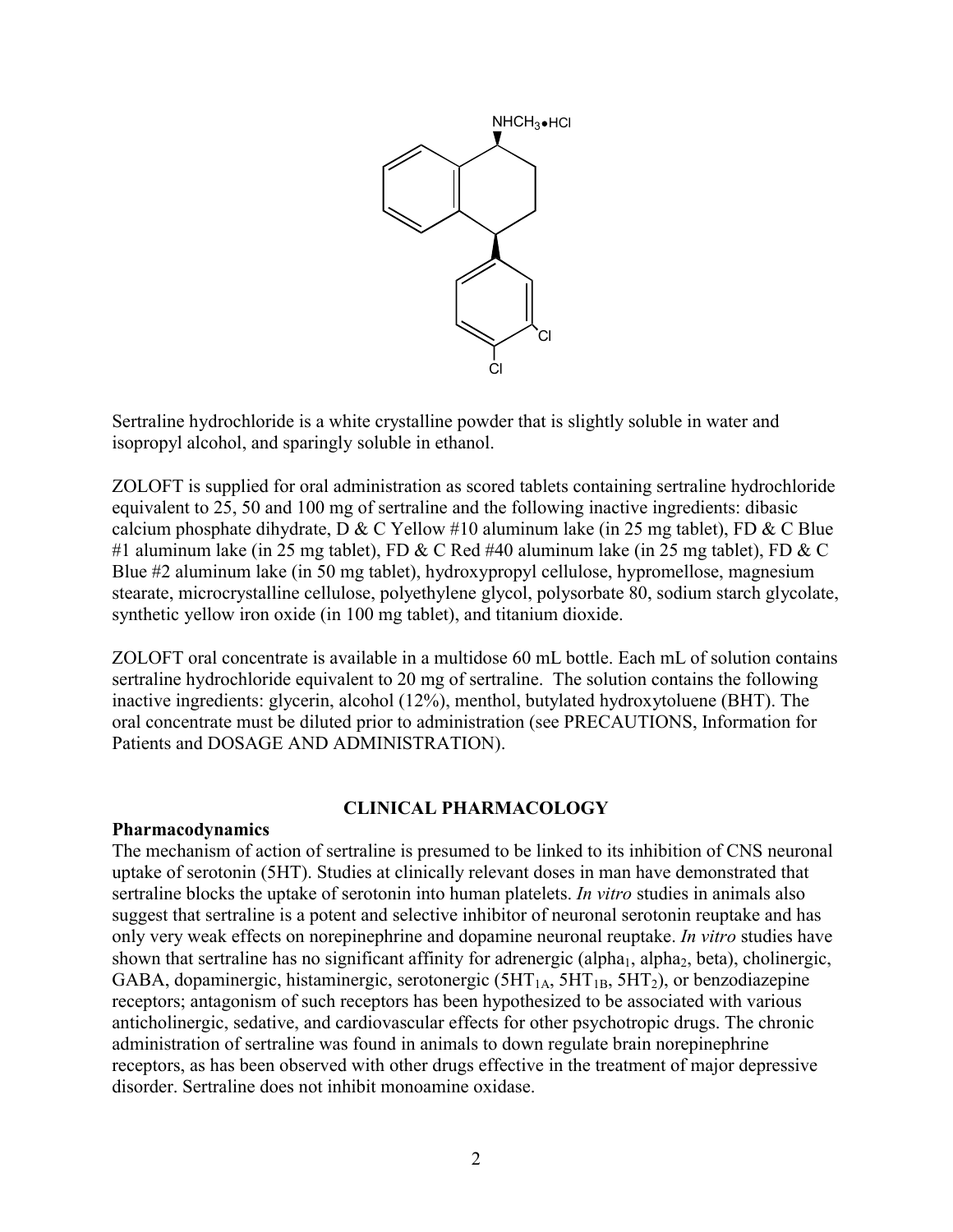$NHCH_3 \bullet HCl$

Cl

Cl

Sertraline hydrochloride is a white crystalline powder that is slightly soluble in water and isopropyl alcohol, and sparingly soluble in ethanol.

ZOLOFT is supplied for oral administration as scored tablets containing sertraline hydrochloride equivalent to 25, 50 and 100 mg of sertraline and the following inactive ingredients: dibasic calcium phosphate dihydrate, D & C Yellow #10 aluminum lake (in 25 mg tablet), FD & C Blue #1 aluminum lake (in 25 mg tablet), FD & C Red #40 aluminum lake (in 25 mg tablet), FD & C Blue #2 aluminum lake (in 50 mg tablet), hydroxypropyl cellulose, hypromellose, magnesium stearate, microcrystalline cellulose, polyethylene glycol, polysorbate 80, sodium starch glycolate, synthetic yellow iron oxide (in 100 mg tablet), and titanium dioxide.

ZOLOFT oral concentrate is available in a multidose 60 mL bottle. Each mL of solution contains sertraline hydrochloride equivalent to 20 mg of sertraline. The solution contains the following inactive ingredients: glycerin, alcohol (12%), menthol, butylated hydroxytoluene (BHT). The oral concentrate must be diluted prior to administration (see PRECAUTIONS, Information for Patients and DOSAGE AND ADMINISTRATION).

## CLINICAL PHARMACOLOGY

### Pharmacodynamics

The mechanism of action of sertraline is presumed to be linked to its inhibition of CNS neuronal uptake of serotonin (5HT). Studies at clinically relevant doses in man have demonstrated that sertraline blocks the uptake of serotonin into human platelets. *In vitro* studies in animals also suggest that sertraline is a potent and selective inhibitor of neuronal serotonin reuptake and has only very weak effects on norepinephrine and dopamine neuronal reuptake. *In vitro* studies have shown that sertraline has no significant affinity for adrenergic (alpha$_1$, alpha$_2$, beta), cholinergic, GABA, dopaminergic, histaminergic, serotonergic ($5HT_{1A}$, $5HT_{1B}$, $5HT_2$), or benzodiazepine receptors; antagonism of such receptors has been hypothesized to be associated with various anticholinergic, sedative, and cardiovascular effects for other psychotropic drugs. The chronic administration of sertraline was found in animals to down regulate brain norepinephrine receptors, as has been observed with other drugs effective in the treatment of major depressive disorder. Sertraline does not inhibit monoamine oxidase.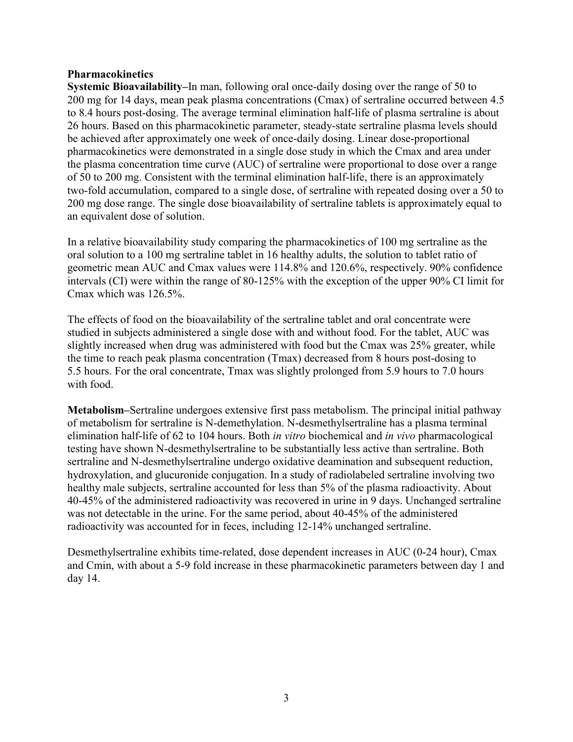**Pharmacokinetics**

**Systemic Bioavailability–**In man, following oral once-daily dosing over the range of 50 to 200 mg for 14 days, mean peak plasma concentrations (Cmax) of sertraline occurred between 4.5 to 8.4 hours post-dosing. The average terminal elimination half-life of plasma sertraline is about 26 hours. Based on this pharmacokinetic parameter, steady-state sertraline plasma levels should be achieved after approximately one week of once-daily dosing. Linear dose-proportional pharmacokinetics were demonstrated in a single dose study in which the Cmax and area under the plasma concentration time curve (AUC) of sertraline were proportional to dose over a range of 50 to 200 mg. Consistent with the terminal elimination half-life, there is an approximately two-fold accumulation, compared to a single dose, of sertraline with repeated dosing over a 50 to 200 mg dose range. The single dose bioavailability of sertraline tablets is approximately equal to an equivalent dose of solution.

In a relative bioavailability study comparing the pharmacokinetics of 100 mg sertraline as the oral solution to a 100 mg sertraline tablet in 16 healthy adults, the solution to tablet ratio of geometric mean AUC and Cmax values were 114.8% and 120.6%, respectively. 90% confidence intervals (CI) were within the range of 80-125% with the exception of the upper 90% CI limit for Cmax which was 126.5%.

The effects of food on the bioavailability of the sertraline tablet and oral concentrate were studied in subjects administered a single dose with and without food. For the tablet, AUC was slightly increased when drug was administered with food but the Cmax was 25% greater, while the time to reach peak plasma concentration (Tmax) decreased from 8 hours post-dosing to 5.5 hours. For the oral concentrate, Tmax was slightly prolonged from 5.9 hours to 7.0 hours with food.

**Metabolism–**Sertraline undergoes extensive first pass metabolism. The principal initial pathway of metabolism for sertraline is N-demethylation. N-desmethylsertraline has a plasma terminal elimination half-life of 62 to 104 hours. Both *in vitro* biochemical and *in vivo* pharmacological testing have shown N-desmethylsertraline to be substantially less active than sertraline. Both sertraline and N-desmethylsertraline undergo oxidative deamination and subsequent reduction, hydroxylation, and glucuronide conjugation. In a study of radiolabeled sertraline involving two healthy male subjects, sertraline accounted for less than 5% of the plasma radioactivity. About 40-45% of the administered radioactivity was recovered in urine in 9 days. Unchanged sertraline was not detectable in the urine. For the same period, about 40-45% of the administered radioactivity was accounted for in feces, including 12-14% unchanged sertraline.

Desmethylsertraline exhibits time-related, dose dependent increases in AUC (0-24 hour), Cmax and Cmin, with about a 5-9 fold increase in these pharmacokinetic parameters between day 1 and day 14.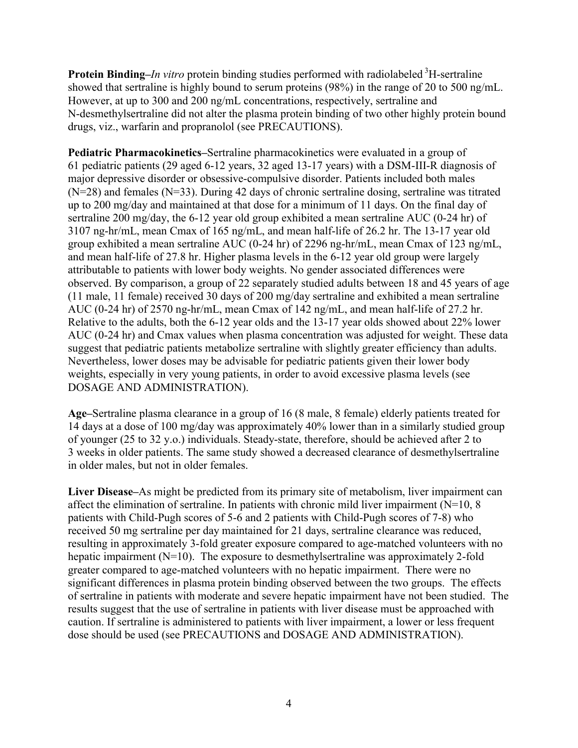**Protein Binding–***In vitro* protein binding studies performed with radiolabeled $^{3}H$-sertraline showed that sertraline is highly bound to serum proteins (98%) in the range of 20 to 500 ng/mL. However, at up to 300 and 200 ng/mL concentrations, respectively, sertraline and N-desmethylsertraline did not alter the plasma protein binding of two other highly protein bound drugs, viz., warfarin and propranolol (see PRECAUTIONS).

**Pediatric Pharmacokinetics–**Sertraline pharmacokinetics were evaluated in a group of 61 pediatric patients (29 aged 6-12 years, 32 aged 13-17 years) with a DSM-III-R diagnosis of major depressive disorder or obsessive-compulsive disorder. Patients included both males (N=28) and females (N=33). During 42 days of chronic sertraline dosing, sertraline was titrated up to 200 mg/day and maintained at that dose for a minimum of 11 days. On the final day of sertraline 200 mg/day, the 6-12 year old group exhibited a mean sertraline AUC (0-24 hr) of 3107 ng-hr/mL, mean Cmax of 165 ng/mL, and mean half-life of 26.2 hr. The 13-17 year old group exhibited a mean sertraline AUC (0-24 hr) of 2296 ng-hr/mL, mean Cmax of 123 ng/mL, and mean half-life of 27.8 hr. Higher plasma levels in the 6-12 year old group were largely attributable to patients with lower body weights. No gender associated differences were observed. By comparison, a group of 22 separately studied adults between 18 and 45 years of age (11 male, 11 female) received 30 days of 200 mg/day sertraline and exhibited a mean sertraline AUC (0-24 hr) of 2570 ng-hr/mL, mean Cmax of 142 ng/mL, and mean half-life of 27.2 hr. Relative to the adults, both the 6-12 year olds and the 13-17 year olds showed about 22% lower AUC (0-24 hr) and Cmax values when plasma concentration was adjusted for weight. These data suggest that pediatric patients metabolize sertraline with slightly greater efficiency than adults. Nevertheless, lower doses may be advisable for pediatric patients given their lower body weights, especially in very young patients, in order to avoid excessive plasma levels (see DOSAGE AND ADMINISTRATION).

**Age–**Sertraline plasma clearance in a group of 16 (8 male, 8 female) elderly patients treated for 14 days at a dose of 100 mg/day was approximately 40% lower than in a similarly studied group of younger (25 to 32 y.o.) individuals. Steady-state, therefore, should be achieved after 2 to 3 weeks in older patients. The same study showed a decreased clearance of desmethylsertraline in older males, but not in older females.

**Liver Disease–**As might be predicted from its primary site of metabolism, liver impairment can affect the elimination of sertraline. In patients with chronic mild liver impairment (N=10, 8 patients with Child-Pugh scores of 5-6 and 2 patients with Child-Pugh scores of 7-8) who received 50 mg sertraline per day maintained for 21 days, sertraline clearance was reduced, resulting in approximately 3-fold greater exposure compared to age-matched volunteers with no hepatic impairment (N=10). The exposure to desmethylsertraline was approximately 2-fold greater compared to age-matched volunteers with no hepatic impairment. There were no significant differences in plasma protein binding observed between the two groups. The effects of sertraline in patients with moderate and severe hepatic impairment have not been studied. The results suggest that the use of sertraline in patients with liver disease must be approached with caution. If sertraline is administered to patients with liver impairment, a lower or less frequent dose should be used (see PRECAUTIONS and DOSAGE AND ADMINISTRATION).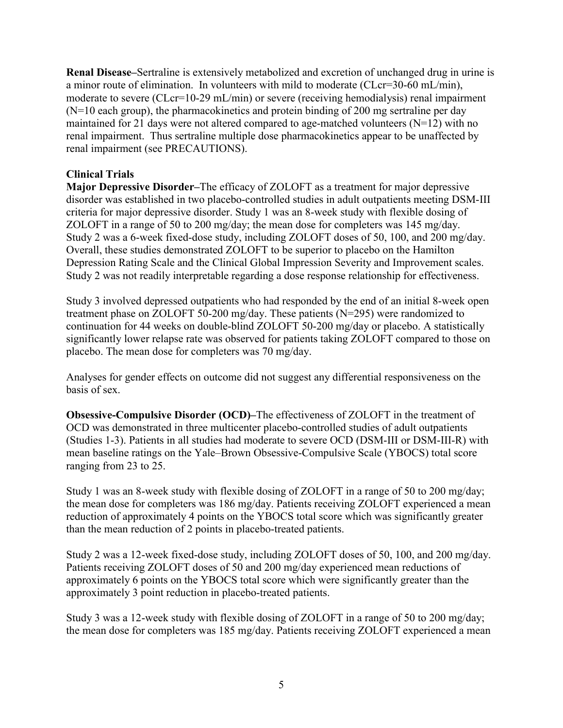**Renal Disease–**Sertraline is extensively metabolized and excretion of unchanged drug in urine is a minor route of elimination. In volunteers with mild to moderate (CLcr=30-60 mL/min), moderate to severe (CLcr=10-29 mL/min) or severe (receiving hemodialysis) renal impairment (N=10 each group), the pharmacokinetics and protein binding of 200 mg sertraline per day maintained for 21 days were not altered compared to age-matched volunteers (N=12) with no renal impairment. Thus sertraline multiple dose pharmacokinetics appear to be unaffected by renal impairment (see PRECAUTIONS).

**Clinical Trials**

**Major Depressive Disorder–**The efficacy of ZOLOFT as a treatment for major depressive disorder was established in two placebo-controlled studies in adult outpatients meeting DSM-III criteria for major depressive disorder. Study 1 was an 8-week study with flexible dosing of ZOLOFT in a range of 50 to 200 mg/day; the mean dose for completers was 145 mg/day. Study 2 was a 6-week fixed-dose study, including ZOLOFT doses of 50, 100, and 200 mg/day. Overall, these studies demonstrated ZOLOFT to be superior to placebo on the Hamilton Depression Rating Scale and the Clinical Global Impression Severity and Improvement scales. Study 2 was not readily interpretable regarding a dose response relationship for effectiveness.

Study 3 involved depressed outpatients who had responded by the end of an initial 8-week open treatment phase on ZOLOFT 50-200 mg/day. These patients (N=295) were randomized to continuation for 44 weeks on double-blind ZOLOFT 50-200 mg/day or placebo. A statistically significantly lower relapse rate was observed for patients taking ZOLOFT compared to those on placebo. The mean dose for completers was 70 mg/day.

Analyses for gender effects on outcome did not suggest any differential responsiveness on the basis of sex.

**Obsessive-Compulsive Disorder (OCD)–**The effectiveness of ZOLOFT in the treatment of OCD was demonstrated in three multicenter placebo-controlled studies of adult outpatients (Studies 1-3). Patients in all studies had moderate to severe OCD (DSM-III or DSM-III-R) with mean baseline ratings on the Yale–Brown Obsessive-Compulsive Scale (YBOCS) total score ranging from 23 to 25.

Study 1 was an 8-week study with flexible dosing of ZOLOFT in a range of 50 to 200 mg/day; the mean dose for completers was 186 mg/day. Patients receiving ZOLOFT experienced a mean reduction of approximately 4 points on the YBOCS total score which was significantly greater than the mean reduction of 2 points in placebo-treated patients.

Study 2 was a 12-week fixed-dose study, including ZOLOFT doses of 50, 100, and 200 mg/day. Patients receiving ZOLOFT doses of 50 and 200 mg/day experienced mean reductions of approximately 6 points on the YBOCS total score which were significantly greater than the approximately 3 point reduction in placebo-treated patients.

Study 3 was a 12-week study with flexible dosing of ZOLOFT in a range of 50 to 200 mg/day; the mean dose for completers was 185 mg/day. Patients receiving ZOLOFT experienced a mean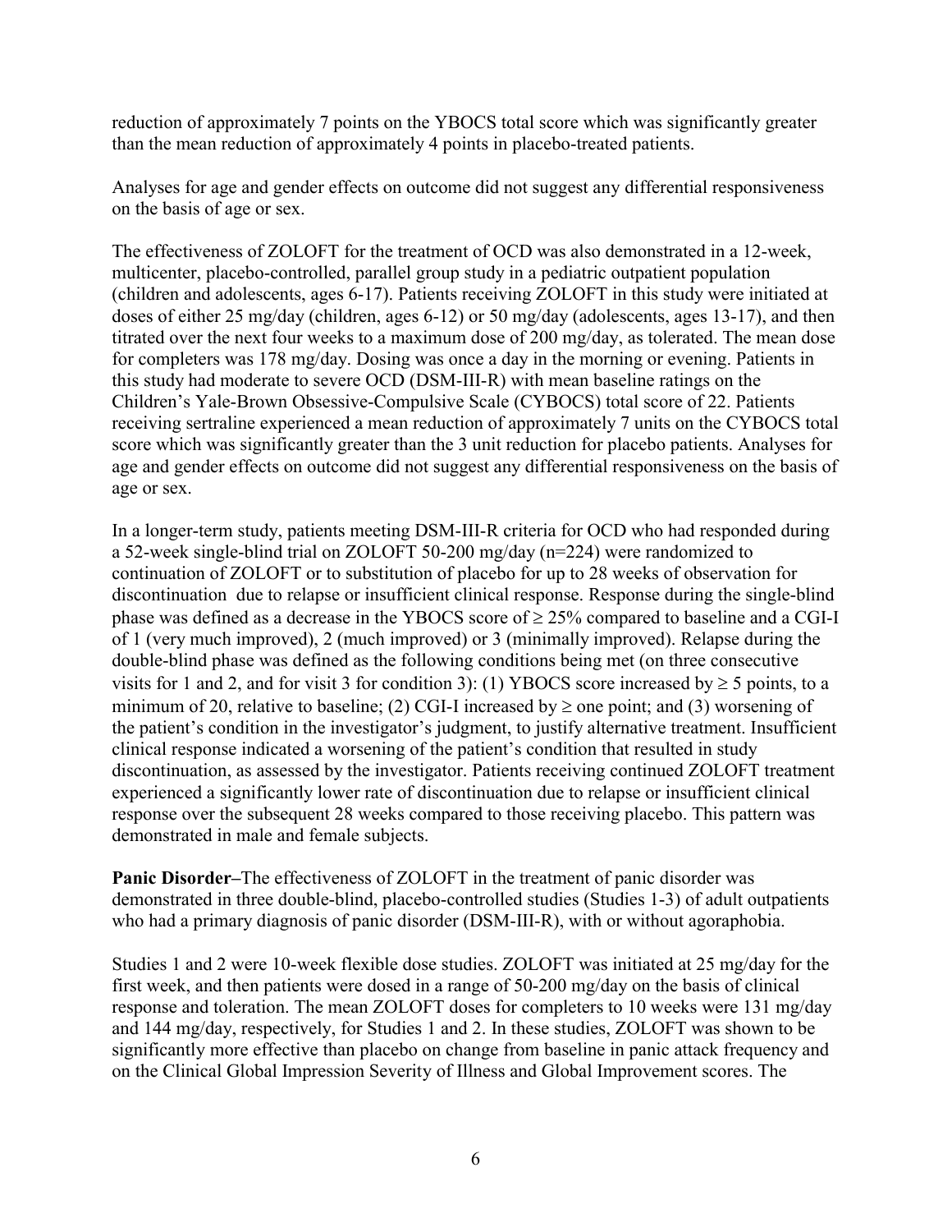reduction of approximately 7 points on the YBOCS total score which was significantly greater than the mean reduction of approximately 4 points in placebo-treated patients.

Analyses for age and gender effects on outcome did not suggest any differential responsiveness on the basis of age or sex.

The effectiveness of ZOLOFT for the treatment of OCD was also demonstrated in a 12-week, multicenter, placebo-controlled, parallel group study in a pediatric outpatient population (children and adolescents, ages 6-17). Patients receiving ZOLOFT in this study were initiated at doses of either 25 mg/day (children, ages 6-12) or 50 mg/day (adolescents, ages 13-17), and then titrated over the next four weeks to a maximum dose of 200 mg/day, as tolerated. The mean dose for completers was 178 mg/day. Dosing was once a day in the morning or evening. Patients in this study had moderate to severe OCD (DSM-III-R) with mean baseline ratings on the Children's Yale-Brown Obsessive-Compulsive Scale (CYBOCS) total score of 22. Patients receiving sertraline experienced a mean reduction of approximately 7 units on the CYBOCS total score which was significantly greater than the 3 unit reduction for placebo patients. Analyses for age and gender effects on outcome did not suggest any differential responsiveness on the basis of age or sex.

In a longer-term study, patients meeting DSM-III-R criteria for OCD who had responded during a 52-week single-blind trial on ZOLOFT 50-200 mg/day (n=224) were randomized to continuation of ZOLOFT or to substitution of placebo for up to 28 weeks of observation for discontinuation due to relapse or insufficient clinical response. Response during the single-blind phase was defined as a decrease in the YBOCS score of ≥ 25% compared to baseline and a CGI-I of 1 (very much improved), 2 (much improved) or 3 (minimally improved). Relapse during the double-blind phase was defined as the following conditions being met (on three consecutive visits for 1 and 2, and for visit 3 for condition 3): (1) YBOCS score increased by ≥ 5 points, to a minimum of 20, relative to baseline; (2) CGI-I increased by ≥ one point; and (3) worsening of the patient's condition in the investigator's judgment, to justify alternative treatment. Insufficient clinical response indicated a worsening of the patient's condition that resulted in study discontinuation, as assessed by the investigator. Patients receiving continued ZOLOFT treatment experienced a significantly lower rate of discontinuation due to relapse or insufficient clinical response over the subsequent 28 weeks compared to those receiving placebo. This pattern was demonstrated in male and female subjects.

**Panic Disorder**–The effectiveness of ZOLOFT in the treatment of panic disorder was demonstrated in three double-blind, placebo-controlled studies (Studies 1-3) of adult outpatients who had a primary diagnosis of panic disorder (DSM-III-R), with or without agoraphobia.

Studies 1 and 2 were 10-week flexible dose studies. ZOLOFT was initiated at 25 mg/day for the first week, and then patients were dosed in a range of 50-200 mg/day on the basis of clinical response and toleration. The mean ZOLOFT doses for completers to 10 weeks were 131 mg/day and 144 mg/day, respectively, for Studies 1 and 2. In these studies, ZOLOFT was shown to be significantly more effective than placebo on change from baseline in panic attack frequency and on the Clinical Global Impression Severity of Illness and Global Improvement scores. The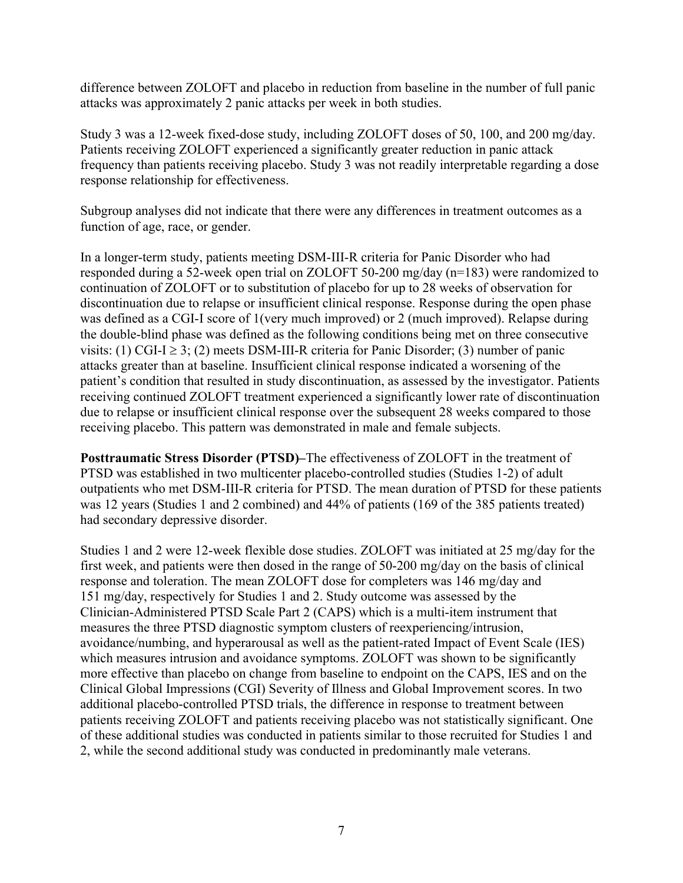difference between ZOLOFT and placebo in reduction from baseline in the number of full panic attacks was approximately 2 panic attacks per week in both studies.

Study 3 was a 12-week fixed-dose study, including ZOLOFT doses of 50, 100, and 200 mg/day. Patients receiving ZOLOFT experienced a significantly greater reduction in panic attack frequency than patients receiving placebo. Study 3 was not readily interpretable regarding a dose response relationship for effectiveness.

Subgroup analyses did not indicate that there were any differences in treatment outcomes as a function of age, race, or gender.

In a longer-term study, patients meeting DSM-III-R criteria for Panic Disorder who had responded during a 52-week open trial on ZOLOFT 50-200 mg/day (n=183) were randomized to continuation of ZOLOFT or to substitution of placebo for up to 28 weeks of observation for discontinuation due to relapse or insufficient clinical response. Response during the open phase was defined as a CGI-I score of 1(very much improved) or 2 (much improved). Relapse during the double-blind phase was defined as the following conditions being met on three consecutive visits: (1) CGI-I $\geq 3$; (2) meets DSM-III-R criteria for Panic Disorder; (3) number of panic attacks greater than at baseline. Insufficient clinical response indicated a worsening of the patient's condition that resulted in study discontinuation, as assessed by the investigator. Patients receiving continued ZOLOFT treatment experienced a significantly lower rate of discontinuation due to relapse or insufficient clinical response over the subsequent 28 weeks compared to those receiving placebo. This pattern was demonstrated in male and female subjects.

**Posttraumatic Stress Disorder (PTSD)–**The effectiveness of ZOLOFT in the treatment of PTSD was established in two multicenter placebo-controlled studies (Studies 1-2) of adult outpatients who met DSM-III-R criteria for PTSD. The mean duration of PTSD for these patients was 12 years (Studies 1 and 2 combined) and 44% of patients (169 of the 385 patients treated) had secondary depressive disorder.

Studies 1 and 2 were 12-week flexible dose studies. ZOLOFT was initiated at 25 mg/day for the first week, and patients were then dosed in the range of 50-200 mg/day on the basis of clinical response and toleration. The mean ZOLOFT dose for completers was 146 mg/day and 151 mg/day, respectively for Studies 1 and 2. Study outcome was assessed by the Clinician-Administered PTSD Scale Part 2 (CAPS) which is a multi-item instrument that measures the three PTSD diagnostic symptom clusters of reexperiencing/intrusion, avoidance/numbing, and hyperarousal as well as the patient-rated Impact of Event Scale (IES) which measures intrusion and avoidance symptoms. ZOLOFT was shown to be significantly more effective than placebo on change from baseline to endpoint on the CAPS, IES and on the Clinical Global Impressions (CGI) Severity of Illness and Global Improvement scores. In two additional placebo-controlled PTSD trials, the difference in response to treatment between patients receiving ZOLOFT and patients receiving placebo was not statistically significant. One of these additional studies was conducted in patients similar to those recruited for Studies 1 and 2, while the second additional study was conducted in predominantly male veterans.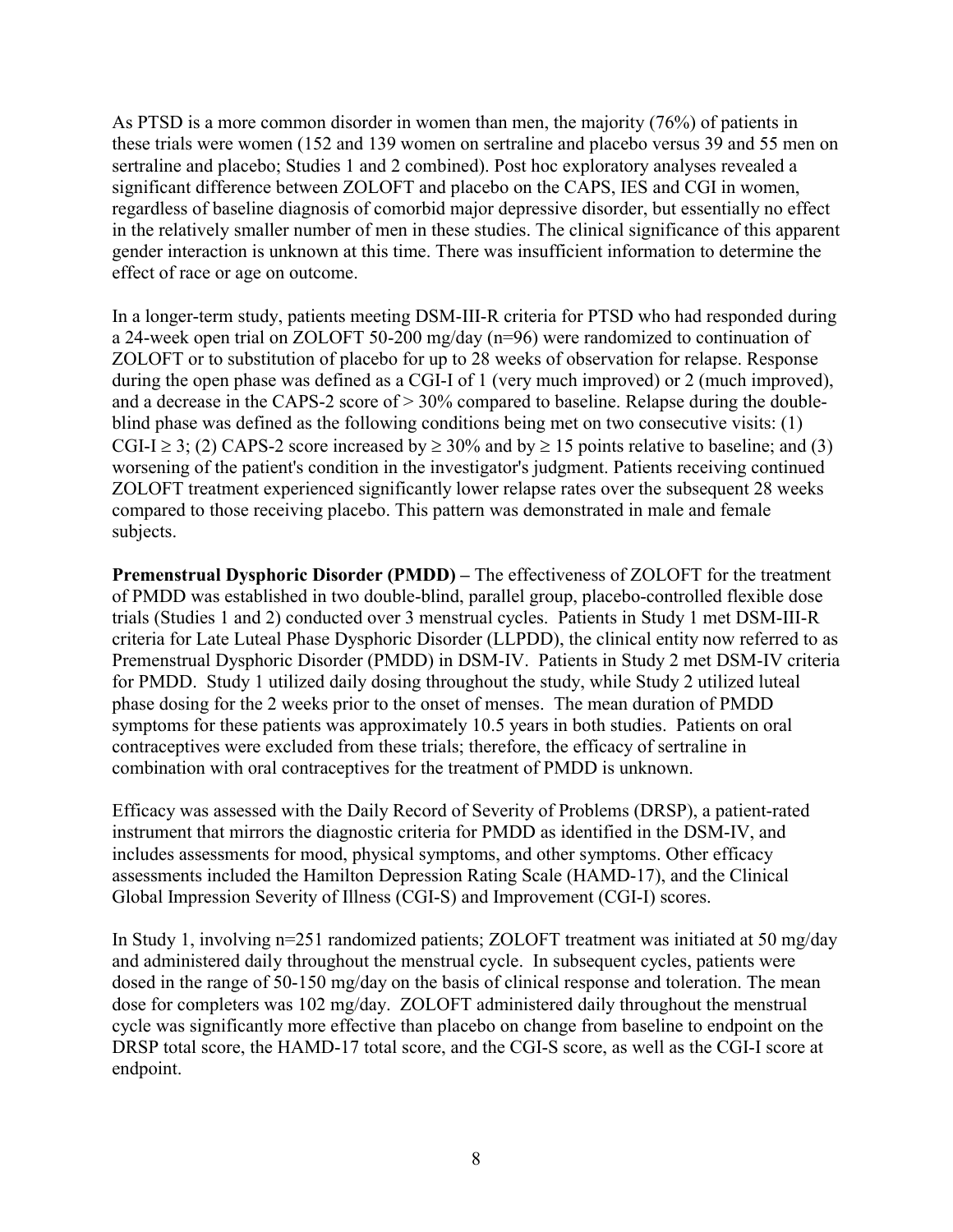As PTSD is a more common disorder in women than men, the majority (76%) of patients in these trials were women (152 and 139 women on sertraline and placebo versus 39 and 55 men on sertraline and placebo; Studies 1 and 2 combined). Post hoc exploratory analyses revealed a significant difference between ZOLOFT and placebo on the CAPS, IES and CGI in women, regardless of baseline diagnosis of comorbid major depressive disorder, but essentially no effect in the relatively smaller number of men in these studies. The clinical significance of this apparent gender interaction is unknown at this time. There was insufficient information to determine the effect of race or age on outcome.

In a longer-term study, patients meeting DSM-III-R criteria for PTSD who had responded during a 24-week open trial on ZOLOFT 50-200 mg/day (n=96) were randomized to continuation of ZOLOFT or to substitution of placebo for up to 28 weeks of observation for relapse. Response during the open phase was defined as a CGI-I of 1 (very much improved) or 2 (much improved), and a decrease in the CAPS-2 score of > 30% compared to baseline. Relapse during the double-blind phase was defined as the following conditions being met on two consecutive visits: (1) CGI-I ≥ 3; (2) CAPS-2 score increased by ≥ 30% and by ≥ 15 points relative to baseline; and (3) worsening of the patient's condition in the investigator's judgment. Patients receiving continued ZOLOFT treatment experienced significantly lower relapse rates over the subsequent 28 weeks compared to those receiving placebo. This pattern was demonstrated in male and female subjects.

**Premenstrual Dysphoric Disorder (PMDD) –** The effectiveness of ZOLOFT for the treatment of PMDD was established in two double-blind, parallel group, placebo-controlled flexible dose trials (Studies 1 and 2) conducted over 3 menstrual cycles. Patients in Study 1 met DSM-III-R criteria for Late Luteal Phase Dysphoric Disorder (LLPDD), the clinical entity now referred to as Premenstrual Dysphoric Disorder (PMDD) in DSM-IV. Patients in Study 2 met DSM-IV criteria for PMDD. Study 1 utilized daily dosing throughout the study, while Study 2 utilized luteal phase dosing for the 2 weeks prior to the onset of menses. The mean duration of PMDD symptoms for these patients was approximately 10.5 years in both studies. Patients on oral contraceptives were excluded from these trials; therefore, the efficacy of sertraline in combination with oral contraceptives for the treatment of PMDD is unknown.

Efficacy was assessed with the Daily Record of Severity of Problems (DRSP), a patient-rated instrument that mirrors the diagnostic criteria for PMDD as identified in the DSM-IV, and includes assessments for mood, physical symptoms, and other symptoms. Other efficacy assessments included the Hamilton Depression Rating Scale (HAMD-17), and the Clinical Global Impression Severity of Illness (CGI-S) and Improvement (CGI-I) scores.

In Study 1, involving n=251 randomized patients; ZOLOFT treatment was initiated at 50 mg/day and administered daily throughout the menstrual cycle. In subsequent cycles, patients were dosed in the range of 50-150 mg/day on the basis of clinical response and toleration. The mean dose for completers was 102 mg/day. ZOLOFT administered daily throughout the menstrual cycle was significantly more effective than placebo on change from baseline to endpoint on the DRSP total score, the HAMD-17 total score, and the CGI-S score, as well as the CGI-I score at endpoint.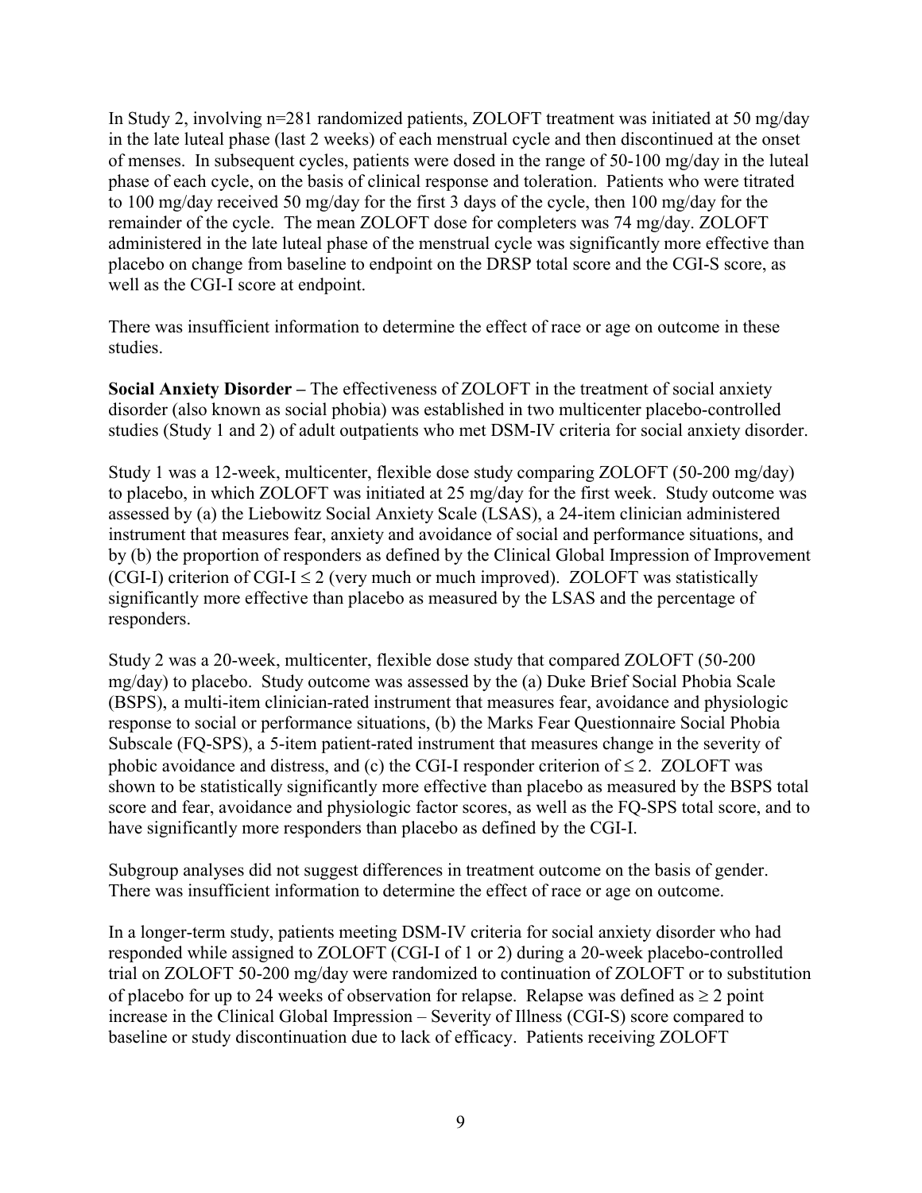In Study 2, involving n=281 randomized patients, ZOLOFT treatment was initiated at 50 mg/day in the late luteal phase (last 2 weeks) of each menstrual cycle and then discontinued at the onset of menses. In subsequent cycles, patients were dosed in the range of 50-100 mg/day in the luteal phase of each cycle, on the basis of clinical response and toleration. Patients who were titrated to 100 mg/day received 50 mg/day for the first 3 days of the cycle, then 100 mg/day for the remainder of the cycle. The mean ZOLOFT dose for completers was 74 mg/day. ZOLOFT administered in the late luteal phase of the menstrual cycle was significantly more effective than placebo on change from baseline to endpoint on the DRSP total score and the CGI-S score, as well as the CGI-I score at endpoint.

There was insufficient information to determine the effect of race or age on outcome in these studies.

**Social Anxiety Disorder –** The effectiveness of ZOLOFT in the treatment of social anxiety disorder (also known as social phobia) was established in two multicenter placebo-controlled studies (Study 1 and 2) of adult outpatients who met DSM-IV criteria for social anxiety disorder.

Study 1 was a 12-week, multicenter, flexible dose study comparing ZOLOFT (50-200 mg/day) to placebo, in which ZOLOFT was initiated at 25 mg/day for the first week. Study outcome was assessed by (a) the Liebowitz Social Anxiety Scale (LSAS), a 24-item clinician administered instrument that measures fear, anxiety and avoidance of social and performance situations, and by (b) the proportion of responders as defined by the Clinical Global Impression of Improvement (CGI-I) criterion of CGI-I ≤ 2 (very much or much improved). ZOLOFT was statistically significantly more effective than placebo as measured by the LSAS and the percentage of responders.

Study 2 was a 20-week, multicenter, flexible dose study that compared ZOLOFT (50-200 mg/day) to placebo. Study outcome was assessed by the (a) Duke Brief Social Phobia Scale (BSPS), a multi-item clinician-rated instrument that measures fear, avoidance and physiologic response to social or performance situations, (b) the Marks Fear Questionnaire Social Phobia Subscale (FQ-SPS), a 5-item patient-rated instrument that measures change in the severity of phobic avoidance and distress, and (c) the CGI-I responder criterion of ≤ 2. ZOLOFT was shown to be statistically significantly more effective than placebo as measured by the BSPS total score and fear, avoidance and physiologic factor scores, as well as the FQ-SPS total score, and to have significantly more responders than placebo as defined by the CGI-I.

Subgroup analyses did not suggest differences in treatment outcome on the basis of gender. There was insufficient information to determine the effect of race or age on outcome.

In a longer-term study, patients meeting DSM-IV criteria for social anxiety disorder who had responded while assigned to ZOLOFT (CGI-I of 1 or 2) during a 20-week placebo-controlled trial on ZOLOFT 50-200 mg/day were randomized to continuation of ZOLOFT or to substitution of placebo for up to 24 weeks of observation for relapse. Relapse was defined as ≥ 2 point increase in the Clinical Global Impression – Severity of Illness (CGI-S) score compared to baseline or study discontinuation due to lack of efficacy. Patients receiving ZOLOFT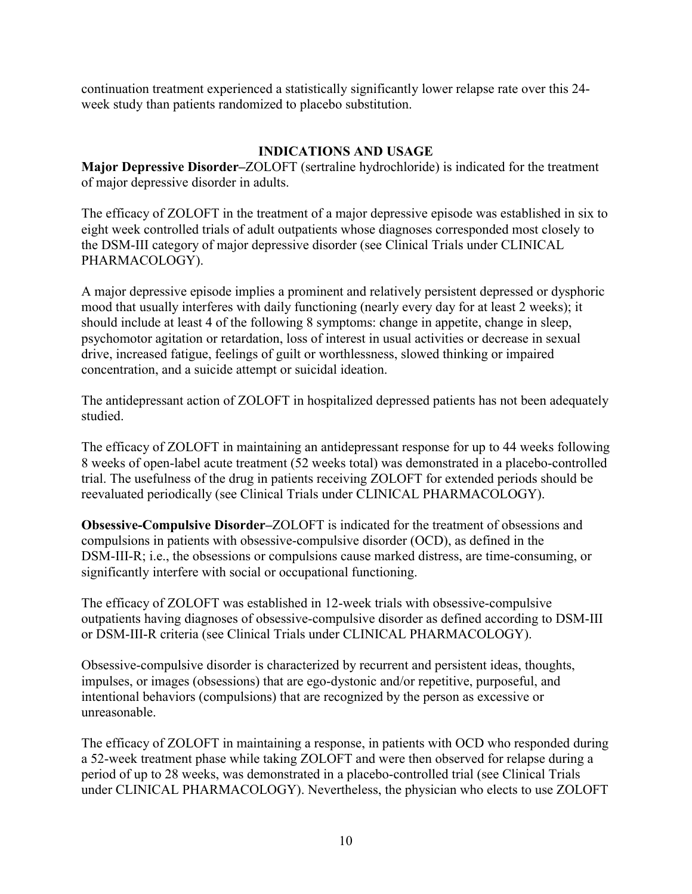continuation treatment experienced a statistically significantly lower relapse rate over this 24-week study than patients randomized to placebo substitution.

## INDICATIONS AND USAGE

**Major Depressive Disorder–**ZOLOFT (sertraline hydrochloride) is indicated for the treatment of major depressive disorder in adults.

The efficacy of ZOLOFT in the treatment of a major depressive episode was established in six to eight week controlled trials of adult outpatients whose diagnoses corresponded most closely to the DSM-III category of major depressive disorder (see Clinical Trials under CLINICAL PHARMACOLOGY).

A major depressive episode implies a prominent and relatively persistent depressed or dysphoric mood that usually interferes with daily functioning (nearly every day for at least 2 weeks); it should include at least 4 of the following 8 symptoms: change in appetite, change in sleep, psychomotor agitation or retardation, loss of interest in usual activities or decrease in sexual drive, increased fatigue, feelings of guilt or worthlessness, slowed thinking or impaired concentration, and a suicide attempt or suicidal ideation.

The antidepressant action of ZOLOFT in hospitalized depressed patients has not been adequately studied.

The efficacy of ZOLOFT in maintaining an antidepressant response for up to 44 weeks following 8 weeks of open-label acute treatment (52 weeks total) was demonstrated in a placebo-controlled trial. The usefulness of the drug in patients receiving ZOLOFT for extended periods should be reevaluated periodically (see Clinical Trials under CLINICAL PHARMACOLOGY).

**Obsessive-Compulsive Disorder–**ZOLOFT is indicated for the treatment of obsessions and compulsions in patients with obsessive-compulsive disorder (OCD), as defined in the DSM-III-R; i.e., the obsessions or compulsions cause marked distress, are time-consuming, or significantly interfere with social or occupational functioning.

The efficacy of ZOLOFT was established in 12-week trials with obsessive-compulsive outpatients having diagnoses of obsessive-compulsive disorder as defined according to DSM-III or DSM-III-R criteria (see Clinical Trials under CLINICAL PHARMACOLOGY).

Obsessive-compulsive disorder is characterized by recurrent and persistent ideas, thoughts, impulses, or images (obsessions) that are ego-dystonic and/or repetitive, purposeful, and intentional behaviors (compulsions) that are recognized by the person as excessive or unreasonable.

The efficacy of ZOLOFT in maintaining a response, in patients with OCD who responded during a 52-week treatment phase while taking ZOLOFT and were then observed for relapse during a period of up to 28 weeks, was demonstrated in a placebo-controlled trial (see Clinical Trials under CLINICAL PHARMACOLOGY). Nevertheless, the physician who elects to use ZOLOFT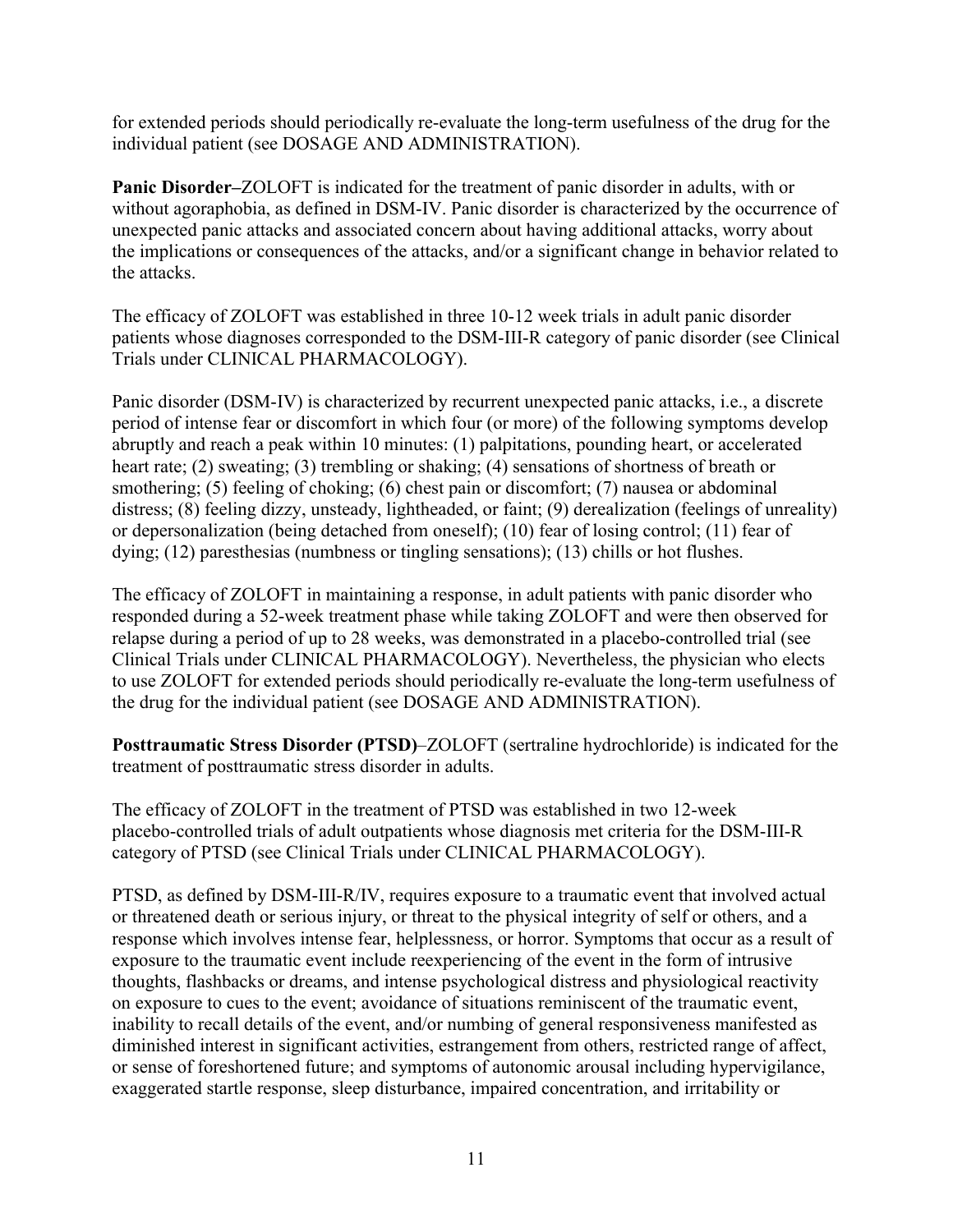for extended periods should periodically re-evaluate the long-term usefulness of the drug for the individual patient (see DOSAGE AND ADMINISTRATION).

**Panic Disorder–**ZOLOFT is indicated for the treatment of panic disorder in adults, with or without agoraphobia, as defined in DSM-IV. Panic disorder is characterized by the occurrence of unexpected panic attacks and associated concern about having additional attacks, worry about the implications or consequences of the attacks, and/or a significant change in behavior related to the attacks.

The efficacy of ZOLOFT was established in three 10-12 week trials in adult panic disorder patients whose diagnoses corresponded to the DSM-III-R category of panic disorder (see Clinical Trials under CLINICAL PHARMACOLOGY).

Panic disorder (DSM-IV) is characterized by recurrent unexpected panic attacks, i.e., a discrete period of intense fear or discomfort in which four (or more) of the following symptoms develop abruptly and reach a peak within 10 minutes: (1) palpitations, pounding heart, or accelerated heart rate; (2) sweating; (3) trembling or shaking; (4) sensations of shortness of breath or smothering; (5) feeling of choking; (6) chest pain or discomfort; (7) nausea or abdominal distress; (8) feeling dizzy, unsteady, lightheaded, or faint; (9) derealization (feelings of unreality) or depersonalization (being detached from oneself); (10) fear of losing control; (11) fear of dying; (12) paresthesias (numbness or tingling sensations); (13) chills or hot flushes.

The efficacy of ZOLOFT in maintaining a response, in adult patients with panic disorder who responded during a 52-week treatment phase while taking ZOLOFT and were then observed for relapse during a period of up to 28 weeks, was demonstrated in a placebo-controlled trial (see Clinical Trials under CLINICAL PHARMACOLOGY). Nevertheless, the physician who elects to use ZOLOFT for extended periods should periodically re-evaluate the long-term usefulness of the drug for the individual patient (see DOSAGE AND ADMINISTRATION).

**Posttraumatic Stress Disorder (PTSD)**–ZOLOFT (sertraline hydrochloride) is indicated for the treatment of posttraumatic stress disorder in adults.

The efficacy of ZOLOFT in the treatment of PTSD was established in two 12-week placebo-controlled trials of adult outpatients whose diagnosis met criteria for the DSM-III-R category of PTSD (see Clinical Trials under CLINICAL PHARMACOLOGY).

PTSD, as defined by DSM-III-R/IV, requires exposure to a traumatic event that involved actual or threatened death or serious injury, or threat to the physical integrity of self or others, and a response which involves intense fear, helplessness, or horror. Symptoms that occur as a result of exposure to the traumatic event include reexperiencing of the event in the form of intrusive thoughts, flashbacks or dreams, and intense psychological distress and physiological reactivity on exposure to cues to the event; avoidance of situations reminiscent of the traumatic event, inability to recall details of the event, and/or numbing of general responsiveness manifested as diminished interest in significant activities, estrangement from others, restricted range of affect, or sense of foreshortened future; and symptoms of autonomic arousal including hypervigilance, exaggerated startle response, sleep disturbance, impaired concentration, and irritability or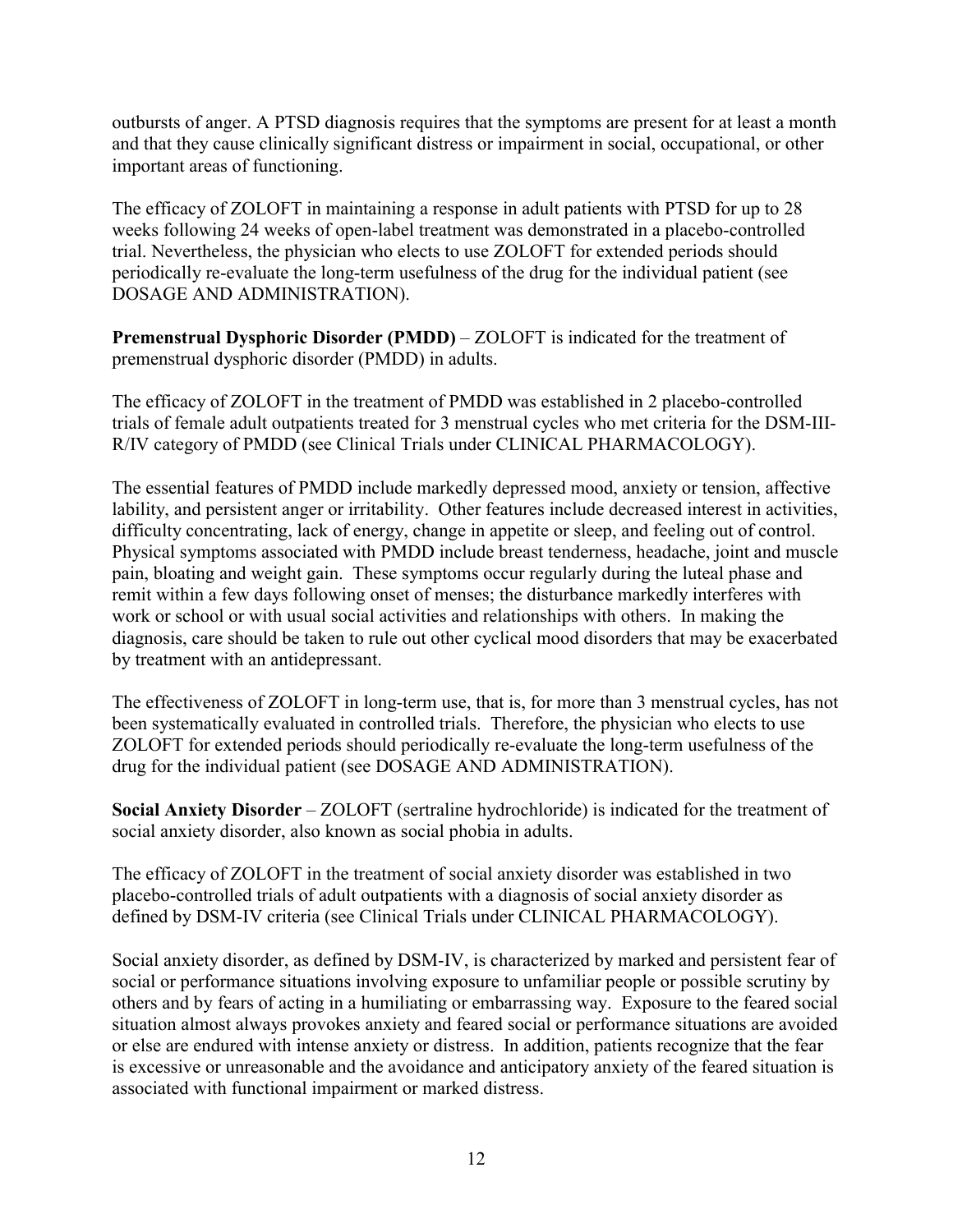outbursts of anger. A PTSD diagnosis requires that the symptoms are present for at least a month and that they cause clinically significant distress or impairment in social, occupational, or other important areas of functioning.

The efficacy of ZOLOFT in maintaining a response in adult patients with PTSD for up to 28 weeks following 24 weeks of open-label treatment was demonstrated in a placebo-controlled trial. Nevertheless, the physician who elects to use ZOLOFT for extended periods should periodically re-evaluate the long-term usefulness of the drug for the individual patient (see DOSAGE AND ADMINISTRATION).

**Premenstrual Dysphoric Disorder (PMDD)** – ZOLOFT is indicated for the treatment of premenstrual dysphoric disorder (PMDD) in adults.

The efficacy of ZOLOFT in the treatment of PMDD was established in 2 placebo-controlled trials of female adult outpatients treated for 3 menstrual cycles who met criteria for the DSM-III-R/IV category of PMDD (see Clinical Trials under CLINICAL PHARMACOLOGY).

The essential features of PMDD include markedly depressed mood, anxiety or tension, affective lability, and persistent anger or irritability. Other features include decreased interest in activities, difficulty concentrating, lack of energy, change in appetite or sleep, and feeling out of control. Physical symptoms associated with PMDD include breast tenderness, headache, joint and muscle pain, bloating and weight gain. These symptoms occur regularly during the luteal phase and remit within a few days following onset of menses; the disturbance markedly interferes with work or school or with usual social activities and relationships with others. In making the diagnosis, care should be taken to rule out other cyclical mood disorders that may be exacerbated by treatment with an antidepressant.

The effectiveness of ZOLOFT in long-term use, that is, for more than 3 menstrual cycles, has not been systematically evaluated in controlled trials. Therefore, the physician who elects to use ZOLOFT for extended periods should periodically re-evaluate the long-term usefulness of the drug for the individual patient (see DOSAGE AND ADMINISTRATION).

**Social Anxiety Disorder** – ZOLOFT (sertraline hydrochloride) is indicated for the treatment of social anxiety disorder, also known as social phobia in adults.

The efficacy of ZOLOFT in the treatment of social anxiety disorder was established in two placebo-controlled trials of adult outpatients with a diagnosis of social anxiety disorder as defined by DSM-IV criteria (see Clinical Trials under CLINICAL PHARMACOLOGY).

Social anxiety disorder, as defined by DSM-IV, is characterized by marked and persistent fear of social or performance situations involving exposure to unfamiliar people or possible scrutiny by others and by fears of acting in a humiliating or embarrassing way. Exposure to the feared social situation almost always provokes anxiety and feared social or performance situations are avoided or else are endured with intense anxiety or distress. In addition, patients recognize that the fear is excessive or unreasonable and the avoidance and anticipatory anxiety of the feared situation is associated with functional impairment or marked distress.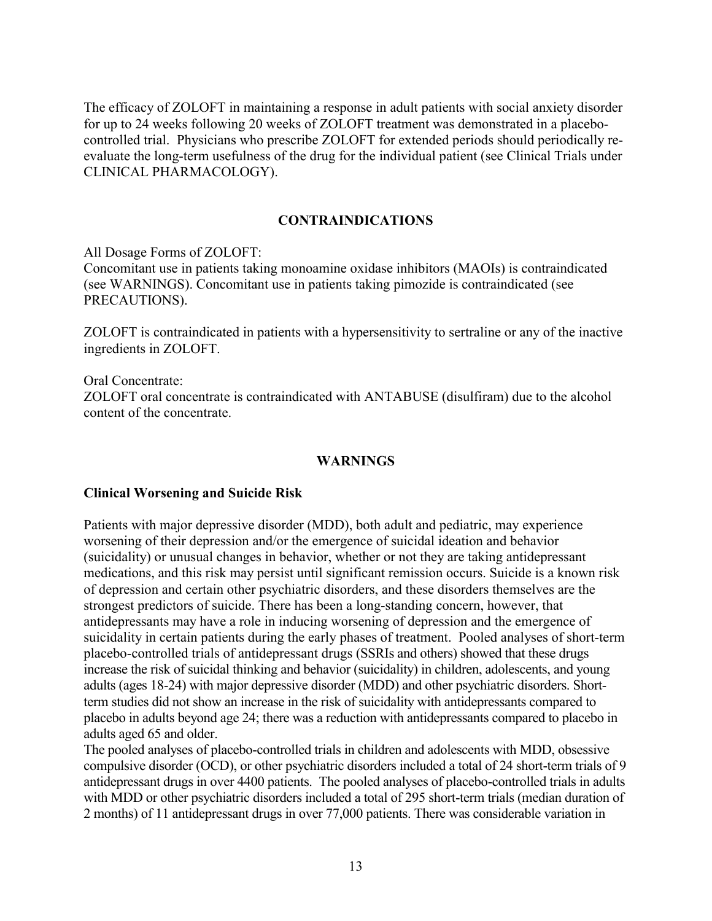The efficacy of ZOLOFT in maintaining a response in adult patients with social anxiety disorder for up to 24 weeks following 20 weeks of ZOLOFT treatment was demonstrated in a placebo-controlled trial. Physicians who prescribe ZOLOFT for extended periods should periodically re-evaluate the long-term usefulness of the drug for the individual patient (see Clinical Trials under CLINICAL PHARMACOLOGY).

## CONTRAINDICATIONS

All Dosage Forms of ZOLOFT:
Concomitant use in patients taking monoamine oxidase inhibitors (MAOIs) is contraindicated (see WARNINGS). Concomitant use in patients taking pimozide is contraindicated (see PRECAUTIONS).

ZOLOFT is contraindicated in patients with a hypersensitivity to sertraline or any of the inactive ingredients in ZOLOFT.

Oral Concentrate:
ZOLOFT oral concentrate is contraindicated with ANTABUSE (disulfiram) due to the alcohol content of the concentrate.

## WARNINGS

### Clinical Worsening and Suicide Risk

Patients with major depressive disorder (MDD), both adult and pediatric, may experience worsening of their depression and/or the emergence of suicidal ideation and behavior (suicidality) or unusual changes in behavior, whether or not they are taking antidepressant medications, and this risk may persist until significant remission occurs. Suicide is a known risk of depression and certain other psychiatric disorders, and these disorders themselves are the strongest predictors of suicide. There has been a long-standing concern, however, that antidepressants may have a role in inducing worsening of depression and the emergence of suicidality in certain patients during the early phases of treatment. Pooled analyses of short-term placebo-controlled trials of antidepressant drugs (SSRIs and others) showed that these drugs increase the risk of suicidal thinking and behavior (suicidality) in children, adolescents, and young adults (ages 18-24) with major depressive disorder (MDD) and other psychiatric disorders. Short-term studies did not show an increase in the risk of suicidality with antidepressants compared to placebo in adults beyond age 24; there was a reduction with antidepressants compared to placebo in adults aged 65 and older.

The pooled analyses of placebo-controlled trials in children and adolescents with MDD, obsessive compulsive disorder (OCD), or other psychiatric disorders included a total of 24 short-term trials of 9 antidepressant drugs in over 4400 patients. The pooled analyses of placebo-controlled trials in adults with MDD or other psychiatric disorders included a total of 295 short-term trials (median duration of 2 months) of 11 antidepressant drugs in over 77,000 patients. There was considerable variation in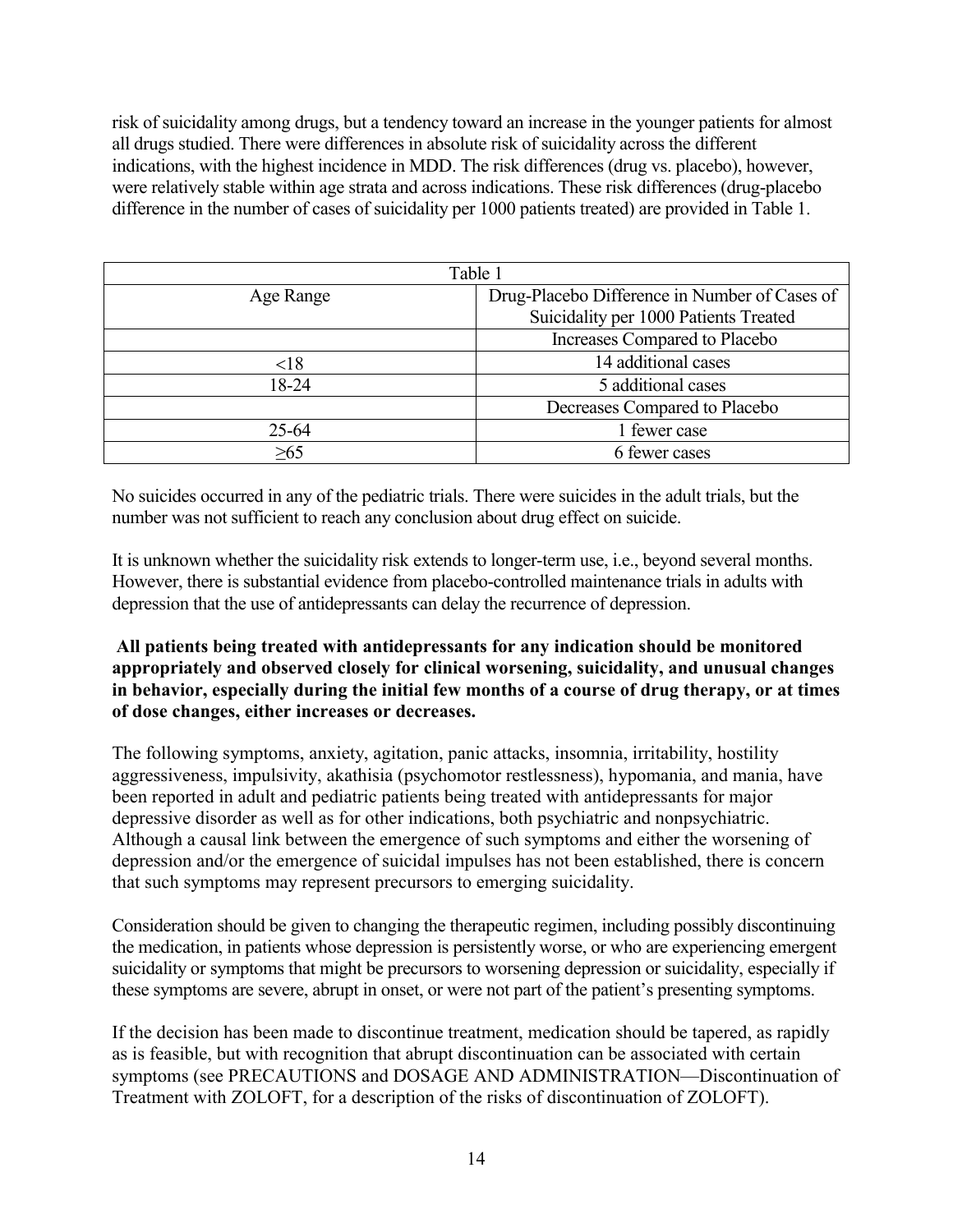risk of suicidality among drugs, but a tendency toward an increase in the younger patients for almost all drugs studied. There were differences in absolute risk of suicidality across the different indications, with the highest incidence in MDD. The risk differences (drug vs. placebo), however, were relatively stable within age strata and across indications. These risk differences (drug-placebo difference in the number of cases of suicidality per 1000 patients treated) are provided in Table 1.

| Table 1 | |
|---|---|
| Age Range | Drug-Placebo Difference in Number of Cases of Suicidality per 1000 Patients Treated |
| | Increases Compared to Placebo |
| <18 | 14 additional cases |
| 18-24 | 5 additional cases |
| | Decreases Compared to Placebo |
| 25-64 | 1 fewer case |
| ≥65 | 6 fewer cases |

No suicides occurred in any of the pediatric trials. There were suicides in the adult trials, but the number was not sufficient to reach any conclusion about drug effect on suicide.

It is unknown whether the suicidality risk extends to longer-term use, i.e., beyond several months. However, there is substantial evidence from placebo-controlled maintenance trials in adults with depression that the use of antidepressants can delay the recurrence of depression.

**All patients being treated with antidepressants for any indication should be monitored appropriately and observed closely for clinical worsening, suicidality, and unusual changes in behavior, especially during the initial few months of a course of drug therapy, or at times of dose changes, either increases or decreases.**

The following symptoms, anxiety, agitation, panic attacks, insomnia, irritability, hostility aggressiveness, impulsivity, akathisia (psychomotor restlessness), hypomania, and mania, have been reported in adult and pediatric patients being treated with antidepressants for major depressive disorder as well as for other indications, both psychiatric and nonpsychiatric. Although a causal link between the emergence of such symptoms and either the worsening of depression and/or the emergence of suicidal impulses has not been established, there is concern that such symptoms may represent precursors to emerging suicidality.

Consideration should be given to changing the therapeutic regimen, including possibly discontinuing the medication, in patients whose depression is persistently worse, or who are experiencing emergent suicidality or symptoms that might be precursors to worsening depression or suicidality, especially if these symptoms are severe, abrupt in onset, or were not part of the patient's presenting symptoms.

If the decision has been made to discontinue treatment, medication should be tapered, as rapidly as is feasible, but with recognition that abrupt discontinuation can be associated with certain symptoms (see PRECAUTIONS and DOSAGE AND ADMINISTRATION—Discontinuation of Treatment with ZOLOFT, for a description of the risks of discontinuation of ZOLOFT).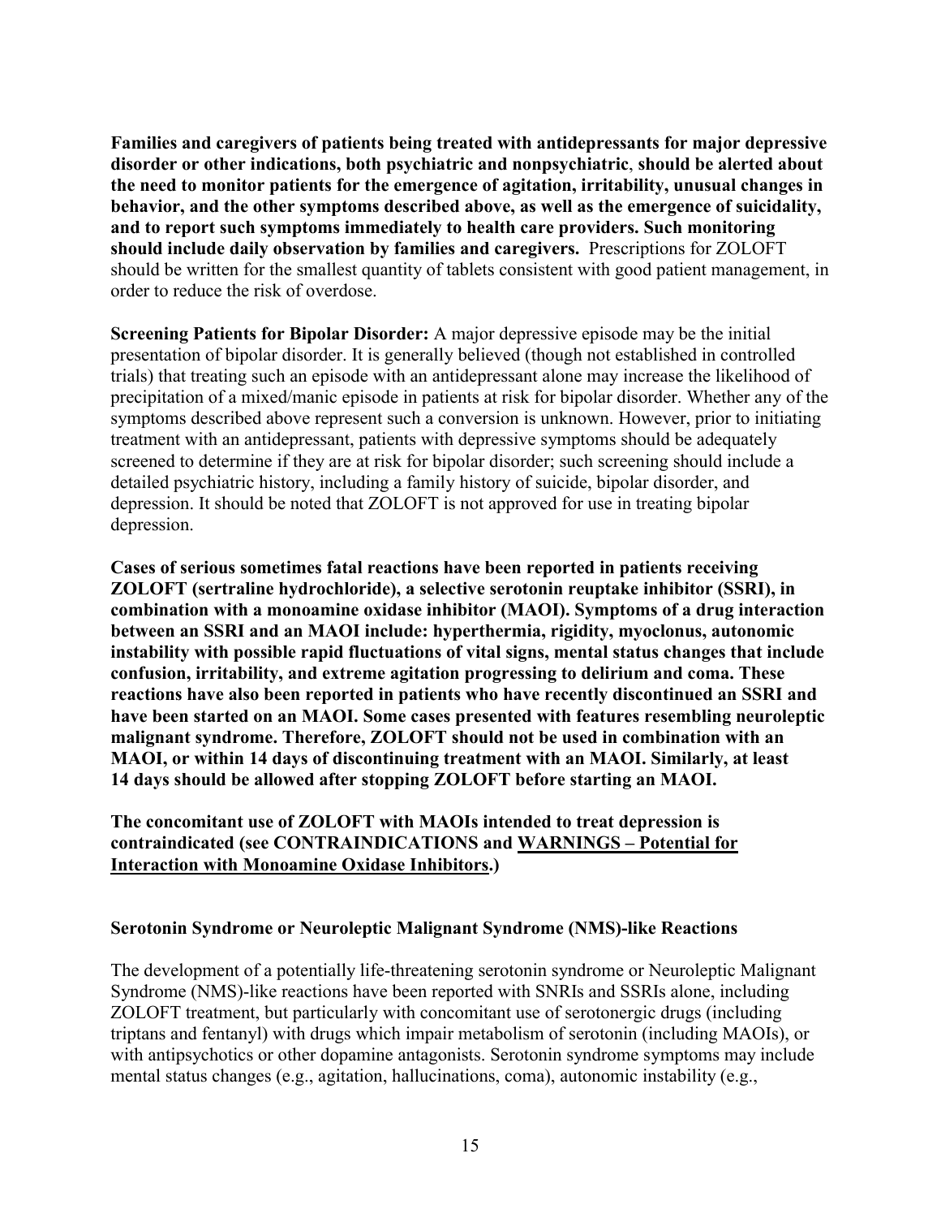**Families and caregivers of patients being treated with antidepressants for major depressive disorder or other indications, both psychiatric and nonpsychiatric, should be alerted about the need to monitor patients for the emergence of agitation, irritability, unusual changes in behavior, and the other symptoms described above, as well as the emergence of suicidality, and to report such symptoms immediately to health care providers. Such monitoring should include daily observation by families and caregivers.** Prescriptions for ZOLOFT should be written for the smallest quantity of tablets consistent with good patient management, in order to reduce the risk of overdose.

**Screening Patients for Bipolar Disorder:** A major depressive episode may be the initial presentation of bipolar disorder. It is generally believed (though not established in controlled trials) that treating such an episode with an antidepressant alone may increase the likelihood of precipitation of a mixed/manic episode in patients at risk for bipolar disorder. Whether any of the symptoms described above represent such a conversion is unknown. However, prior to initiating treatment with an antidepressant, patients with depressive symptoms should be adequately screened to determine if they are at risk for bipolar disorder; such screening should include a detailed psychiatric history, including a family history of suicide, bipolar disorder, and depression. It should be noted that ZOLOFT is not approved for use in treating bipolar depression.

**Cases of serious sometimes fatal reactions have been reported in patients receiving ZOLOFT (sertraline hydrochloride), a selective serotonin reuptake inhibitor (SSRI), in combination with a monoamine oxidase inhibitor (MAOI). Symptoms of a drug interaction between an SSRI and an MAOI include: hyperthermia, rigidity, myoclonus, autonomic instability with possible rapid fluctuations of vital signs, mental status changes that include confusion, irritability, and extreme agitation progressing to delirium and coma. These reactions have also been reported in patients who have recently discontinued an SSRI and have been started on an MAOI. Some cases presented with features resembling neuroleptic malignant syndrome. Therefore, ZOLOFT should not be used in combination with an MAOI, or within 14 days of discontinuing treatment with an MAOI. Similarly, at least 14 days should be allowed after stopping ZOLOFT before starting an MAOI.**

**The concomitant use of ZOLOFT with MAOIs intended to treat depression is contraindicated (see CONTRAINDICATIONS and WARNINGS – Potential for Interaction with Monoamine Oxidase Inhibitors.)**

**Serotonin Syndrome or Neuroleptic Malignant Syndrome (NMS)-like Reactions**

The development of a potentially life-threatening serotonin syndrome or Neuroleptic Malignant Syndrome (NMS)-like reactions have been reported with SNRIs and SSRIs alone, including ZOLOFT treatment, but particularly with concomitant use of serotonergic drugs (including triptans and fentanyl) with drugs which impair metabolism of serotonin (including MAOIs), or with antipsychotics or other dopamine antagonists. Serotonin syndrome symptoms may include mental status changes (e.g., agitation, hallucinations, coma), autonomic instability (e.g.,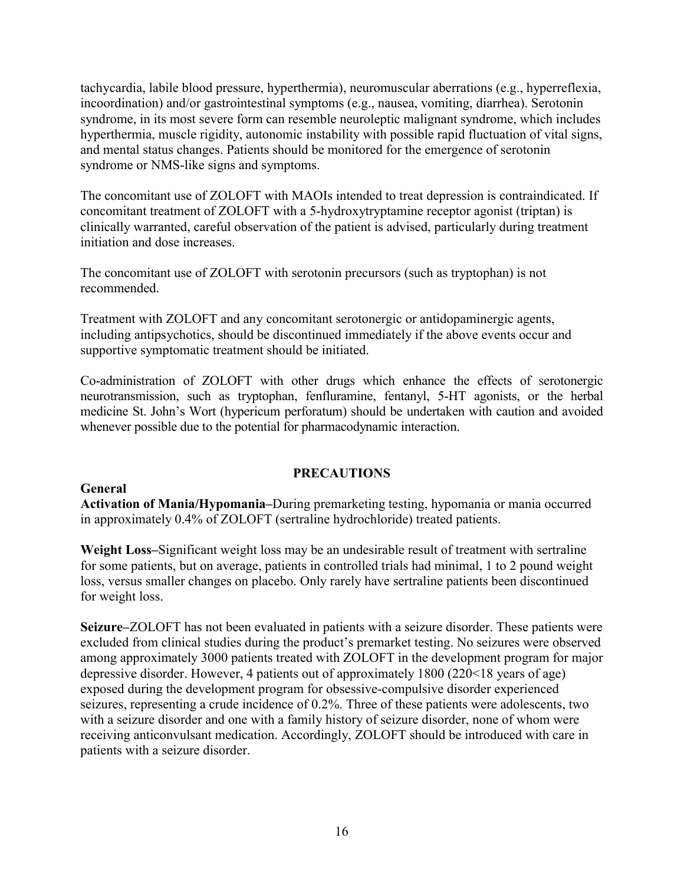tachycardia, labile blood pressure, hyperthermia), neuromuscular aberrations (e.g., hyperreflexia, incoordination) and/or gastrointestinal symptoms (e.g., nausea, vomiting, diarrhea). Serotonin syndrome, in its most severe form can resemble neuroleptic malignant syndrome, which includes hyperthermia, muscle rigidity, autonomic instability with possible rapid fluctuation of vital signs, and mental status changes. Patients should be monitored for the emergence of serotonin syndrome or NMS-like signs and symptoms.

The concomitant use of ZOLOFT with MAOIs intended to treat depression is contraindicated. If concomitant treatment of ZOLOFT with a 5-hydroxytryptamine receptor agonist (triptan) is clinically warranted, careful observation of the patient is advised, particularly during treatment initiation and dose increases.

The concomitant use of ZOLOFT with serotonin precursors (such as tryptophan) is not recommended.

Treatment with ZOLOFT and any concomitant serotonergic or antidopaminergic agents, including antipsychotics, should be discontinued immediately if the above events occur and supportive symptomatic treatment should be initiated.

Co-administration of ZOLOFT with other drugs which enhance the effects of serotonergic neurotransmission, such as tryptophan, fenfluramine, fentanyl, 5-HT agonists, or the herbal medicine St. John's Wort (hypericum perforatum) should be undertaken with caution and avoided whenever possible due to the potential for pharmacodynamic interaction.

## PRECAUTIONS

### General

**Activation of Mania/Hypomania–**During premarketing testing, hypomania or mania occurred in approximately 0.4% of ZOLOFT (sertraline hydrochloride) treated patients.

**Weight Loss–**Significant weight loss may be an undesirable result of treatment with sertraline for some patients, but on average, patients in controlled trials had minimal, 1 to 2 pound weight loss, versus smaller changes on placebo. Only rarely have sertraline patients been discontinued for weight loss.

**Seizure–**ZOLOFT has not been evaluated in patients with a seizure disorder. These patients were excluded from clinical studies during the product's premarket testing. No seizures were observed among approximately 3000 patients treated with ZOLOFT in the development program for major depressive disorder. However, 4 patients out of approximately 1800 (220<18 years of age) exposed during the development program for obsessive-compulsive disorder experienced seizures, representing a crude incidence of 0.2%. Three of these patients were adolescents, two with a seizure disorder and one with a family history of seizure disorder, none of whom were receiving anticonvulsant medication. Accordingly, ZOLOFT should be introduced with care in patients with a seizure disorder.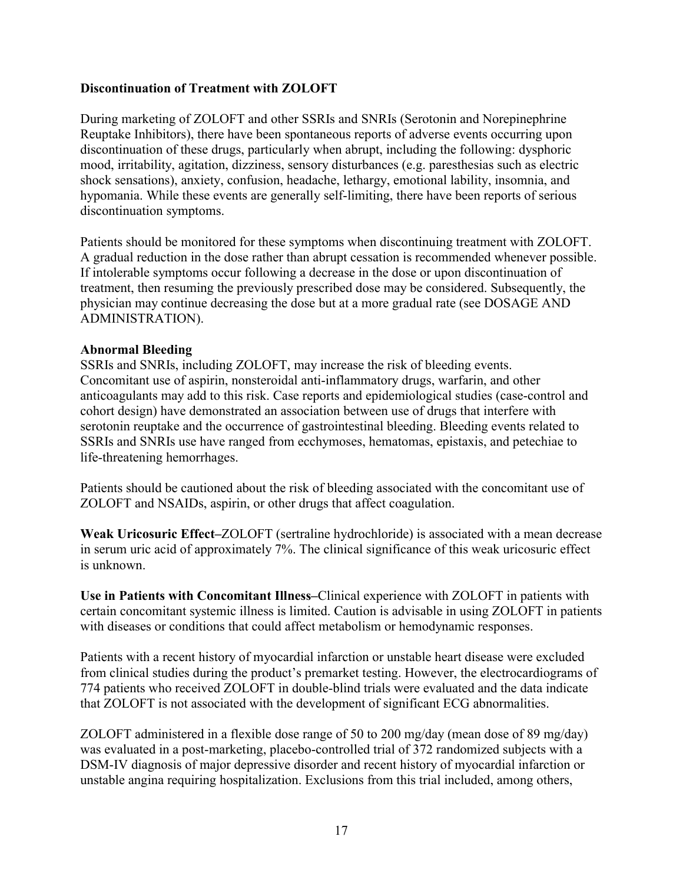**Discontinuation of Treatment with ZOLOFT**

During marketing of ZOLOFT and other SSRIs and SNRIs (Serotonin and Norepinephrine Reuptake Inhibitors), there have been spontaneous reports of adverse events occurring upon discontinuation of these drugs, particularly when abrupt, including the following: dysphoric mood, irritability, agitation, dizziness, sensory disturbances (e.g. paresthesias such as electric shock sensations), anxiety, confusion, headache, lethargy, emotional lability, insomnia, and hypomania. While these events are generally self-limiting, there have been reports of serious discontinuation symptoms.

Patients should be monitored for these symptoms when discontinuing treatment with ZOLOFT. A gradual reduction in the dose rather than abrupt cessation is recommended whenever possible. If intolerable symptoms occur following a decrease in the dose or upon discontinuation of treatment, then resuming the previously prescribed dose may be considered. Subsequently, the physician may continue decreasing the dose but at a more gradual rate (see DOSAGE AND ADMINISTRATION).

**Abnormal Bleeding**

SSRIs and SNRIs, including ZOLOFT, may increase the risk of bleeding events. Concomitant use of aspirin, nonsteroidal anti-inflammatory drugs, warfarin, and other anticoagulants may add to this risk. Case reports and epidemiological studies (case-control and cohort design) have demonstrated an association between use of drugs that interfere with serotonin reuptake and the occurrence of gastrointestinal bleeding. Bleeding events related to SSRIs and SNRIs use have ranged from ecchymoses, hematomas, epistaxis, and petechiae to life-threatening hemorrhages.

Patients should be cautioned about the risk of bleeding associated with the concomitant use of ZOLOFT and NSAIDs, aspirin, or other drugs that affect coagulation.

**Weak Uricosuric Effect–**ZOLOFT (sertraline hydrochloride) is associated with a mean decrease in serum uric acid of approximately 7%. The clinical significance of this weak uricosuric effect is unknown.

**Use in Patients with Concomitant Illness–**Clinical experience with ZOLOFT in patients with certain concomitant systemic illness is limited. Caution is advisable in using ZOLOFT in patients with diseases or conditions that could affect metabolism or hemodynamic responses.

Patients with a recent history of myocardial infarction or unstable heart disease were excluded from clinical studies during the product's premarket testing. However, the electrocardiograms of 774 patients who received ZOLOFT in double-blind trials were evaluated and the data indicate that ZOLOFT is not associated with the development of significant ECG abnormalities.

ZOLOFT administered in a flexible dose range of 50 to 200 mg/day (mean dose of 89 mg/day) was evaluated in a post-marketing, placebo-controlled trial of 372 randomized subjects with a DSM-IV diagnosis of major depressive disorder and recent history of myocardial infarction or unstable angina requiring hospitalization. Exclusions from this trial included, among others,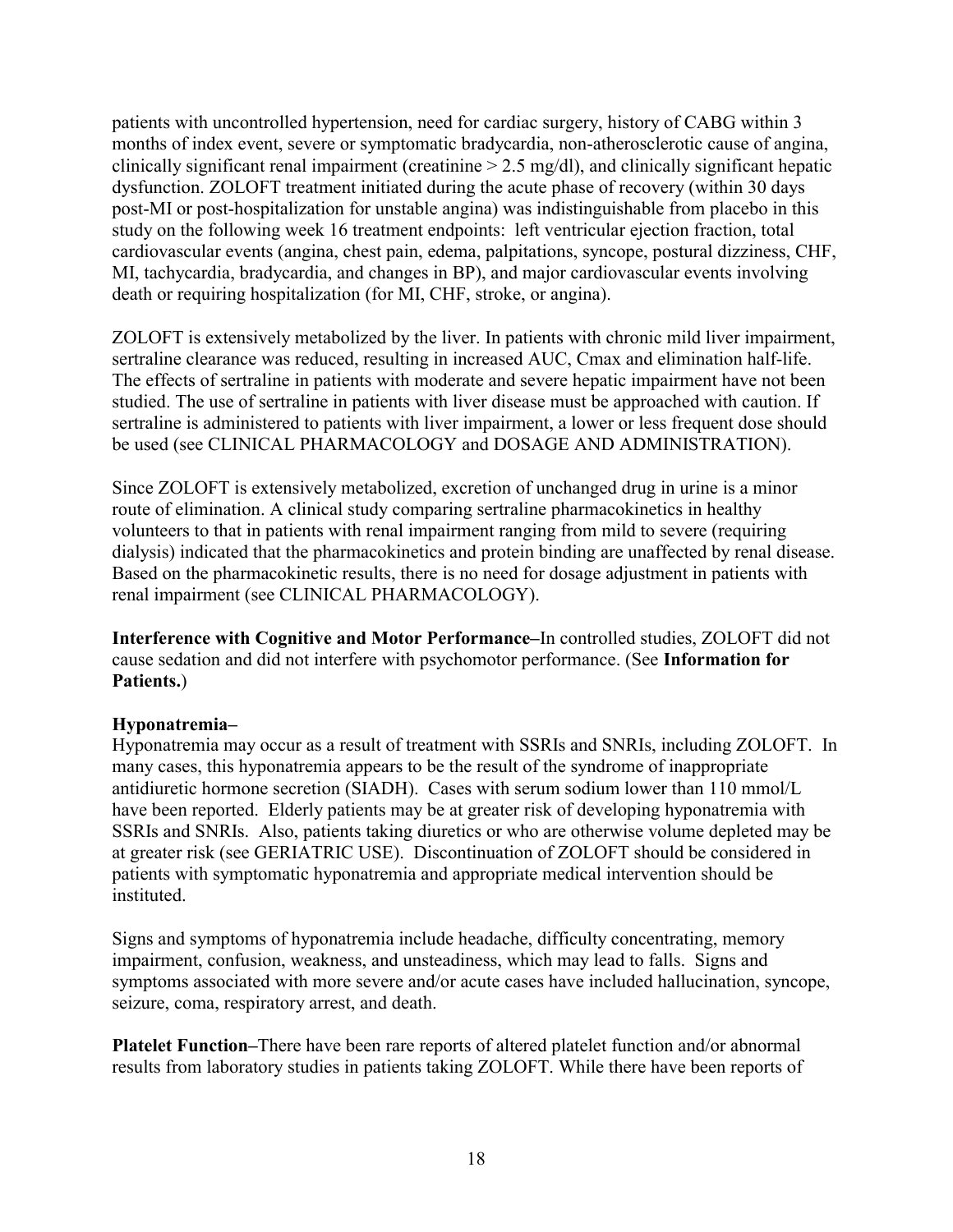patients with uncontrolled hypertension, need for cardiac surgery, history of CABG within 3 months of index event, severe or symptomatic bradycardia, non-atherosclerotic cause of angina, clinically significant renal impairment (creatinine > 2.5 mg/dl), and clinically significant hepatic dysfunction. ZOLOFT treatment initiated during the acute phase of recovery (within 30 days post-MI or post-hospitalization for unstable angina) was indistinguishable from placebo in this study on the following week 16 treatment endpoints: left ventricular ejection fraction, total cardiovascular events (angina, chest pain, edema, palpitations, syncope, postural dizziness, CHF, MI, tachycardia, bradycardia, and changes in BP), and major cardiovascular events involving death or requiring hospitalization (for MI, CHF, stroke, or angina).

ZOLOFT is extensively metabolized by the liver. In patients with chronic mild liver impairment, sertraline clearance was reduced, resulting in increased AUC, Cmax and elimination half-life. The effects of sertraline in patients with moderate and severe hepatic impairment have not been studied. The use of sertraline in patients with liver disease must be approached with caution. If sertraline is administered to patients with liver impairment, a lower or less frequent dose should be used (see CLINICAL PHARMACOLOGY and DOSAGE AND ADMINISTRATION).

Since ZOLOFT is extensively metabolized, excretion of unchanged drug in urine is a minor route of elimination. A clinical study comparing sertraline pharmacokinetics in healthy volunteers to that in patients with renal impairment ranging from mild to severe (requiring dialysis) indicated that the pharmacokinetics and protein binding are unaffected by renal disease. Based on the pharmacokinetic results, there is no need for dosage adjustment in patients with renal impairment (see CLINICAL PHARMACOLOGY).

**Interference with Cognitive and Motor Performance–**In controlled studies, ZOLOFT did not cause sedation and did not interfere with psychomotor performance. (See **Information for Patients.**)

**Hyponatremia–**

Hyponatremia may occur as a result of treatment with SSRIs and SNRIs, including ZOLOFT. In many cases, this hyponatremia appears to be the result of the syndrome of inappropriate antidiuretic hormone secretion (SIADH). Cases with serum sodium lower than 110 mmol/L have been reported. Elderly patients may be at greater risk of developing hyponatremia with SSRIs and SNRIs. Also, patients taking diuretics or who are otherwise volume depleted may be at greater risk (see GERIATRIC USE). Discontinuation of ZOLOFT should be considered in patients with symptomatic hyponatremia and appropriate medical intervention should be instituted.

Signs and symptoms of hyponatremia include headache, difficulty concentrating, memory impairment, confusion, weakness, and unsteadiness, which may lead to falls. Signs and symptoms associated with more severe and/or acute cases have included hallucination, syncope, seizure, coma, respiratory arrest, and death.

**Platelet Function–**There have been rare reports of altered platelet function and/or abnormal results from laboratory studies in patients taking ZOLOFT. While there have been reports of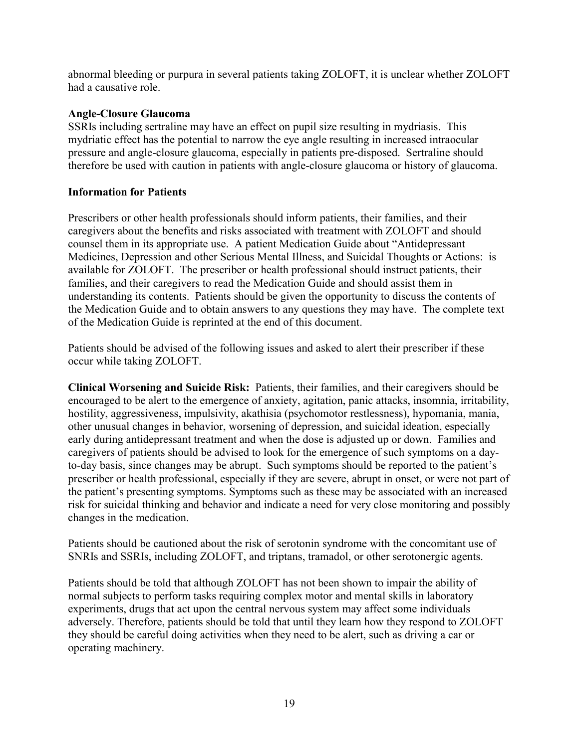abnormal bleeding or purpura in several patients taking ZOLOFT, it is unclear whether ZOLOFT had a causative role.

**Angle-Closure Glaucoma**

SSRIs including sertraline may have an effect on pupil size resulting in mydriasis. This mydriatic effect has the potential to narrow the eye angle resulting in increased intraocular pressure and angle-closure glaucoma, especially in patients pre-disposed. Sertraline should therefore be used with caution in patients with angle-closure glaucoma or history of glaucoma.

**Information for Patients**

Prescribers or other health professionals should inform patients, their families, and their caregivers about the benefits and risks associated with treatment with ZOLOFT and should counsel them in its appropriate use. A patient Medication Guide about "Antidepressant Medicines, Depression and other Serious Mental Illness, and Suicidal Thoughts or Actions: is available for ZOLOFT. The prescriber or health professional should instruct patients, their families, and their caregivers to read the Medication Guide and should assist them in understanding its contents. Patients should be given the opportunity to discuss the contents of the Medication Guide and to obtain answers to any questions they may have. The complete text of the Medication Guide is reprinted at the end of this document.

Patients should be advised of the following issues and asked to alert their prescriber if these occur while taking ZOLOFT.

**Clinical Worsening and Suicide Risk:** Patients, their families, and their caregivers should be encouraged to be alert to the emergence of anxiety, agitation, panic attacks, insomnia, irritability, hostility, aggressiveness, impulsivity, akathisia (psychomotor restlessness), hypomania, mania, other unusual changes in behavior, worsening of depression, and suicidal ideation, especially early during antidepressant treatment and when the dose is adjusted up or down. Families and caregivers of patients should be advised to look for the emergence of such symptoms on a day-to-day basis, since changes may be abrupt. Such symptoms should be reported to the patient's prescriber or health professional, especially if they are severe, abrupt in onset, or were not part of the patient's presenting symptoms. Symptoms such as these may be associated with an increased risk for suicidal thinking and behavior and indicate a need for very close monitoring and possibly changes in the medication.

Patients should be cautioned about the risk of serotonin syndrome with the concomitant use of SNRIs and SSRIs, including ZOLOFT, and triptans, tramadol, or other serotonergic agents.

Patients should be told that although ZOLOFT has not been shown to impair the ability of normal subjects to perform tasks requiring complex motor and mental skills in laboratory experiments, drugs that act upon the central nervous system may affect some individuals adversely. Therefore, patients should be told that until they learn how they respond to ZOLOFT they should be careful doing activities when they need to be alert, such as driving a car or operating machinery.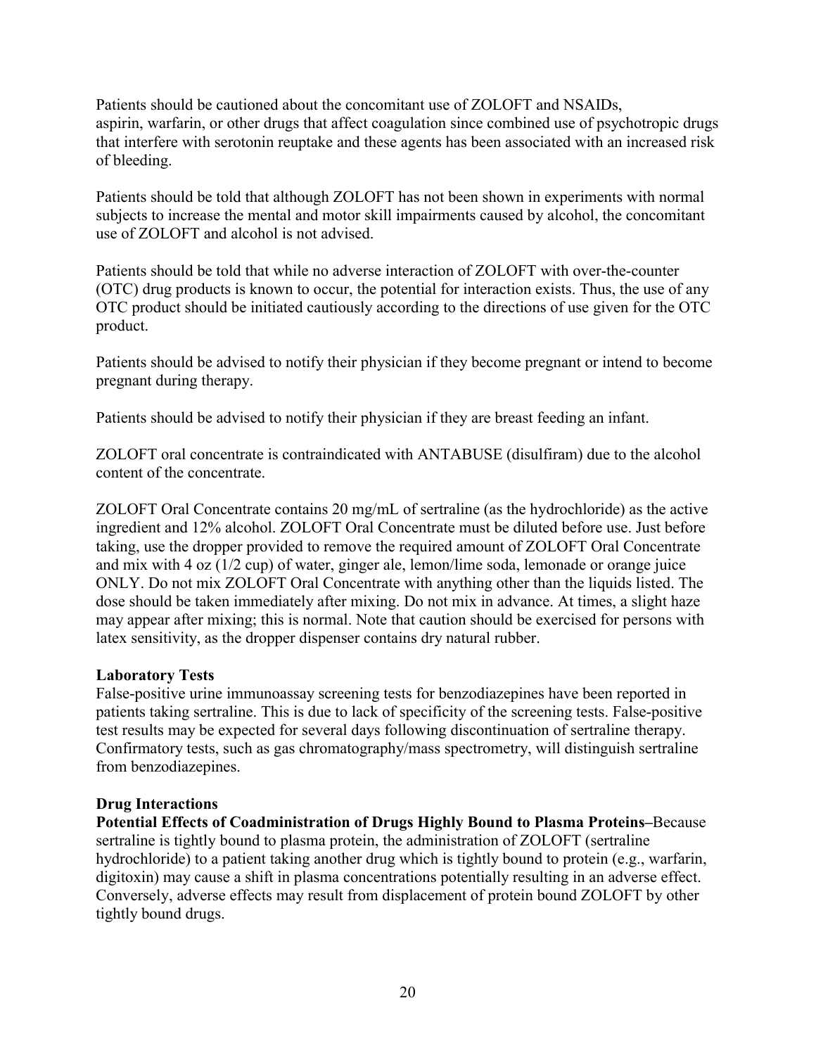Patients should be cautioned about the concomitant use of ZOLOFT and NSAIDs, aspirin, warfarin, or other drugs that affect coagulation since combined use of psychotropic drugs that interfere with serotonin reuptake and these agents has been associated with an increased risk of bleeding.

Patients should be told that although ZOLOFT has not been shown in experiments with normal subjects to increase the mental and motor skill impairments caused by alcohol, the concomitant use of ZOLOFT and alcohol is not advised.

Patients should be told that while no adverse interaction of ZOLOFT with over-the-counter (OTC) drug products is known to occur, the potential for interaction exists. Thus, the use of any OTC product should be initiated cautiously according to the directions of use given for the OTC product.

Patients should be advised to notify their physician if they become pregnant or intend to become pregnant during therapy.

Patients should be advised to notify their physician if they are breast feeding an infant.

ZOLOFT oral concentrate is contraindicated with ANTABUSE (disulfiram) due to the alcohol content of the concentrate.

ZOLOFT Oral Concentrate contains 20 mg/mL of sertraline (as the hydrochloride) as the active ingredient and 12% alcohol. ZOLOFT Oral Concentrate must be diluted before use. Just before taking, use the dropper provided to remove the required amount of ZOLOFT Oral Concentrate and mix with 4 oz (1/2 cup) of water, ginger ale, lemon/lime soda, lemonade or orange juice ONLY. Do not mix ZOLOFT Oral Concentrate with anything other than the liquids listed. The dose should be taken immediately after mixing. Do not mix in advance. At times, a slight haze may appear after mixing; this is normal. Note that caution should be exercised for persons with latex sensitivity, as the dropper dispenser contains dry natural rubber.

**Laboratory Tests**

False-positive urine immunoassay screening tests for benzodiazepines have been reported in patients taking sertraline. This is due to lack of specificity of the screening tests. False-positive test results may be expected for several days following discontinuation of sertraline therapy. Confirmatory tests, such as gas chromatography/mass spectrometry, will distinguish sertraline from benzodiazepines.

**Drug Interactions**

**Potential Effects of Coadministration of Drugs Highly Bound to Plasma Proteins–**Because sertraline is tightly bound to plasma protein, the administration of ZOLOFT (sertraline hydrochloride) to a patient taking another drug which is tightly bound to protein (e.g., warfarin, digitoxin) may cause a shift in plasma concentrations potentially resulting in an adverse effect. Conversely, adverse effects may result from displacement of protein bound ZOLOFT by other tightly bound drugs.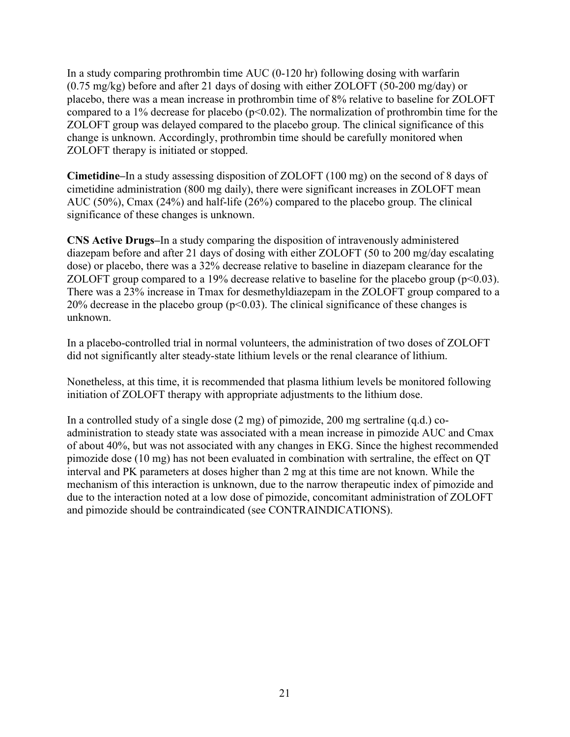In a study comparing prothrombin time AUC (0-120 hr) following dosing with warfarin (0.75 mg/kg) before and after 21 days of dosing with either ZOLOFT (50-200 mg/day) or placebo, there was a mean increase in prothrombin time of 8% relative to baseline for ZOLOFT compared to a 1% decrease for placebo ($p<0.02$). The normalization of prothrombin time for the ZOLOFT group was delayed compared to the placebo group. The clinical significance of this change is unknown. Accordingly, prothrombin time should be carefully monitored when ZOLOFT therapy is initiated or stopped.

**Cimetidine–**In a study assessing disposition of ZOLOFT (100 mg) on the second of 8 days of cimetidine administration (800 mg daily), there were significant increases in ZOLOFT mean AUC (50%), Cmax (24%) and half-life (26%) compared to the placebo group. The clinical significance of these changes is unknown.

**CNS Active Drugs–**In a study comparing the disposition of intravenously administered diazepam before and after 21 days of dosing with either ZOLOFT (50 to 200 mg/day escalating dose) or placebo, there was a 32% decrease relative to baseline in diazepam clearance for the ZOLOFT group compared to a 19% decrease relative to baseline for the placebo group ($p<0.03$). There was a 23% increase in Tmax for desmethyldiazepam in the ZOLOFT group compared to a 20% decrease in the placebo group ($p<0.03$). The clinical significance of these changes is unknown.

In a placebo-controlled trial in normal volunteers, the administration of two doses of ZOLOFT did not significantly alter steady-state lithium levels or the renal clearance of lithium.

Nonetheless, at this time, it is recommended that plasma lithium levels be monitored following initiation of ZOLOFT therapy with appropriate adjustments to the lithium dose.

In a controlled study of a single dose (2 mg) of pimozide, 200 mg sertraline (q.d.) co-administration to steady state was associated with a mean increase in pimozide AUC and Cmax of about 40%, but was not associated with any changes in EKG. Since the highest recommended pimozide dose (10 mg) has not been evaluated in combination with sertraline, the effect on QT interval and PK parameters at doses higher than 2 mg at this time are not known. While the mechanism of this interaction is unknown, due to the narrow therapeutic index of pimozide and due to the interaction noted at a low dose of pimozide, concomitant administration of ZOLOFT and pimozide should be contraindicated (see CONTRAINDICATIONS).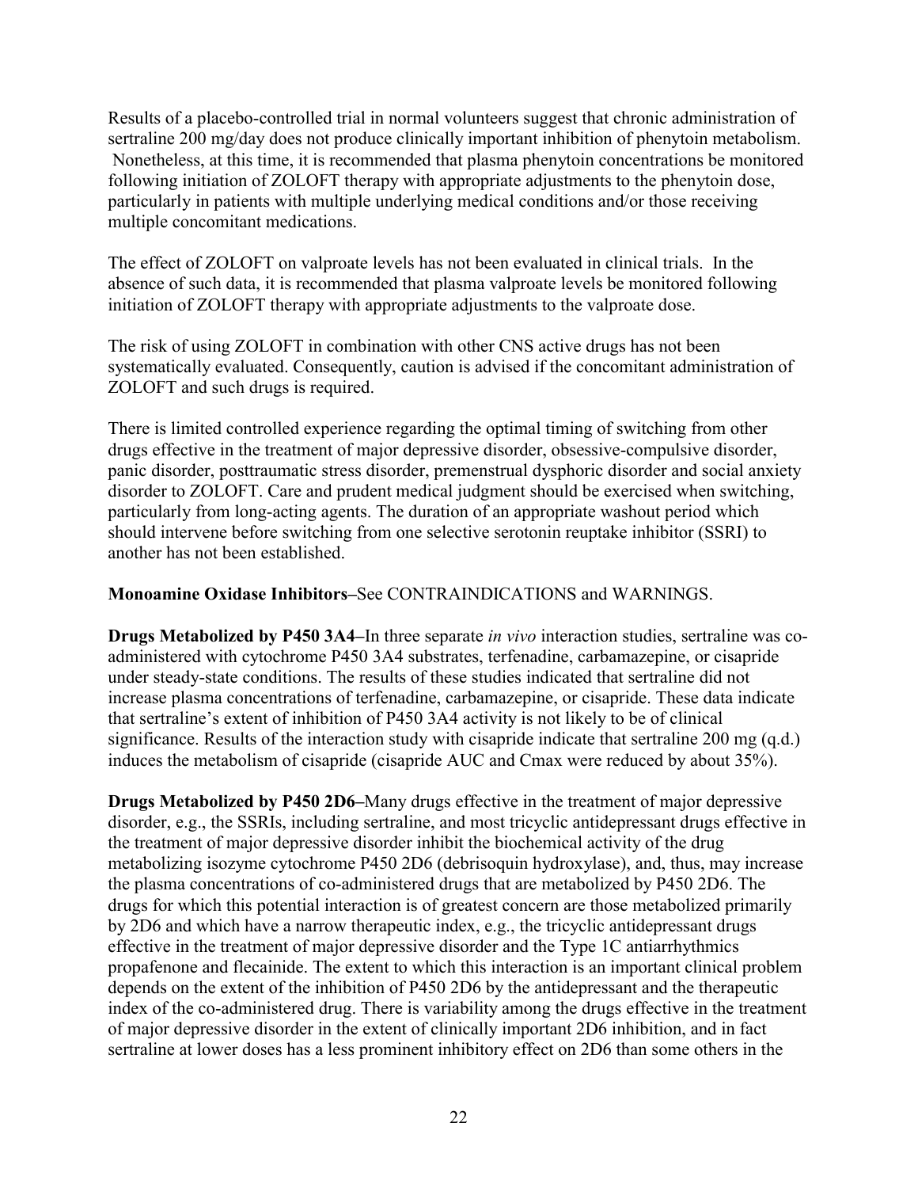Results of a placebo-controlled trial in normal volunteers suggest that chronic administration of sertraline 200 mg/day does not produce clinically important inhibition of phenytoin metabolism. Nonetheless, at this time, it is recommended that plasma phenytoin concentrations be monitored following initiation of ZOLOFT therapy with appropriate adjustments to the phenytoin dose, particularly in patients with multiple underlying medical conditions and/or those receiving multiple concomitant medications.

The effect of ZOLOFT on valproate levels has not been evaluated in clinical trials. In the absence of such data, it is recommended that plasma valproate levels be monitored following initiation of ZOLOFT therapy with appropriate adjustments to the valproate dose.

The risk of using ZOLOFT in combination with other CNS active drugs has not been systematically evaluated. Consequently, caution is advised if the concomitant administration of ZOLOFT and such drugs is required.

There is limited controlled experience regarding the optimal timing of switching from other drugs effective in the treatment of major depressive disorder, obsessive-compulsive disorder, panic disorder, posttraumatic stress disorder, premenstrual dysphoric disorder and social anxiety disorder to ZOLOFT. Care and prudent medical judgment should be exercised when switching, particularly from long-acting agents. The duration of an appropriate washout period which should intervene before switching from one selective serotonin reuptake inhibitor (SSRI) to another has not been established.

**Monoamine Oxidase Inhibitors–**See CONTRAINDICATIONS and WARNINGS.

**Drugs Metabolized by P450 3A4–**In three separate *in vivo* interaction studies, sertraline was co-administered with cytochrome P450 3A4 substrates, terfenadine, carbamazepine, or cisapride under steady-state conditions. The results of these studies indicated that sertraline did not increase plasma concentrations of terfenadine, carbamazepine, or cisapride. These data indicate that sertraline's extent of inhibition of P450 3A4 activity is not likely to be of clinical significance. Results of the interaction study with cisapride indicate that sertraline 200 mg (q.d.) induces the metabolism of cisapride (cisapride AUC and Cmax were reduced by about 35%).

**Drugs Metabolized by P450 2D6–**Many drugs effective in the treatment of major depressive disorder, e.g., the SSRIs, including sertraline, and most tricyclic antidepressant drugs effective in the treatment of major depressive disorder inhibit the biochemical activity of the drug metabolizing isozyme cytochrome P450 2D6 (debrisoquin hydroxylase), and, thus, may increase the plasma concentrations of co-administered drugs that are metabolized by P450 2D6. The drugs for which this potential interaction is of greatest concern are those metabolized primarily by 2D6 and which have a narrow therapeutic index, e.g., the tricyclic antidepressant drugs effective in the treatment of major depressive disorder and the Type 1C antiarrhythmics propafenone and flecainide. The extent to which this interaction is an important clinical problem depends on the extent of the inhibition of P450 2D6 by the antidepressant and the therapeutic index of the co-administered drug. There is variability among the drugs effective in the treatment of major depressive disorder in the extent of clinically important 2D6 inhibition, and in fact sertraline at lower doses has a less prominent inhibitory effect on 2D6 than some others in the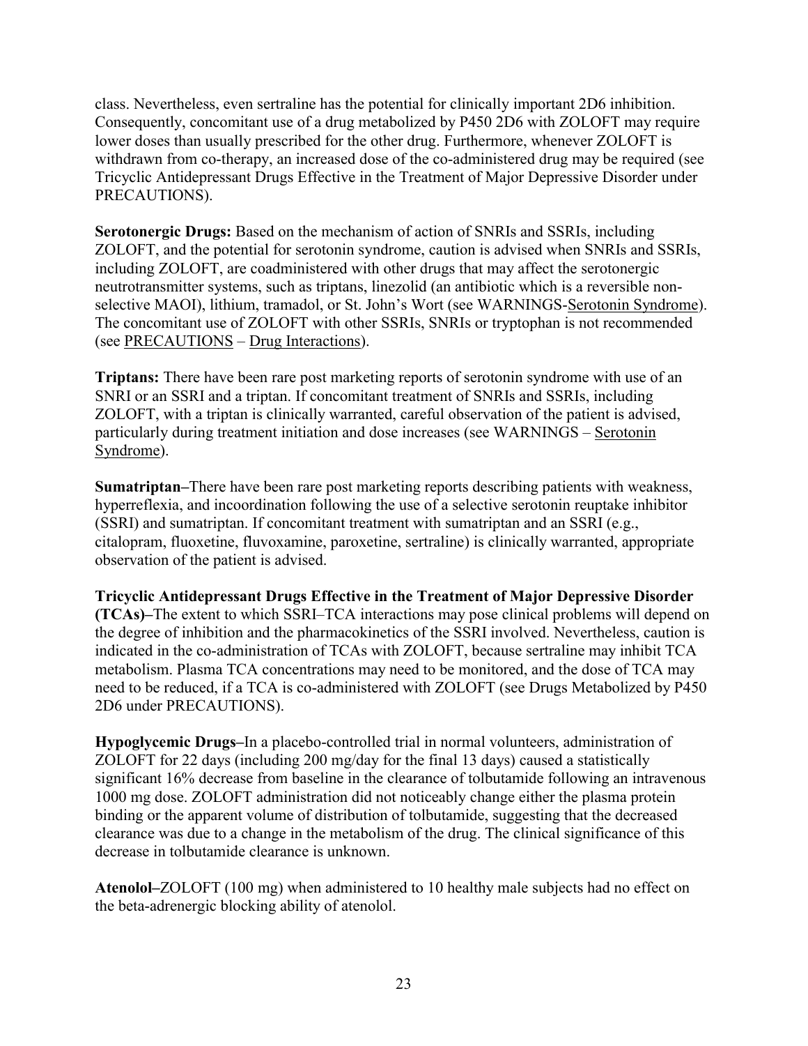class. Nevertheless, even sertraline has the potential for clinically important 2D6 inhibition. Consequently, concomitant use of a drug metabolized by P450 2D6 with ZOLOFT may require lower doses than usually prescribed for the other drug. Furthermore, whenever ZOLOFT is withdrawn from co-therapy, an increased dose of the co-administered drug may be required (see Tricyclic Antidepressant Drugs Effective in the Treatment of Major Depressive Disorder under PRECAUTIONS).

**Serotonergic Drugs:** Based on the mechanism of action of SNRIs and SSRIs, including ZOLOFT, and the potential for serotonin syndrome, caution is advised when SNRIs and SSRIs, including ZOLOFT, are coadministered with other drugs that may affect the serotonergic neutrotransmitter systems, such as triptans, linezolid (an antibiotic which is a reversible non-selective MAOI), lithium, tramadol, or St. John's Wort (see WARNINGS-Serotonin Syndrome). The concomitant use of ZOLOFT with other SSRIs, SNRIs or tryptophan is not recommended (see PRECAUTIONS – Drug Interactions).

**Triptans:** There have been rare post marketing reports of serotonin syndrome with use of an SNRI or an SSRI and a triptan. If concomitant treatment of SNRIs and SSRIs, including ZOLOFT, with a triptan is clinically warranted, careful observation of the patient is advised, particularly during treatment initiation and dose increases (see WARNINGS – Serotonin Syndrome).

**Sumatriptan–**There have been rare post marketing reports describing patients with weakness, hyperreflexia, and incoordination following the use of a selective serotonin reuptake inhibitor (SSRI) and sumatriptan. If concomitant treatment with sumatriptan and an SSRI (e.g., citalopram, fluoxetine, fluvoxamine, paroxetine, sertraline) is clinically warranted, appropriate observation of the patient is advised.

**Tricyclic Antidepressant Drugs Effective in the Treatment of Major Depressive Disorder (TCAs)–**The extent to which SSRI–TCA interactions may pose clinical problems will depend on the degree of inhibition and the pharmacokinetics of the SSRI involved. Nevertheless, caution is indicated in the co-administration of TCAs with ZOLOFT, because sertraline may inhibit TCA metabolism. Plasma TCA concentrations may need to be monitored, and the dose of TCA may need to be reduced, if a TCA is co-administered with ZOLOFT (see Drugs Metabolized by P450 2D6 under PRECAUTIONS).

**Hypoglycemic Drugs–**In a placebo-controlled trial in normal volunteers, administration of ZOLOFT for 22 days (including 200 mg/day for the final 13 days) caused a statistically significant 16% decrease from baseline in the clearance of tolbutamide following an intravenous 1000 mg dose. ZOLOFT administration did not noticeably change either the plasma protein binding or the apparent volume of distribution of tolbutamide, suggesting that the decreased clearance was due to a change in the metabolism of the drug. The clinical significance of this decrease in tolbutamide clearance is unknown.

**Atenolol–**ZOLOFT (100 mg) when administered to 10 healthy male subjects had no effect on the beta-adrenergic blocking ability of atenolol.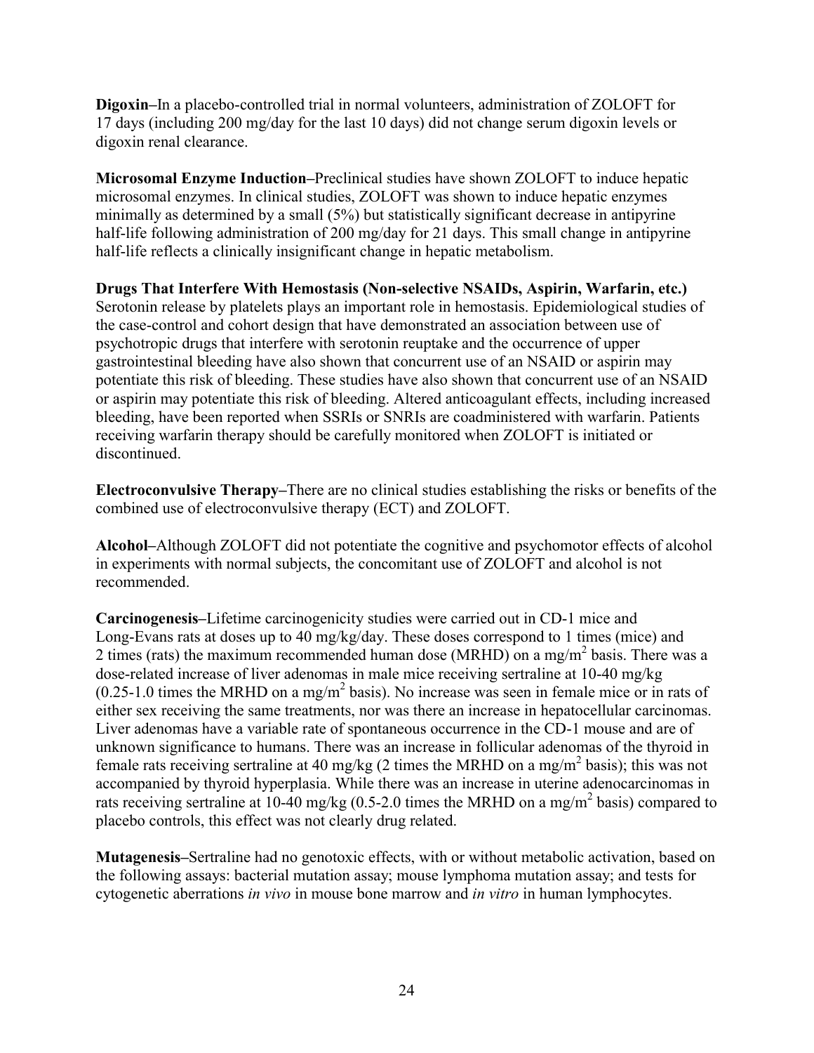**Digoxin–**In a placebo-controlled trial in normal volunteers, administration of ZOLOFT for 17 days (including 200 mg/day for the last 10 days) did not change serum digoxin levels or digoxin renal clearance.

**Microsomal Enzyme Induction–**Preclinical studies have shown ZOLOFT to induce hepatic microsomal enzymes. In clinical studies, ZOLOFT was shown to induce hepatic enzymes minimally as determined by a small (5%) but statistically significant decrease in antipyrine half-life following administration of 200 mg/day for 21 days. This small change in antipyrine half-life reflects a clinically insignificant change in hepatic metabolism.

**Drugs That Interfere With Hemostasis (Non-selective NSAIDs, Aspirin, Warfarin, etc.)**
Serotonin release by platelets plays an important role in hemostasis. Epidemiological studies of the case-control and cohort design that have demonstrated an association between use of psychotropic drugs that interfere with serotonin reuptake and the occurrence of upper gastrointestinal bleeding have also shown that concurrent use of an NSAID or aspirin may potentiate this risk of bleeding. These studies have also shown that concurrent use of an NSAID or aspirin may potentiate this risk of bleeding. Altered anticoagulant effects, including increased bleeding, have been reported when SSRIs or SNRIs are coadministered with warfarin. Patients receiving warfarin therapy should be carefully monitored when ZOLOFT is initiated or discontinued.

**Electroconvulsive Therapy–**There are no clinical studies establishing the risks or benefits of the combined use of electroconvulsive therapy (ECT) and ZOLOFT.

**Alcohol–**Although ZOLOFT did not potentiate the cognitive and psychomotor effects of alcohol in experiments with normal subjects, the concomitant use of ZOLOFT and alcohol is not recommended.

**Carcinogenesis–**Lifetime carcinogenicity studies were carried out in CD-1 mice and Long-Evans rats at doses up to 40 mg/kg/day. These doses correspond to 1 times (mice) and 2 times (rats) the maximum recommended human dose (MRHD) on a $mg/m^2$ basis. There was a dose-related increase of liver adenomas in male mice receiving sertraline at 10-40 mg/kg (0.25-1.0 times the MRHD on a $mg/m^2$ basis). No increase was seen in female mice or in rats of either sex receiving the same treatments, nor was there an increase in hepatocellular carcinomas. Liver adenomas have a variable rate of spontaneous occurrence in the CD-1 mouse and are of unknown significance to humans. There was an increase in follicular adenomas of the thyroid in female rats receiving sertraline at 40 mg/kg (2 times the MRHD on a $mg/m^2$ basis); this was not accompanied by thyroid hyperplasia. While there was an increase in uterine adenocarcinomas in rats receiving sertraline at 10-40 mg/kg (0.5-2.0 times the MRHD on a $mg/m^2$ basis) compared to placebo controls, this effect was not clearly drug related.

**Mutagenesis–**Sertraline had no genotoxic effects, with or without metabolic activation, based on the following assays: bacterial mutation assay; mouse lymphoma mutation assay; and tests for cytogenetic aberrations *in vivo* in mouse bone marrow and *in vitro* in human lymphocytes.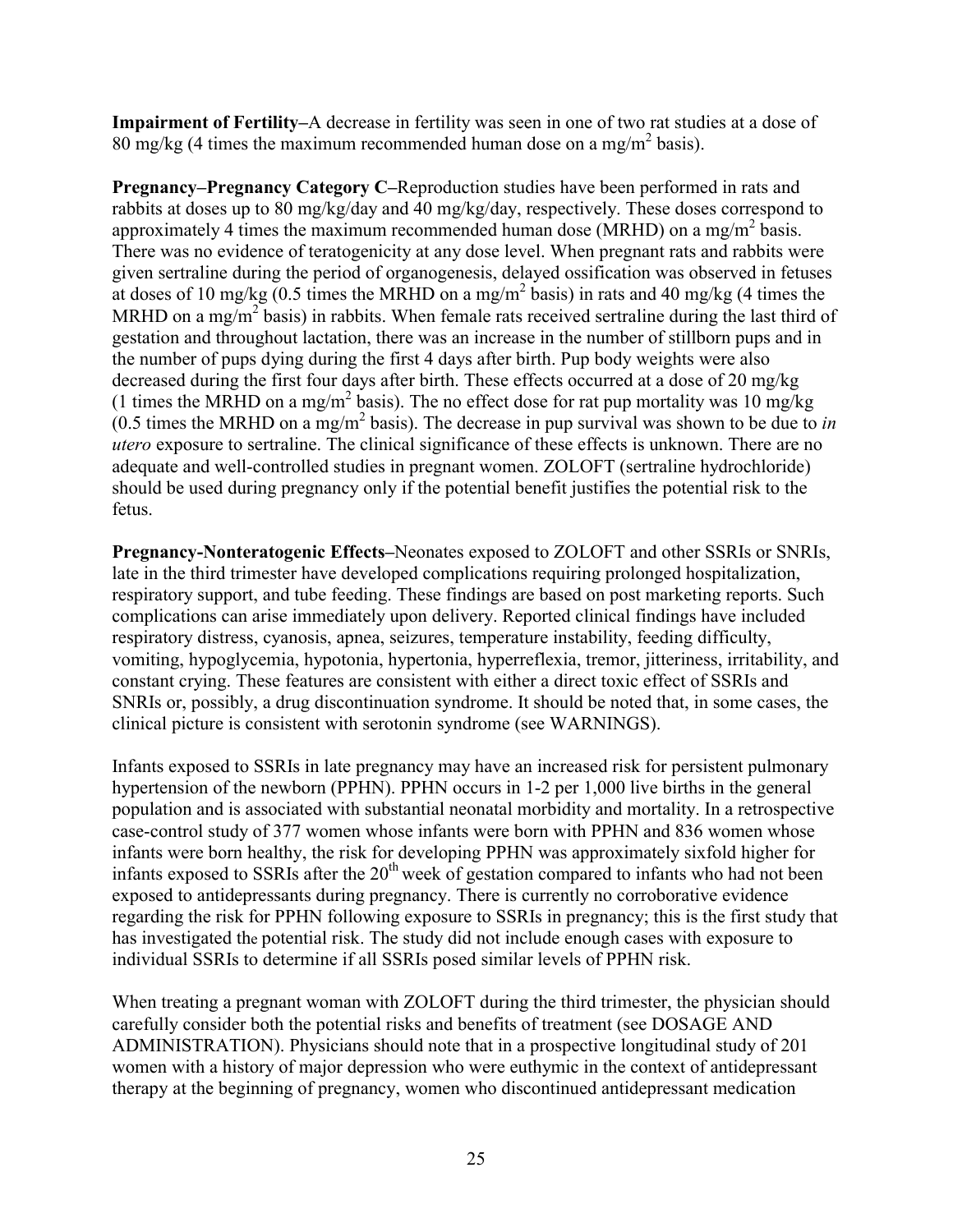**Impairment of Fertility–**A decrease in fertility was seen in one of two rat studies at a dose of 80 mg/kg (4 times the maximum recommended human dose on a $mg/m^2$ basis).

**Pregnancy–Pregnancy Category C–**Reproduction studies have been performed in rats and rabbits at doses up to 80 mg/kg/day and 40 mg/kg/day, respectively. These doses correspond to approximately 4 times the maximum recommended human dose (MRHD) on a $mg/m^2$ basis. There was no evidence of teratogenicity at any dose level. When pregnant rats and rabbits were given sertraline during the period of organogenesis, delayed ossification was observed in fetuses at doses of 10 mg/kg (0.5 times the MRHD on a $mg/m^2$ basis) in rats and 40 mg/kg (4 times the MRHD on a $mg/m^2$ basis) in rabbits. When female rats received sertraline during the last third of gestation and throughout lactation, there was an increase in the number of stillborn pups and in the number of pups dying during the first 4 days after birth. Pup body weights were also decreased during the first four days after birth. These effects occurred at a dose of 20 mg/kg (1 times the MRHD on a $mg/m^2$ basis). The no effect dose for rat pup mortality was 10 mg/kg (0.5 times the MRHD on a $mg/m^2$ basis). The decrease in pup survival was shown to be due to *in utero* exposure to sertraline. The clinical significance of these effects is unknown. There are no adequate and well-controlled studies in pregnant women. ZOLOFT (sertraline hydrochloride) should be used during pregnancy only if the potential benefit justifies the potential risk to the fetus.

**Pregnancy-Nonteratogenic Effects–**Neonates exposed to ZOLOFT and other SSRIs or SNRIs, late in the third trimester have developed complications requiring prolonged hospitalization, respiratory support, and tube feeding. These findings are based on post marketing reports. Such complications can arise immediately upon delivery. Reported clinical findings have included respiratory distress, cyanosis, apnea, seizures, temperature instability, feeding difficulty, vomiting, hypoglycemia, hypotonia, hypertonia, hyperreflexia, tremor, jitteriness, irritability, and constant crying. These features are consistent with either a direct toxic effect of SSRIs and SNRIs or, possibly, a drug discontinuation syndrome. It should be noted that, in some cases, the clinical picture is consistent with serotonin syndrome (see WARNINGS).

Infants exposed to SSRIs in late pregnancy may have an increased risk for persistent pulmonary hypertension of the newborn (PPHN). PPHN occurs in 1-2 per 1,000 live births in the general population and is associated with substantial neonatal morbidity and mortality. In a retrospective case-control study of 377 women whose infants were born with PPHN and 836 women whose infants were born healthy, the risk for developing PPHN was approximately sixfold higher for infants exposed to SSRIs after the 20th week of gestation compared to infants who had not been exposed to antidepressants during pregnancy. There is currently no corroborative evidence regarding the risk for PPHN following exposure to SSRIs in pregnancy; this is the first study that has investigated the potential risk. The study did not include enough cases with exposure to individual SSRIs to determine if all SSRIs posed similar levels of PPHN risk.

When treating a pregnant woman with ZOLOFT during the third trimester, the physician should carefully consider both the potential risks and benefits of treatment (see DOSAGE AND ADMINISTRATION). Physicians should note that in a prospective longitudinal study of 201 women with a history of major depression who were euthymic in the context of antidepressant therapy at the beginning of pregnancy, women who discontinued antidepressant medication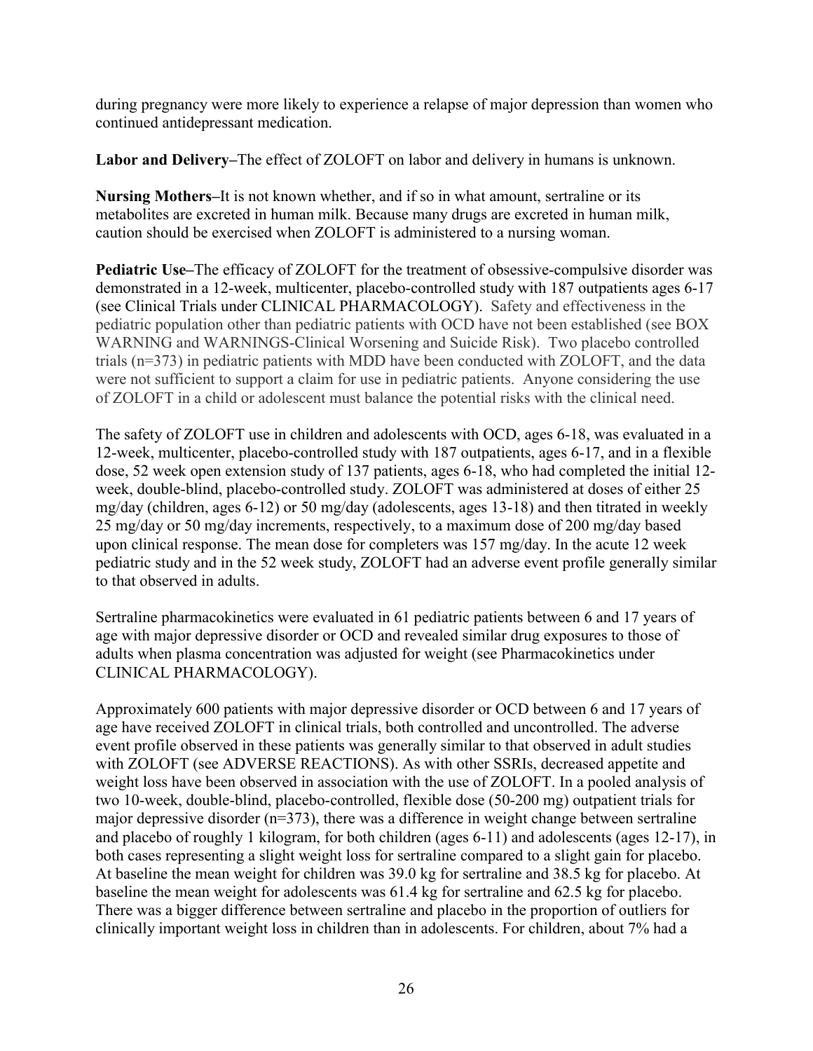during pregnancy were more likely to experience a relapse of major depression than women who continued antidepressant medication.

**Labor and Delivery–**The effect of ZOLOFT on labor and delivery in humans is unknown.

**Nursing Mothers–**It is not known whether, and if so in what amount, sertraline or its metabolites are excreted in human milk. Because many drugs are excreted in human milk, caution should be exercised when ZOLOFT is administered to a nursing woman.

**Pediatric Use–**The efficacy of ZOLOFT for the treatment of obsessive-compulsive disorder was demonstrated in a 12-week, multicenter, placebo-controlled study with 187 outpatients ages 6-17 (see Clinical Trials under CLINICAL PHARMACOLOGY). Safety and effectiveness in the pediatric population other than pediatric patients with OCD have not been established (see BOX WARNING and WARNINGS-Clinical Worsening and Suicide Risk). Two placebo controlled trials (n=373) in pediatric patients with MDD have been conducted with ZOLOFT, and the data were not sufficient to support a claim for use in pediatric patients. Anyone considering the use of ZOLOFT in a child or adolescent must balance the potential risks with the clinical need.

The safety of ZOLOFT use in children and adolescents with OCD, ages 6-18, was evaluated in a 12-week, multicenter, placebo-controlled study with 187 outpatients, ages 6-17, and in a flexible dose, 52 week open extension study of 137 patients, ages 6-18, who had completed the initial 12-week, double-blind, placebo-controlled study. ZOLOFT was administered at doses of either 25 mg/day (children, ages 6-12) or 50 mg/day (adolescents, ages 13-18) and then titrated in weekly 25 mg/day or 50 mg/day increments, respectively, to a maximum dose of 200 mg/day based upon clinical response. The mean dose for completers was 157 mg/day. In the acute 12 week pediatric study and in the 52 week study, ZOLOFT had an adverse event profile generally similar to that observed in adults.

Sertraline pharmacokinetics were evaluated in 61 pediatric patients between 6 and 17 years of age with major depressive disorder or OCD and revealed similar drug exposures to those of adults when plasma concentration was adjusted for weight (see Pharmacokinetics under CLINICAL PHARMACOLOGY).

Approximately 600 patients with major depressive disorder or OCD between 6 and 17 years of age have received ZOLOFT in clinical trials, both controlled and uncontrolled. The adverse event profile observed in these patients was generally similar to that observed in adult studies with ZOLOFT (see ADVERSE REACTIONS). As with other SSRIs, decreased appetite and weight loss have been observed in association with the use of ZOLOFT. In a pooled analysis of two 10-week, double-blind, placebo-controlled, flexible dose (50-200 mg) outpatient trials for major depressive disorder (n=373), there was a difference in weight change between sertraline and placebo of roughly 1 kilogram, for both children (ages 6-11) and adolescents (ages 12-17), in both cases representing a slight weight loss for sertraline compared to a slight gain for placebo. At baseline the mean weight for children was 39.0 kg for sertraline and 38.5 kg for placebo. At baseline the mean weight for adolescents was 61.4 kg for sertraline and 62.5 kg for placebo. There was a bigger difference between sertraline and placebo in the proportion of outliers for clinically important weight loss in children than in adolescents. For children, about 7% had a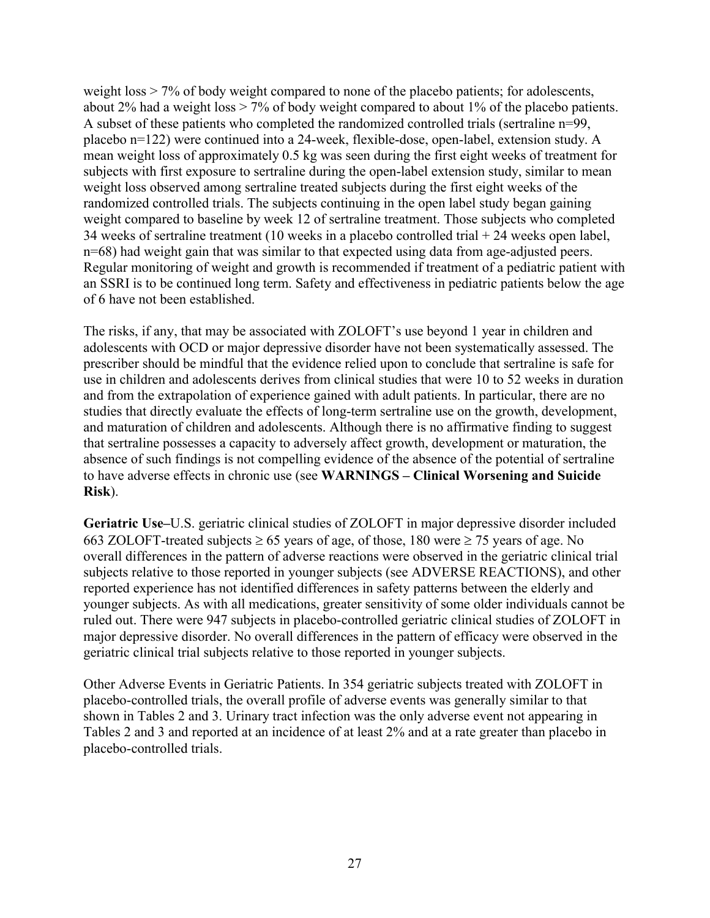weight loss > 7% of body weight compared to none of the placebo patients; for adolescents, about 2% had a weight loss > 7% of body weight compared to about 1% of the placebo patients. A subset of these patients who completed the randomized controlled trials (sertraline n=99, placebo n=122) were continued into a 24-week, flexible-dose, open-label, extension study. A mean weight loss of approximately 0.5 kg was seen during the first eight weeks of treatment for subjects with first exposure to sertraline during the open-label extension study, similar to mean weight loss observed among sertraline treated subjects during the first eight weeks of the randomized controlled trials. The subjects continuing in the open label study began gaining weight compared to baseline by week 12 of sertraline treatment. Those subjects who completed 34 weeks of sertraline treatment (10 weeks in a placebo controlled trial + 24 weeks open label, n=68) had weight gain that was similar to that expected using data from age-adjusted peers. Regular monitoring of weight and growth is recommended if treatment of a pediatric patient with an SSRI is to be continued long term. Safety and effectiveness in pediatric patients below the age of 6 have not been established.

The risks, if any, that may be associated with ZOLOFT's use beyond 1 year in children and adolescents with OCD or major depressive disorder have not been systematically assessed. The prescriber should be mindful that the evidence relied upon to conclude that sertraline is safe for use in children and adolescents derives from clinical studies that were 10 to 52 weeks in duration and from the extrapolation of experience gained with adult patients. In particular, there are no studies that directly evaluate the effects of long-term sertraline use on the growth, development, and maturation of children and adolescents. Although there is no affirmative finding to suggest that sertraline possesses a capacity to adversely affect growth, development or maturation, the absence of such findings is not compelling evidence of the absence of the potential of sertraline to have adverse effects in chronic use (see **WARNINGS – Clinical Worsening and Suicide Risk**).

**Geriatric Use–**U.S. geriatric clinical studies of ZOLOFT in major depressive disorder included 663 ZOLOFT-treated subjects ≥ 65 years of age, of those, 180 were ≥ 75 years of age. No overall differences in the pattern of adverse reactions were observed in the geriatric clinical trial subjects relative to those reported in younger subjects (see ADVERSE REACTIONS), and other reported experience has not identified differences in safety patterns between the elderly and younger subjects. As with all medications, greater sensitivity of some older individuals cannot be ruled out. There were 947 subjects in placebo-controlled geriatric clinical studies of ZOLOFT in major depressive disorder. No overall differences in the pattern of efficacy were observed in the geriatric clinical trial subjects relative to those reported in younger subjects.

Other Adverse Events in Geriatric Patients. In 354 geriatric subjects treated with ZOLOFT in placebo-controlled trials, the overall profile of adverse events was generally similar to that shown in Tables 2 and 3. Urinary tract infection was the only adverse event not appearing in Tables 2 and 3 and reported at an incidence of at least 2% and at a rate greater than placebo in placebo-controlled trials.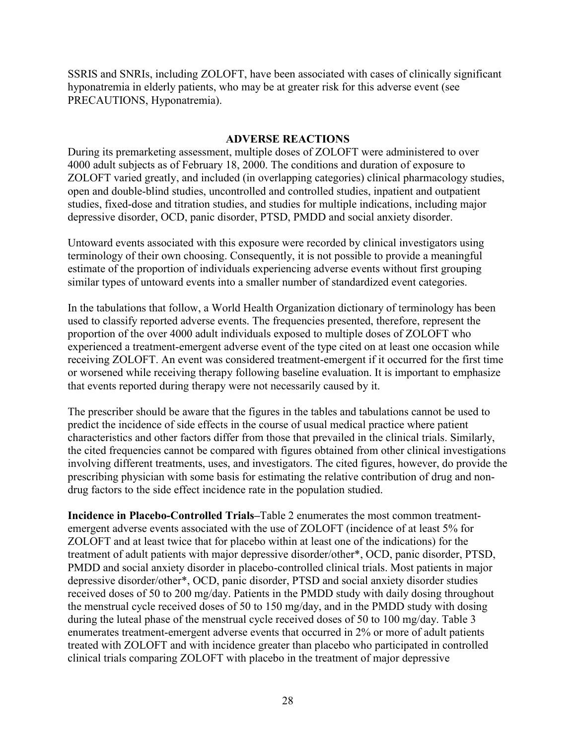SSRIS and SNRIs, including ZOLOFT, have been associated with cases of clinically significant hyponatremia in elderly patients, who may be at greater risk for this adverse event (see PRECAUTIONS, Hyponatremia).

## ADVERSE REACTIONS

During its premarketing assessment, multiple doses of ZOLOFT were administered to over 4000 adult subjects as of February 18, 2000. The conditions and duration of exposure to ZOLOFT varied greatly, and included (in overlapping categories) clinical pharmacology studies, open and double-blind studies, uncontrolled and controlled studies, inpatient and outpatient studies, fixed-dose and titration studies, and studies for multiple indications, including major depressive disorder, OCD, panic disorder, PTSD, PMDD and social anxiety disorder.

Untoward events associated with this exposure were recorded by clinical investigators using terminology of their own choosing. Consequently, it is not possible to provide a meaningful estimate of the proportion of individuals experiencing adverse events without first grouping similar types of untoward events into a smaller number of standardized event categories.

In the tabulations that follow, a World Health Organization dictionary of terminology has been used to classify reported adverse events. The frequencies presented, therefore, represent the proportion of the over 4000 adult individuals exposed to multiple doses of ZOLOFT who experienced a treatment-emergent adverse event of the type cited on at least one occasion while receiving ZOLOFT. An event was considered treatment-emergent if it occurred for the first time or worsened while receiving therapy following baseline evaluation. It is important to emphasize that events reported during therapy were not necessarily caused by it.

The prescriber should be aware that the figures in the tables and tabulations cannot be used to predict the incidence of side effects in the course of usual medical practice where patient characteristics and other factors differ from those that prevailed in the clinical trials. Similarly, the cited frequencies cannot be compared with figures obtained from other clinical investigations involving different treatments, uses, and investigators. The cited figures, however, do provide the prescribing physician with some basis for estimating the relative contribution of drug and non-drug factors to the side effect incidence rate in the population studied.

**Incidence in Placebo-Controlled Trials–**Table 2 enumerates the most common treatment-emergent adverse events associated with the use of ZOLOFT (incidence of at least 5% for ZOLOFT and at least twice that for placebo within at least one of the indications) for the treatment of adult patients with major depressive disorder/other*, OCD, panic disorder, PTSD, PMDD and social anxiety disorder in placebo-controlled clinical trials. Most patients in major depressive disorder/other*, OCD, panic disorder, PTSD and social anxiety disorder studies received doses of 50 to 200 mg/day. Patients in the PMDD study with daily dosing throughout the menstrual cycle received doses of 50 to 150 mg/day, and in the PMDD study with dosing during the luteal phase of the menstrual cycle received doses of 50 to 100 mg/day. Table 3 enumerates treatment-emergent adverse events that occurred in 2% or more of adult patients treated with ZOLOFT and with incidence greater than placebo who participated in controlled clinical trials comparing ZOLOFT with placebo in the treatment of major depressive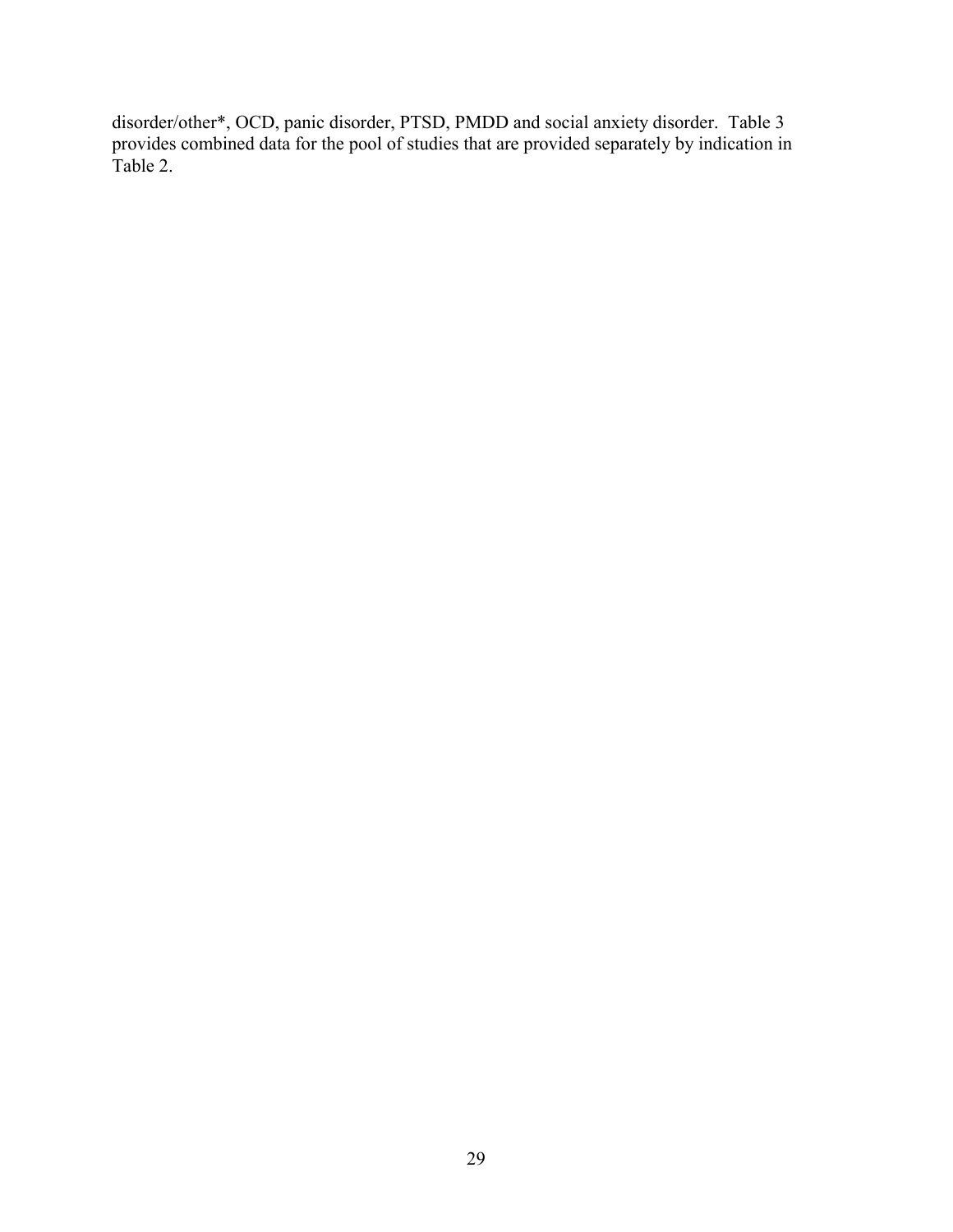disorder/other*, OCD, panic disorder, PTSD, PMDD and social anxiety disorder. Table 3 provides combined data for the pool of studies that are provided separately by indication in Table 2.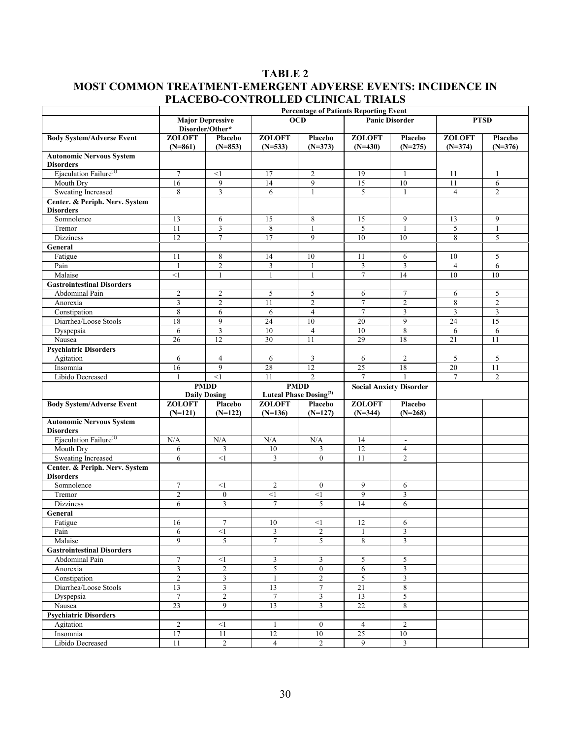## TABLE 2
## MOST COMMON TREATMENT-EMERGENT ADVERSE EVENTS: INCIDENCE IN PLACEBO-CONTROLLED CLINICAL TRIALS

| | Percentage of Patients Reporting Event | | | | | | | |
|---|---|---|---|---|---|---|---|---|
| | Major Depressive Disorder/Other* | | OCD | | Panic Disorder | | PTSD | |
| **Body System/Adverse Event** | **ZOLOFT (N=861)** | **Placebo (N=853)** | **ZOLOFT (N=533)** | **Placebo (N=373)** | **ZOLOFT (N=430)** | **Placebo (N=275)** | **ZOLOFT (N=374)** | **Placebo (N=376)** |
| **Autonomic Nervous System Disorders** | | | | | | | | |
| Ejaculation Failure[(1)] | 7 | <1 | 17 | 2 | 19 | 1 | 11 | 1 |
| Mouth Dry | 16 | 9 | 14 | 9 | 15 | 10 | 11 | 6 |
| Sweating Increased | 8 | 3 | 6 | 1 | 5 | 1 | 4 | 2 |
| **Center. & Periph. Nerv. System Disorders** | | | | | | | | |
| Somnolence | 13 | 6 | 15 | 8 | 15 | 9 | 13 | 9 |
| Tremor | 11 | 3 | 8 | 1 | 5 | 1 | 5 | 1 |
| Dizziness | 12 | 7 | 17 | 9 | 10 | 10 | 8 | 5 |
| **General** | | | | | | | | |
| Fatigue | 11 | 8 | 14 | 10 | 11 | 6 | 10 | 5 |
| Pain | 1 | 2 | 3 | 1 | 3 | 3 | 4 | 6 |
| Malaise | <1 | 1 | 1 | 1 | 7 | 14 | 10 | 10 |
| **Gastrointestinal Disorders** | | | | | | | | |
| Abdominal Pain | 2 | 2 | 5 | 5 | 6 | 7 | 6 | 5 |
| Anorexia | 3 | 2 | 11 | 2 | 7 | 2 | 8 | 2 |
| Constipation | 8 | 6 | 6 | 4 | 7 | 3 | 3 | 3 |
| Diarrhea/Loose Stools | 18 | 9 | 24 | 10 | 20 | 9 | 24 | 15 |
| Dyspepsia | 6 | 3 | 10 | 4 | 10 | 8 | 6 | 6 |
| Nausea | 26 | 12 | 30 | 11 | 29 | 18 | 21 | 11 |
| **Psychiatric Disorders** | | | | | | | | |
| Agitation | 6 | 4 | 6 | 3 | 6 | 2 | 5 | 5 |
| Insomnia | 16 | 9 | 28 | 12 | 25 | 18 | 20 | 11 |
| Libido Decreased | 1 | <1 | 11 | 2 | 7 | 1 | 7 | 2 |
| | PMDD Daily Dosing | | PMDD Luteal Phase Dosing[(2)] | | Social Anxiety Disorder | | | |
| **Body System/Adverse Event** | **ZOLOFT (N=121)** | **Placebo (N=122)** | **ZOLOFT (N=136)** | **Placebo (N=127)** | **ZOLOFT (N=344)** | **Placebo (N=268)** | | |
| **Autonomic Nervous System Disorders** | | | | | | | | |
| Ejaculation Failure[(1)] | N/A | N/A | N/A | N/A | 14 | - | | |
| Mouth Dry | 6 | 3 | 10 | 3 | 12 | 4 | | |
| Sweating Increased | 6 | <1 | 3 | 0 | 11 | 2 | | |
| **Center. & Periph. Nerv. System Disorders** | | | | | | | | |
| Somnolence | 7 | <1 | 2 | 0 | 9 | 6 | | |
| Tremor | 2 | 0 | <1 | <1 | 9 | 3 | | |
| Dizziness | 6 | 3 | 7 | 5 | 14 | 6 | | |
| **General** | | | | | | | | |
| Fatigue | 16 | 7 | 10 | <1 | 12 | 6 | | |
| Pain | 6 | <1 | 3 | 2 | 1 | 3 | | |
| Malaise | 9 | 5 | 7 | 5 | 8 | 3 | | |
| **Gastrointestinal Disorders** | | | | | | | | |
| Abdominal Pain | 7 | <1 | 3 | 3 | 5 | 5 | | |
| Anorexia | 3 | 2 | 5 | 0 | 6 | 3 | | |
| Constipation | 2 | 3 | 1 | 2 | 5 | 3 | | |
| Diarrhea/Loose Stools | 13 | 3 | 13 | 7 | 21 | 8 | | |
| Dyspepsia | 7 | 2 | 7 | 3 | 13 | 5 | | |
| Nausea | 23 | 9 | 13 | 3 | 22 | 8 | | |
| **Psychiatric Disorders** | | | | | | | | |
| Agitation | 2 | <1 | 1 | 0 | 4 | 2 | | |
| Insomnia | 17 | 11 | 12 | 10 | 25 | 10 | | |
| Libido Decreased | 11 | 2 | 4 | 2 | 9 | 3 | | |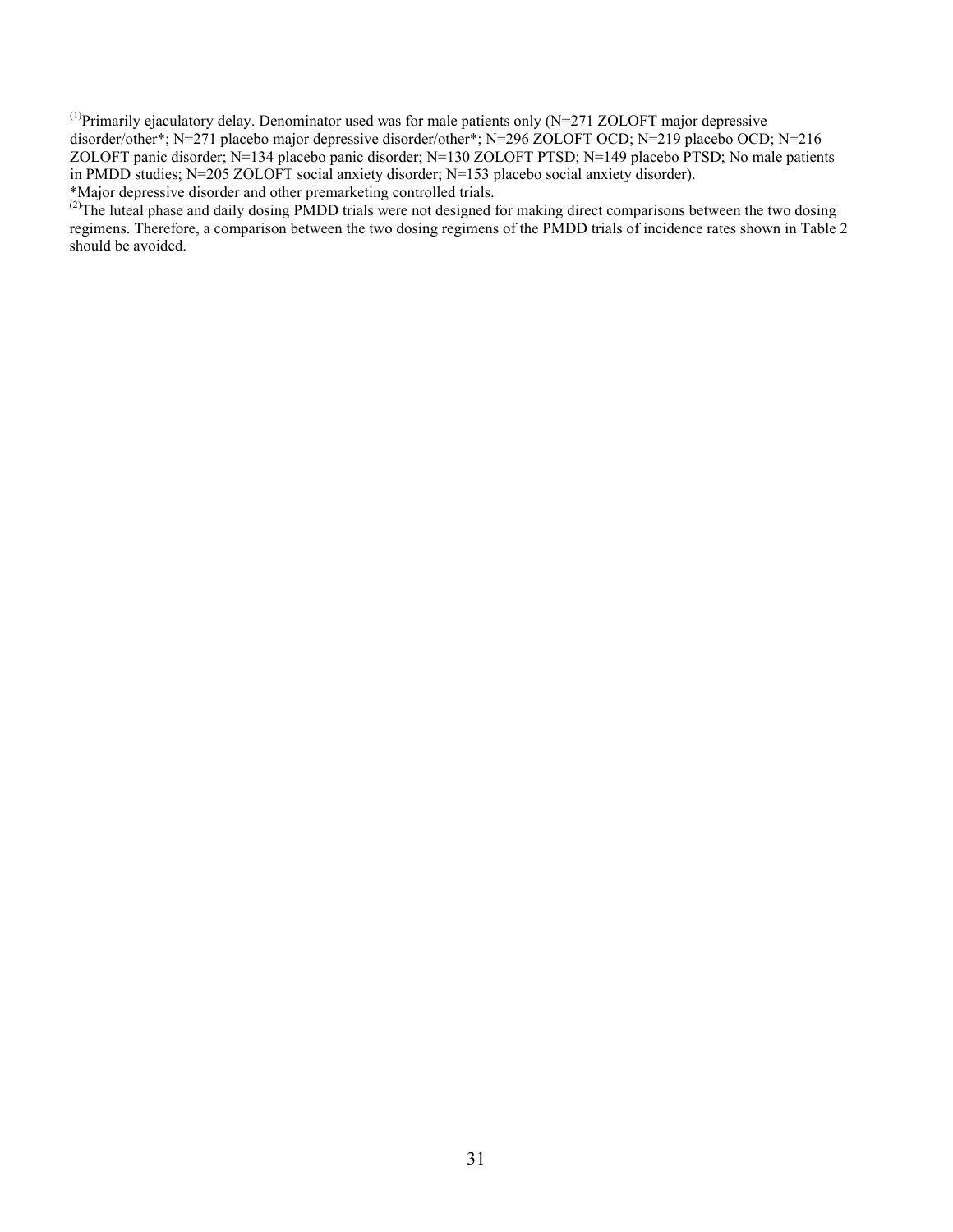[1]Primarily ejaculatory delay. Denominator used was for male patients only (N=271 ZOLOFT major depressive disorder/other*; N=271 placebo major depressive disorder/other*; N=296 ZOLOFT OCD; N=219 placebo OCD; N=216 ZOLOFT panic disorder; N=134 placebo panic disorder; N=130 ZOLOFT PTSD; N=149 placebo PTSD; No male patients in PMDD studies; N=205 ZOLOFT social anxiety disorder; N=153 placebo social anxiety disorder).

*Major depressive disorder and other premarketing controlled trials.

[2]The luteal phase and daily dosing PMDD trials were not designed for making direct comparisons between the two dosing regimens. Therefore, a comparison between the two dosing regimens of the PMDD trials of incidence rates shown in Table 2 should be avoided.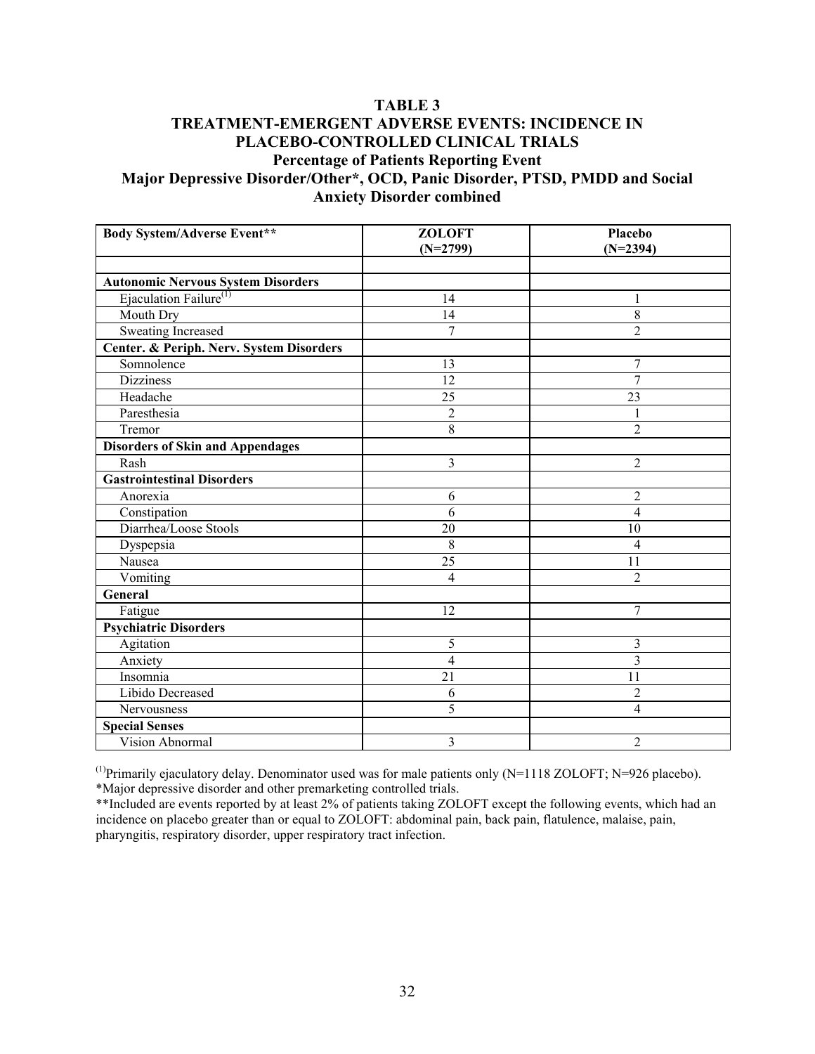**TABLE 3**
**TREATMENT-EMERGENT ADVERSE EVENTS: INCIDENCE IN PLACEBO-CONTROLLED CLINICAL TRIALS**
**Percentage of Patients Reporting Event**
**Major Depressive Disorder/Other*, OCD, Panic Disorder, PTSD, PMDD and Social Anxiety Disorder combined**

| Body System/Adverse Event** | ZOLOFT (N=2799) | Placebo (N=2394) |
|---|---|---|
| | | |
| **Autonomic Nervous System Disorders** | | |
| Ejaculation Failure[(1)] | 14 | 1 |
| Mouth Dry | 14 | 8 |
| Sweating Increased | 7 | 2 |
| **Center. & Periph. Nerv. System Disorders** | | |
| Somnolence | 13 | 7 |
| Dizziness | 12 | 7 |
| Headache | 25 | 23 |
| Paresthesia | 2 | 1 |
| Tremor | 8 | 2 |
| **Disorders of Skin and Appendages** | | |
| Rash | 3 | 2 |
| **Gastrointestinal Disorders** | | |
| Anorexia | 6 | 2 |
| Constipation | 6 | 4 |
| Diarrhea/Loose Stools | 20 | 10 |
| Dyspepsia | 8 | 4 |
| Nausea | 25 | 11 |
| Vomiting | 4 | 2 |
| **General** | | |
| Fatigue | 12 | 7 |
| **Psychiatric Disorders** | | |
| Agitation | 5 | 3 |
| Anxiety | 4 | 3 |
| Insomnia | 21 | 11 |
| Libido Decreased | 6 | 2 |
| Nervousness | 5 | 4 |
| **Special Senses** | | |
| Vision Abnormal | 3 | 2 |

[(1)]Primarily ejaculatory delay. Denominator used was for male patients only (N=1118 ZOLOFT; N=926 placebo).
*Major depressive disorder and other premarketing controlled trials.
**Included are events reported by at least 2% of patients taking ZOLOFT except the following events, which had an incidence on placebo greater than or equal to ZOLOFT: abdominal pain, back pain, flatulence, malaise, pain, pharyngitis, respiratory disorder, upper respiratory tract infection.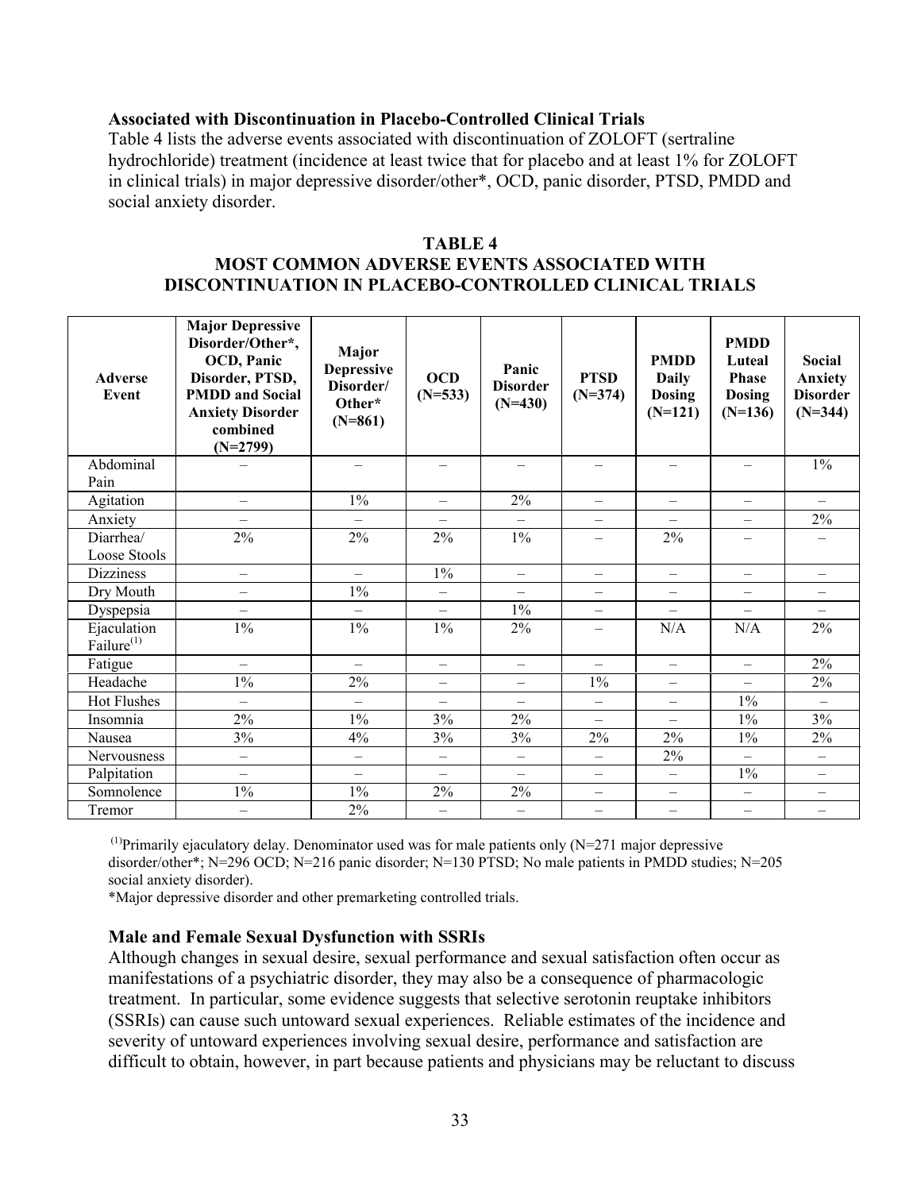### Associated with Discontinuation in Placebo-Controlled Clinical Trials

Table 4 lists the adverse events associated with discontinuation of ZOLOFT (sertraline hydrochloride) treatment (incidence at least twice that for placebo and at least 1% for ZOLOFT in clinical trials) in major depressive disorder/other*, OCD, panic disorder, PTSD, PMDD and social anxiety disorder.

**TABLE 4**
**MOST COMMON ADVERSE EVENTS ASSOCIATED WITH DISCONTINUATION IN PLACEBO-CONTROLLED CLINICAL TRIALS**

| Adverse Event | Major Depressive Disorder/Other*, OCD, Panic Disorder, PTSD, PMDD and Social Anxiety Disorder combined (N=2799) | Major Depressive Disorder/ Other* (N=861) | OCD (N=533) | Panic Disorder (N=430) | PTSD (N=374) | PMDD Daily Dosing (N=121) | PMDD Luteal Phase Dosing (N=136) | Social Anxiety Disorder (N=344) |
|---|---|---|---|---|---|---|---|---|
| Abdominal Pain | – | – | – | – | – | – | – | 1% |
| Agitation | – | 1% | – | 2% | – | – | – | – |
| Anxiety | – | – | – | – | – | – | – | 2% |
| Diarrhea/ Loose Stools | 2% | 2% | 2% | 1% | – | 2% | – | – |
| Dizziness | – | – | 1% | – | – | – | – | – |
| Dry Mouth | – | 1% | – | – | – | – | – | – |
| Dyspepsia | – | – | – | 1% | – | – | – | – |
| Ejaculation Failure(1) | 1% | 1% | 1% | 2% | – | N/A | N/A | 2% |
| Fatigue | – | – | – | – | – | – | – | 2% |
| Headache | 1% | 2% | – | – | 1% | – | – | 2% |
| Hot Flushes | – | – | – | – | – | – | 1% | – |
| Insomnia | 2% | 1% | 3% | 2% | – | – | 1% | 3% |
| Nausea | 3% | 4% | 3% | 3% | 2% | 2% | 1% | 2% |
| Nervousness | – | – | – | – | – | 2% | – | – |
| Palpitation | – | – | – | – | – | – | 1% | – |
| Somnolence | 1% | 1% | 2% | 2% | – | – | – | – |
| Tremor | – | 2% | – | – | – | – | – | – |

(1)Primarily ejaculatory delay. Denominator used was for male patients only (N=271 major depressive disorder/other*; N=296 OCD; N=216 panic disorder; N=130 PTSD; No male patients in PMDD studies; N=205 social anxiety disorder).

*Major depressive disorder and other premarketing controlled trials.

### Male and Female Sexual Dysfunction with SSRIs

Although changes in sexual desire, sexual performance and sexual satisfaction often occur as manifestations of a psychiatric disorder, they may also be a consequence of pharmacologic treatment. In particular, some evidence suggests that selective serotonin reuptake inhibitors (SSRIs) can cause such untoward sexual experiences. Reliable estimates of the incidence and severity of untoward experiences involving sexual desire, performance and satisfaction are difficult to obtain, however, in part because patients and physicians may be reluctant to discuss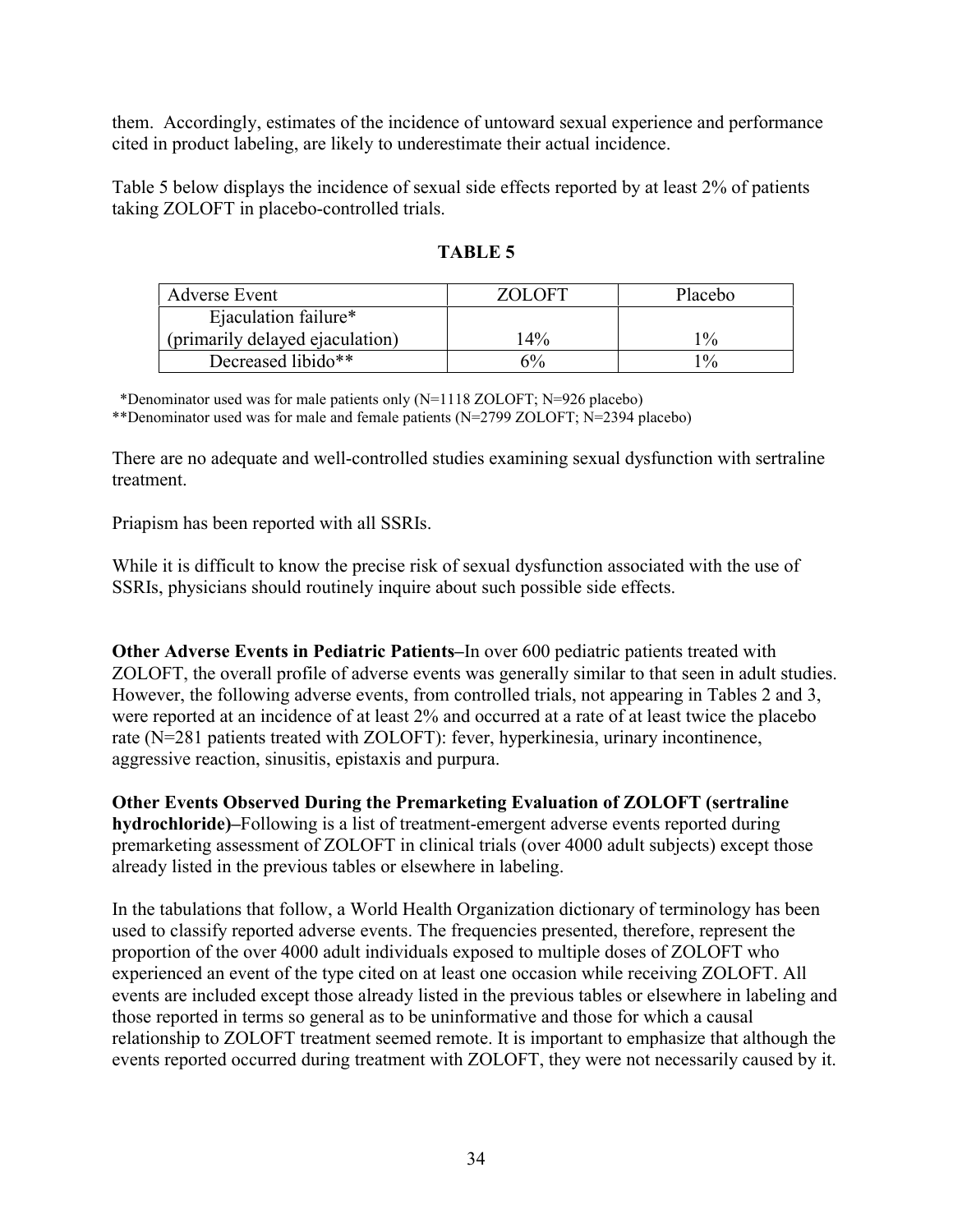them. Accordingly, estimates of the incidence of untoward sexual experience and performance cited in product labeling, are likely to underestimate their actual incidence.

Table 5 below displays the incidence of sexual side effects reported by at least 2% of patients taking ZOLOFT in placebo-controlled trials.

**TABLE 5**

| Adverse Event | ZOLOFT | Placebo |
|---|---|---|
| Ejaculation failure* (primarily delayed ejaculation) | 14% | 1% |
| Decreased libido** | 6% | 1% |

*Denominator used was for male patients only (N=1118 ZOLOFT; N=926 placebo)
**Denominator used was for male and female patients (N=2799 ZOLOFT; N=2394 placebo)

There are no adequate and well-controlled studies examining sexual dysfunction with sertraline treatment.

Priapism has been reported with all SSRIs.

While it is difficult to know the precise risk of sexual dysfunction associated with the use of SSRIs, physicians should routinely inquire about such possible side effects.

**Other Adverse Events in Pediatric Patients–**In over 600 pediatric patients treated with ZOLOFT, the overall profile of adverse events was generally similar to that seen in adult studies. However, the following adverse events, from controlled trials, not appearing in Tables 2 and 3, were reported at an incidence of at least 2% and occurred at a rate of at least twice the placebo rate (N=281 patients treated with ZOLOFT): fever, hyperkinesia, urinary incontinence, aggressive reaction, sinusitis, epistaxis and purpura.

**Other Events Observed During the Premarketing Evaluation of ZOLOFT (sertraline hydrochloride)–**Following is a list of treatment-emergent adverse events reported during premarketing assessment of ZOLOFT in clinical trials (over 4000 adult subjects) except those already listed in the previous tables or elsewhere in labeling.

In the tabulations that follow, a World Health Organization dictionary of terminology has been used to classify reported adverse events. The frequencies presented, therefore, represent the proportion of the over 4000 adult individuals exposed to multiple doses of ZOLOFT who experienced an event of the type cited on at least one occasion while receiving ZOLOFT. All events are included except those already listed in the previous tables or elsewhere in labeling and those reported in terms so general as to be uninformative and those for which a causal relationship to ZOLOFT treatment seemed remote. It is important to emphasize that although the events reported occurred during treatment with ZOLOFT, they were not necessarily caused by it.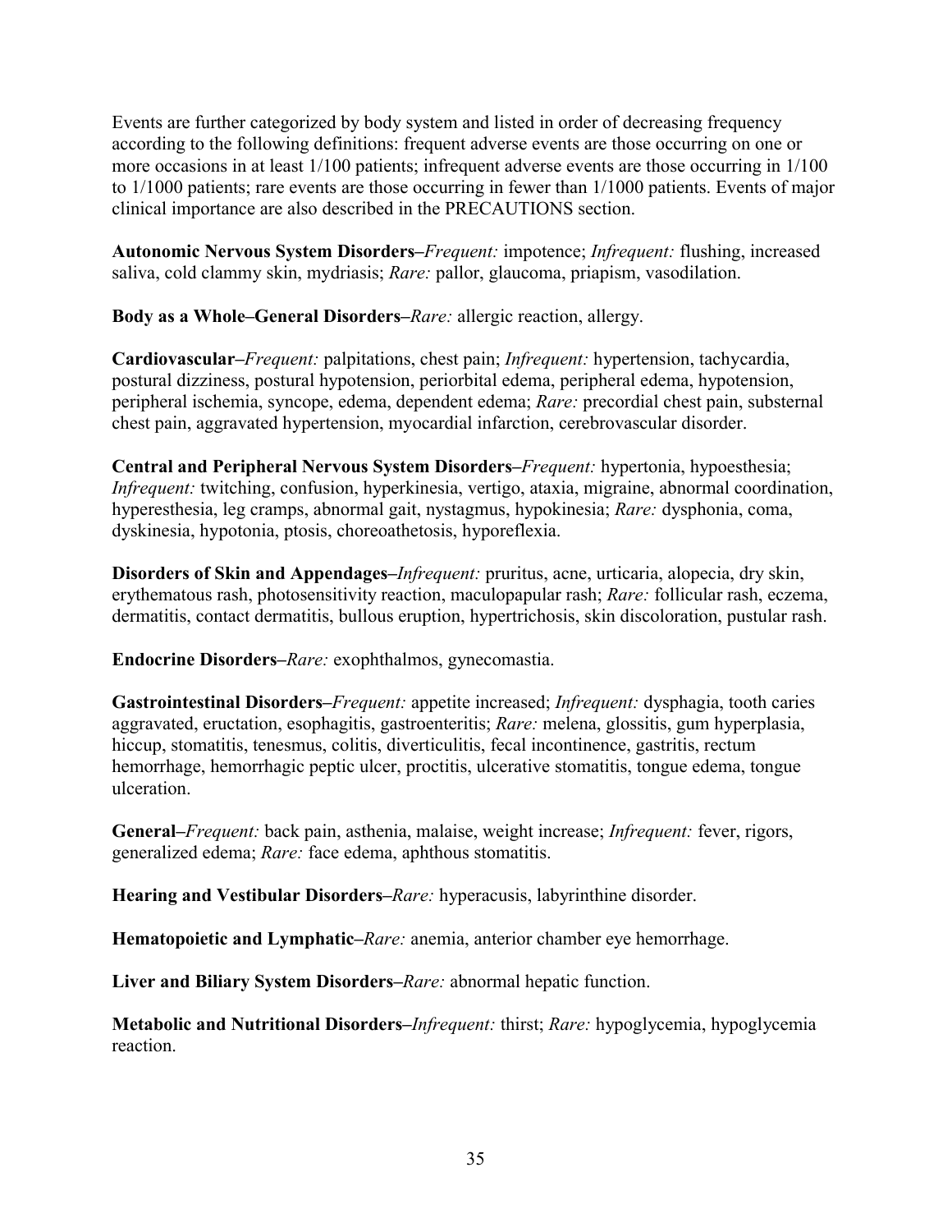Events are further categorized by body system and listed in order of decreasing frequency according to the following definitions: frequent adverse events are those occurring on one or more occasions in at least 1/100 patients; infrequent adverse events are those occurring in 1/100 to 1/1000 patients; rare events are those occurring in fewer than 1/1000 patients. Events of major clinical importance are also described in the PRECAUTIONS section.

**Autonomic Nervous System Disorders–***Frequent:* impotence; *Infrequent:* flushing, increased saliva, cold clammy skin, mydriasis; *Rare:* pallor, glaucoma, priapism, vasodilation.

**Body as a Whole–General Disorders–***Rare:* allergic reaction, allergy.

**Cardiovascular–***Frequent:* palpitations, chest pain; *Infrequent:* hypertension, tachycardia, postural dizziness, postural hypotension, periorbital edema, peripheral edema, hypotension, peripheral ischemia, syncope, edema, dependent edema; *Rare:* precordial chest pain, substernal chest pain, aggravated hypertension, myocardial infarction, cerebrovascular disorder.

**Central and Peripheral Nervous System Disorders–***Frequent:* hypertonia, hypoesthesia; *Infrequent:* twitching, confusion, hyperkinesia, vertigo, ataxia, migraine, abnormal coordination, hyperesthesia, leg cramps, abnormal gait, nystagmus, hypokinesia; *Rare:* dysphonia, coma, dyskinesia, hypotonia, ptosis, choreoathetosis, hyporeflexia.

**Disorders of Skin and Appendages–***Infrequent:* pruritus, acne, urticaria, alopecia, dry skin, erythematous rash, photosensitivity reaction, maculopapular rash; *Rare:* follicular rash, eczema, dermatitis, contact dermatitis, bullous eruption, hypertrichosis, skin discoloration, pustular rash.

**Endocrine Disorders–***Rare:* exophthalmos, gynecomastia.

**Gastrointestinal Disorders–***Frequent:* appetite increased; *Infrequent:* dysphagia, tooth caries aggravated, eructation, esophagitis, gastroenteritis; *Rare:* melena, glossitis, gum hyperplasia, hiccup, stomatitis, tenesmus, colitis, diverticulitis, fecal incontinence, gastritis, rectum hemorrhage, hemorrhagic peptic ulcer, proctitis, ulcerative stomatitis, tongue edema, tongue ulceration.

**General–***Frequent:* back pain, asthenia, malaise, weight increase; *Infrequent:* fever, rigors, generalized edema; *Rare:* face edema, aphthous stomatitis.

**Hearing and Vestibular Disorders–***Rare:* hyperacusis, labyrinthine disorder.

**Hematopoietic and Lymphatic–***Rare:* anemia, anterior chamber eye hemorrhage.

**Liver and Biliary System Disorders–***Rare:* abnormal hepatic function.

**Metabolic and Nutritional Disorders–***Infrequent:* thirst; *Rare:* hypoglycemia, hypoglycemia reaction.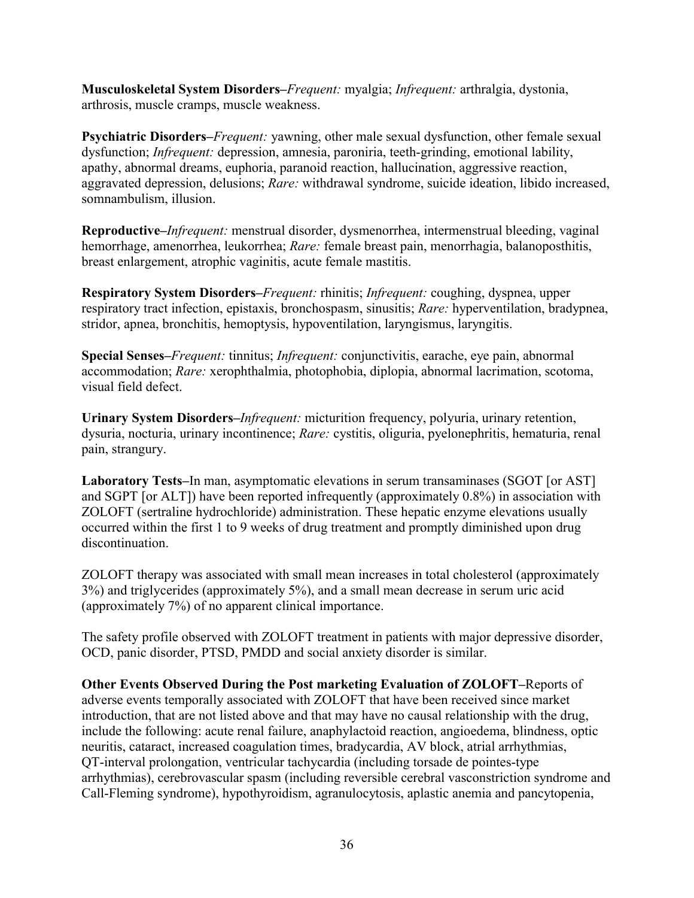**Musculoskeletal System Disorders**–*Frequent:* myalgia; *Infrequent:* arthralgia, dystonia, arthrosis, muscle cramps, muscle weakness.

**Psychiatric Disorders**–*Frequent:* yawning, other male sexual dysfunction, other female sexual dysfunction; *Infrequent:* depression, amnesia, paroniria, teeth-grinding, emotional lability, apathy, abnormal dreams, euphoria, paranoid reaction, hallucination, aggressive reaction, aggravated depression, delusions; *Rare:* withdrawal syndrome, suicide ideation, libido increased, somnambulism, illusion.

**Reproductive**–*Infrequent:* menstrual disorder, dysmenorrhea, intermenstrual bleeding, vaginal hemorrhage, amenorrhea, leukorrhea; *Rare:* female breast pain, menorrhagia, balanoposthitis, breast enlargement, atrophic vaginitis, acute female mastitis.

**Respiratory System Disorders**–*Frequent:* rhinitis; *Infrequent:* coughing, dyspnea, upper respiratory tract infection, epistaxis, bronchospasm, sinusitis; *Rare:* hyperventilation, bradypnea, stridor, apnea, bronchitis, hemoptysis, hypoventilation, laryngismus, laryngitis.

**Special Senses**–*Frequent:* tinnitus; *Infrequent:* conjunctivitis, earache, eye pain, abnormal accommodation; *Rare:* xerophthalmia, photophobia, diplopia, abnormal lacrimation, scotoma, visual field defect.

**Urinary System Disorders**–*Infrequent:* micturition frequency, polyuria, urinary retention, dysuria, nocturia, urinary incontinence; *Rare:* cystitis, oliguria, pyelonephritis, hematuria, renal pain, strangury.

**Laboratory Tests**–In man, asymptomatic elevations in serum transaminases (SGOT [or AST] and SGPT [or ALT]) have been reported infrequently (approximately 0.8%) in association with ZOLOFT (sertraline hydrochloride) administration. These hepatic enzyme elevations usually occurred within the first 1 to 9 weeks of drug treatment and promptly diminished upon drug discontinuation.

ZOLOFT therapy was associated with small mean increases in total cholesterol (approximately 3%) and triglycerides (approximately 5%), and a small mean decrease in serum uric acid (approximately 7%) of no apparent clinical importance.

The safety profile observed with ZOLOFT treatment in patients with major depressive disorder, OCD, panic disorder, PTSD, PMDD and social anxiety disorder is similar.

**Other Events Observed During the Post marketing Evaluation of ZOLOFT**–Reports of adverse events temporally associated with ZOLOFT that have been received since market introduction, that are not listed above and that may have no causal relationship with the drug, include the following: acute renal failure, anaphylactoid reaction, angioedema, blindness, optic neuritis, cataract, increased coagulation times, bradycardia, AV block, atrial arrhythmias, QT-interval prolongation, ventricular tachycardia (including torsade de pointes-type arrhythmias), cerebrovascular spasm (including reversible cerebral vasconstriction syndrome and Call-Fleming syndrome), hypothyroidism, agranulocytosis, aplastic anemia and pancytopenia,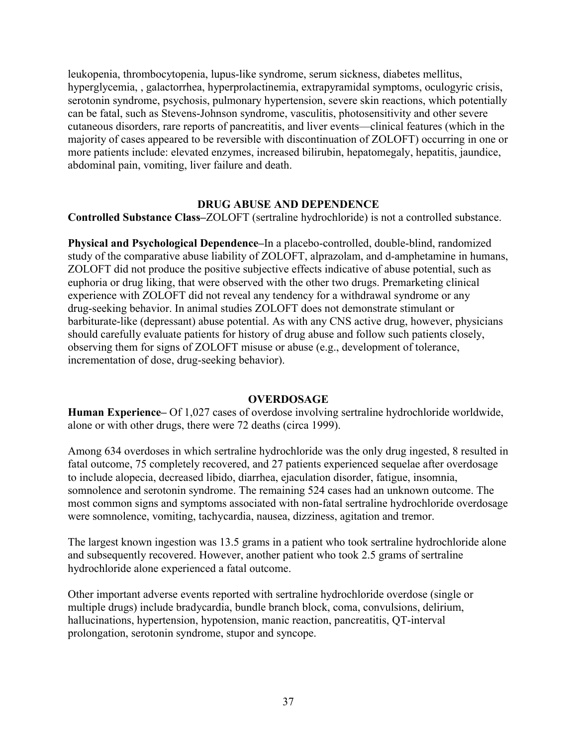leukopenia, thrombocytopenia, lupus-like syndrome, serum sickness, diabetes mellitus, hyperglycemia, , galactorrhea, hyperprolactinemia, extrapyramidal symptoms, oculogyric crisis, serotonin syndrome, psychosis, pulmonary hypertension, severe skin reactions, which potentially can be fatal, such as Stevens-Johnson syndrome, vasculitis, photosensitivity and other severe cutaneous disorders, rare reports of pancreatitis, and liver events—clinical features (which in the majority of cases appeared to be reversible with discontinuation of ZOLOFT) occurring in one or more patients include: elevated enzymes, increased bilirubin, hepatomegaly, hepatitis, jaundice, abdominal pain, vomiting, liver failure and death.

## DRUG ABUSE AND DEPENDENCE

**Controlled Substance Class–**ZOLOFT (sertraline hydrochloride) is not a controlled substance.

**Physical and Psychological Dependence–**In a placebo-controlled, double-blind, randomized study of the comparative abuse liability of ZOLOFT, alprazolam, and d-amphetamine in humans, ZOLOFT did not produce the positive subjective effects indicative of abuse potential, such as euphoria or drug liking, that were observed with the other two drugs. Premarketing clinical experience with ZOLOFT did not reveal any tendency for a withdrawal syndrome or any drug-seeking behavior. In animal studies ZOLOFT does not demonstrate stimulant or barbiturate-like (depressant) abuse potential. As with any CNS active drug, however, physicians should carefully evaluate patients for history of drug abuse and follow such patients closely, observing them for signs of ZOLOFT misuse or abuse (e.g., development of tolerance, incrementation of dose, drug-seeking behavior).

## OVERDOSAGE

**Human Experience–** Of 1,027 cases of overdose involving sertraline hydrochloride worldwide, alone or with other drugs, there were 72 deaths (circa 1999).

Among 634 overdoses in which sertraline hydrochloride was the only drug ingested, 8 resulted in fatal outcome, 75 completely recovered, and 27 patients experienced sequelae after overdosage to include alopecia, decreased libido, diarrhea, ejaculation disorder, fatigue, insomnia, somnolence and serotonin syndrome. The remaining 524 cases had an unknown outcome. The most common signs and symptoms associated with non-fatal sertraline hydrochloride overdosage were somnolence, vomiting, tachycardia, nausea, dizziness, agitation and tremor.

The largest known ingestion was 13.5 grams in a patient who took sertraline hydrochloride alone and subsequently recovered. However, another patient who took 2.5 grams of sertraline hydrochloride alone experienced a fatal outcome.

Other important adverse events reported with sertraline hydrochloride overdose (single or multiple drugs) include bradycardia, bundle branch block, coma, convulsions, delirium, hallucinations, hypertension, hypotension, manic reaction, pancreatitis, QT-interval prolongation, serotonin syndrome, stupor and syncope.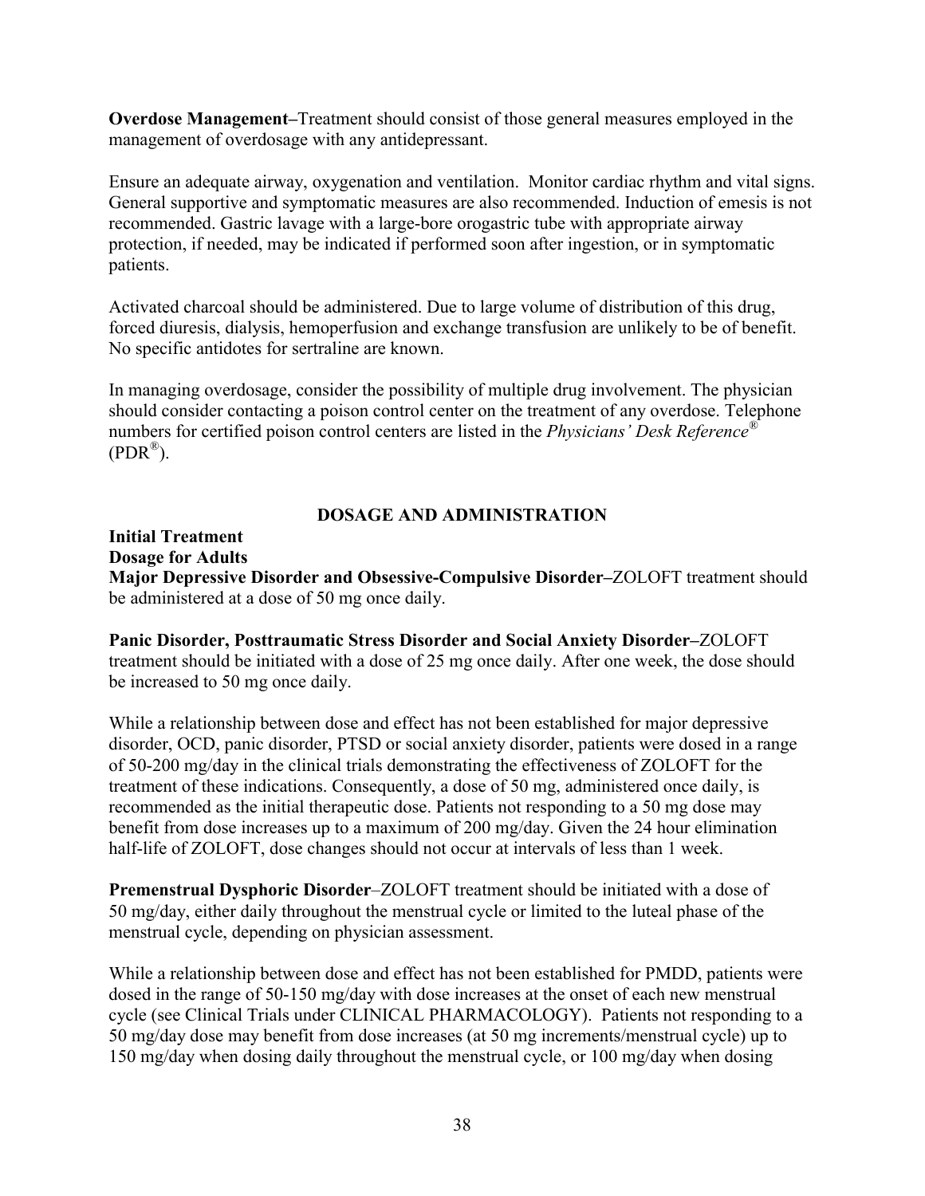**Overdose Management**–Treatment should consist of those general measures employed in the management of overdosage with any antidepressant.

Ensure an adequate airway, oxygenation and ventilation. Monitor cardiac rhythm and vital signs. General supportive and symptomatic measures are also recommended. Induction of emesis is not recommended. Gastric lavage with a large-bore orogastric tube with appropriate airway protection, if needed, may be indicated if performed soon after ingestion, or in symptomatic patients.

Activated charcoal should be administered. Due to large volume of distribution of this drug, forced diuresis, dialysis, hemoperfusion and exchange transfusion are unlikely to be of benefit. No specific antidotes for sertraline are known.

In managing overdosage, consider the possibility of multiple drug involvement. The physician should consider contacting a poison control center on the treatment of any overdose. Telephone numbers for certified poison control centers are listed in the *Physicians' Desk Reference*® (PDR®).

## DOSAGE AND ADMINISTRATION

### Initial Treatment

### Dosage for Adults

**Major Depressive Disorder and Obsessive-Compulsive Disorder**–ZOLOFT treatment should be administered at a dose of 50 mg once daily.

**Panic Disorder, Posttraumatic Stress Disorder and Social Anxiety Disorder**–ZOLOFT treatment should be initiated with a dose of 25 mg once daily. After one week, the dose should be increased to 50 mg once daily.

While a relationship between dose and effect has not been established for major depressive disorder, OCD, panic disorder, PTSD or social anxiety disorder, patients were dosed in a range of 50-200 mg/day in the clinical trials demonstrating the effectiveness of ZOLOFT for the treatment of these indications. Consequently, a dose of 50 mg, administered once daily, is recommended as the initial therapeutic dose. Patients not responding to a 50 mg dose may benefit from dose increases up to a maximum of 200 mg/day. Given the 24 hour elimination half-life of ZOLOFT, dose changes should not occur at intervals of less than 1 week.

**Premenstrual Dysphoric Disorder**–ZOLOFT treatment should be initiated with a dose of 50 mg/day, either daily throughout the menstrual cycle or limited to the luteal phase of the menstrual cycle, depending on physician assessment.

While a relationship between dose and effect has not been established for PMDD, patients were dosed in the range of 50-150 mg/day with dose increases at the onset of each new menstrual cycle (see Clinical Trials under CLINICAL PHARMACOLOGY). Patients not responding to a 50 mg/day dose may benefit from dose increases (at 50 mg increments/menstrual cycle) up to 150 mg/day when dosing daily throughout the menstrual cycle, or 100 mg/day when dosing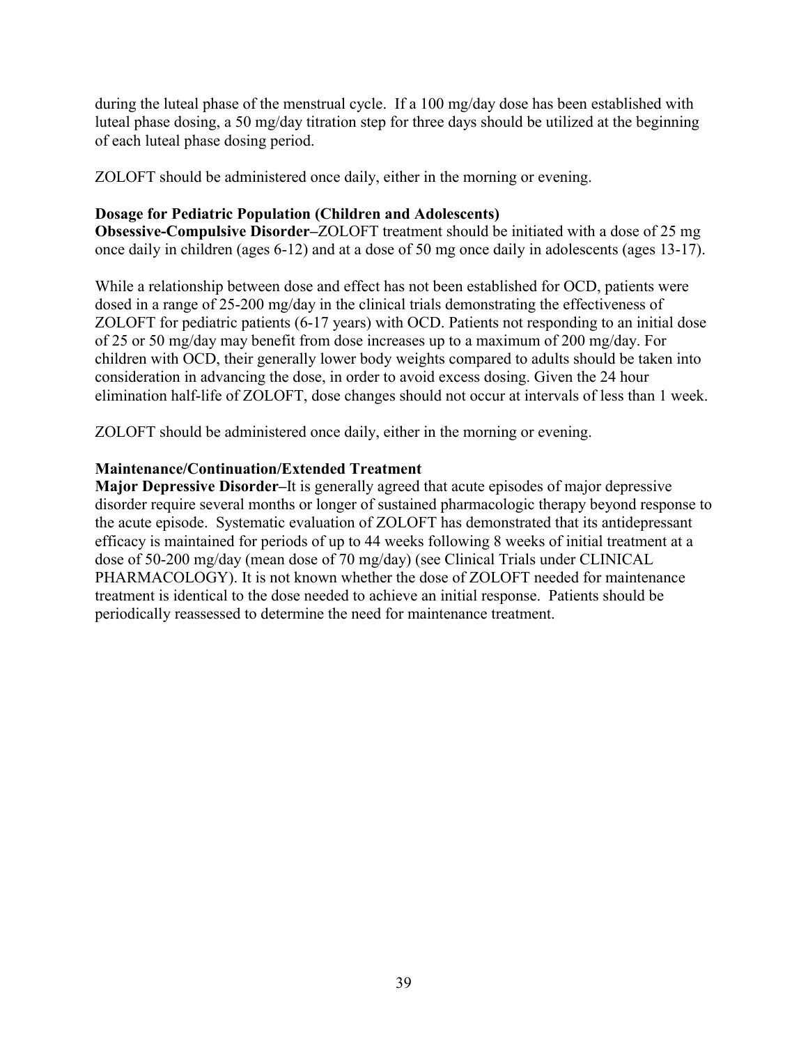during the luteal phase of the menstrual cycle. If a 100 mg/day dose has been established with luteal phase dosing, a 50 mg/day titration step for three days should be utilized at the beginning of each luteal phase dosing period.

ZOLOFT should be administered once daily, either in the morning or evening.

**Dosage for Pediatric Population (Children and Adolescents)**

**Obsessive-Compulsive Disorder–**ZOLOFT treatment should be initiated with a dose of 25 mg once daily in children (ages 6-12) and at a dose of 50 mg once daily in adolescents (ages 13-17).

While a relationship between dose and effect has not been established for OCD, patients were dosed in a range of 25-200 mg/day in the clinical trials demonstrating the effectiveness of ZOLOFT for pediatric patients (6-17 years) with OCD. Patients not responding to an initial dose of 25 or 50 mg/day may benefit from dose increases up to a maximum of 200 mg/day. For children with OCD, their generally lower body weights compared to adults should be taken into consideration in advancing the dose, in order to avoid excess dosing. Given the 24 hour elimination half-life of ZOLOFT, dose changes should not occur at intervals of less than 1 week.

ZOLOFT should be administered once daily, either in the morning or evening.

**Maintenance/Continuation/Extended Treatment**

**Major Depressive Disorder–**It is generally agreed that acute episodes of major depressive disorder require several months or longer of sustained pharmacologic therapy beyond response to the acute episode. Systematic evaluation of ZOLOFT has demonstrated that its antidepressant efficacy is maintained for periods of up to 44 weeks following 8 weeks of initial treatment at a dose of 50-200 mg/day (mean dose of 70 mg/day) (see Clinical Trials under CLINICAL PHARMACOLOGY). It is not known whether the dose of ZOLOFT needed for maintenance treatment is identical to the dose needed to achieve an initial response. Patients should be periodically reassessed to determine the need for maintenance treatment.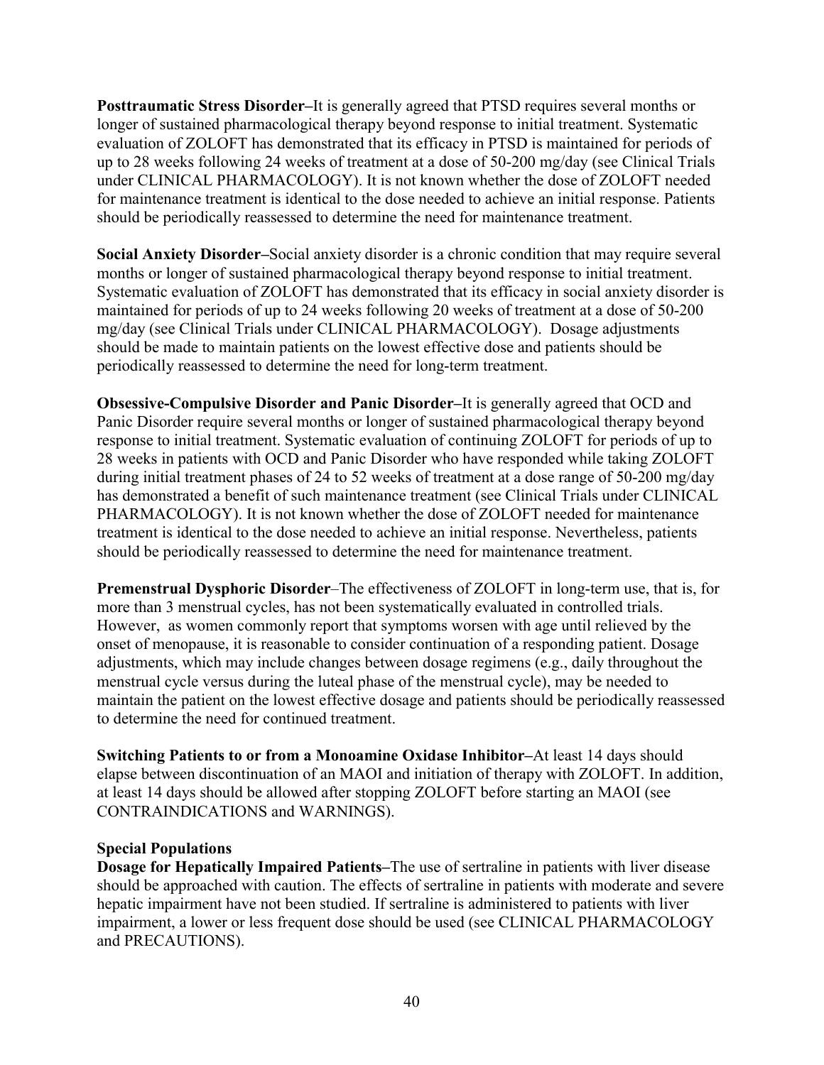**Posttraumatic Stress Disorder–**It is generally agreed that PTSD requires several months or longer of sustained pharmacological therapy beyond response to initial treatment. Systematic evaluation of ZOLOFT has demonstrated that its efficacy in PTSD is maintained for periods of up to 28 weeks following 24 weeks of treatment at a dose of 50-200 mg/day (see Clinical Trials under CLINICAL PHARMACOLOGY). It is not known whether the dose of ZOLOFT needed for maintenance treatment is identical to the dose needed to achieve an initial response. Patients should be periodically reassessed to determine the need for maintenance treatment.

**Social Anxiety Disorder–**Social anxiety disorder is a chronic condition that may require several months or longer of sustained pharmacological therapy beyond response to initial treatment. Systematic evaluation of ZOLOFT has demonstrated that its efficacy in social anxiety disorder is maintained for periods of up to 24 weeks following 20 weeks of treatment at a dose of 50-200 mg/day (see Clinical Trials under CLINICAL PHARMACOLOGY). Dosage adjustments should be made to maintain patients on the lowest effective dose and patients should be periodically reassessed to determine the need for long-term treatment.

**Obsessive-Compulsive Disorder and Panic Disorder–**It is generally agreed that OCD and Panic Disorder require several months or longer of sustained pharmacological therapy beyond response to initial treatment. Systematic evaluation of continuing ZOLOFT for periods of up to 28 weeks in patients with OCD and Panic Disorder who have responded while taking ZOLOFT during initial treatment phases of 24 to 52 weeks of treatment at a dose range of 50-200 mg/day has demonstrated a benefit of such maintenance treatment (see Clinical Trials under CLINICAL PHARMACOLOGY). It is not known whether the dose of ZOLOFT needed for maintenance treatment is identical to the dose needed to achieve an initial response. Nevertheless, patients should be periodically reassessed to determine the need for maintenance treatment.

**Premenstrual Dysphoric Disorder**–The effectiveness of ZOLOFT in long-term use, that is, for more than 3 menstrual cycles, has not been systematically evaluated in controlled trials. However, as women commonly report that symptoms worsen with age until relieved by the onset of menopause, it is reasonable to consider continuation of a responding patient. Dosage adjustments, which may include changes between dosage regimens (e.g., daily throughout the menstrual cycle versus during the luteal phase of the menstrual cycle), may be needed to maintain the patient on the lowest effective dosage and patients should be periodically reassessed to determine the need for continued treatment.

**Switching Patients to or from a Monoamine Oxidase Inhibitor–**At least 14 days should elapse between discontinuation of an MAOI and initiation of therapy with ZOLOFT. In addition, at least 14 days should be allowed after stopping ZOLOFT before starting an MAOI (see CONTRAINDICATIONS and WARNINGS).

**Special Populations**

**Dosage for Hepatically Impaired Patients–**The use of sertraline in patients with liver disease should be approached with caution. The effects of sertraline in patients with moderate and severe hepatic impairment have not been studied. If sertraline is administered to patients with liver impairment, a lower or less frequent dose should be used (see CLINICAL PHARMACOLOGY and PRECAUTIONS).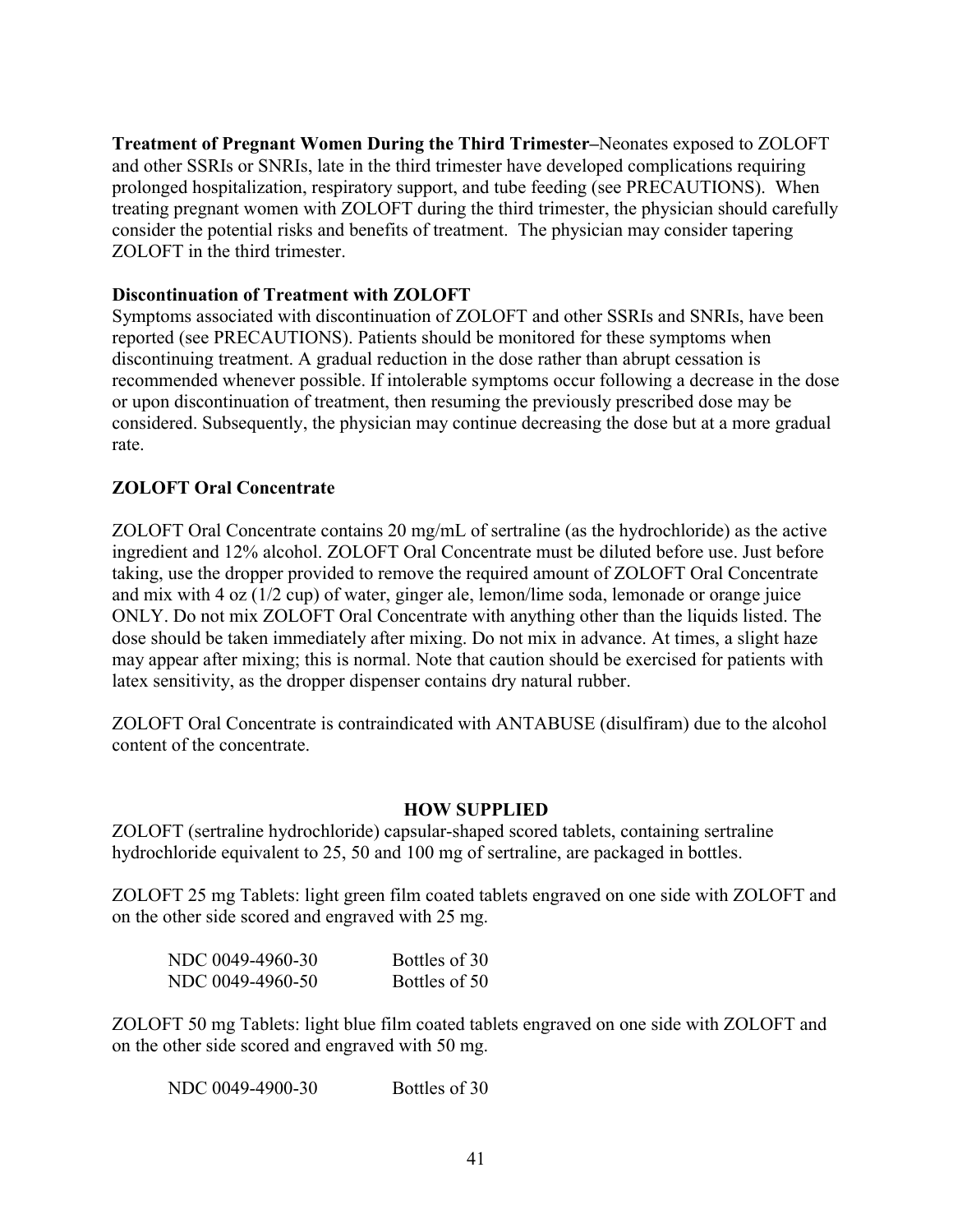**Treatment of Pregnant Women During the Third Trimester**–Neonates exposed to ZOLOFT and other SSRIs or SNRIs, late in the third trimester have developed complications requiring prolonged hospitalization, respiratory support, and tube feeding (see PRECAUTIONS). When treating pregnant women with ZOLOFT during the third trimester, the physician should carefully consider the potential risks and benefits of treatment. The physician may consider tapering ZOLOFT in the third trimester.

**Discontinuation of Treatment with ZOLOFT**

Symptoms associated with discontinuation of ZOLOFT and other SSRIs and SNRIs, have been reported (see PRECAUTIONS). Patients should be monitored for these symptoms when discontinuing treatment. A gradual reduction in the dose rather than abrupt cessation is recommended whenever possible. If intolerable symptoms occur following a decrease in the dose or upon discontinuation of treatment, then resuming the previously prescribed dose may be considered. Subsequently, the physician may continue decreasing the dose but at a more gradual rate.

**ZOLOFT Oral Concentrate**

ZOLOFT Oral Concentrate contains 20 mg/mL of sertraline (as the hydrochloride) as the active ingredient and 12% alcohol. ZOLOFT Oral Concentrate must be diluted before use. Just before taking, use the dropper provided to remove the required amount of ZOLOFT Oral Concentrate and mix with 4 oz (1/2 cup) of water, ginger ale, lemon/lime soda, lemonade or orange juice ONLY. Do not mix ZOLOFT Oral Concentrate with anything other than the liquids listed. The dose should be taken immediately after mixing. Do not mix in advance. At times, a slight haze may appear after mixing; this is normal. Note that caution should be exercised for patients with latex sensitivity, as the dropper dispenser contains dry natural rubber.

ZOLOFT Oral Concentrate is contraindicated with ANTABUSE (disulfiram) due to the alcohol content of the concentrate.

## HOW SUPPLIED

ZOLOFT (sertraline hydrochloride) capsular-shaped scored tablets, containing sertraline hydrochloride equivalent to 25, 50 and 100 mg of sertraline, are packaged in bottles.

ZOLOFT 25 mg Tablets: light green film coated tablets engraved on one side with ZOLOFT and on the other side scored and engraved with 25 mg.

| | |
|---|---|
| NDC 0049-4960-30 | Bottles of 30 |
| NDC 0049-4960-50 | Bottles of 50 |

ZOLOFT 50 mg Tablets: light blue film coated tablets engraved on one side with ZOLOFT and on the other side scored and engraved with 50 mg.

| | |
|---|---|
| NDC 0049-4900-30 | Bottles of 30 |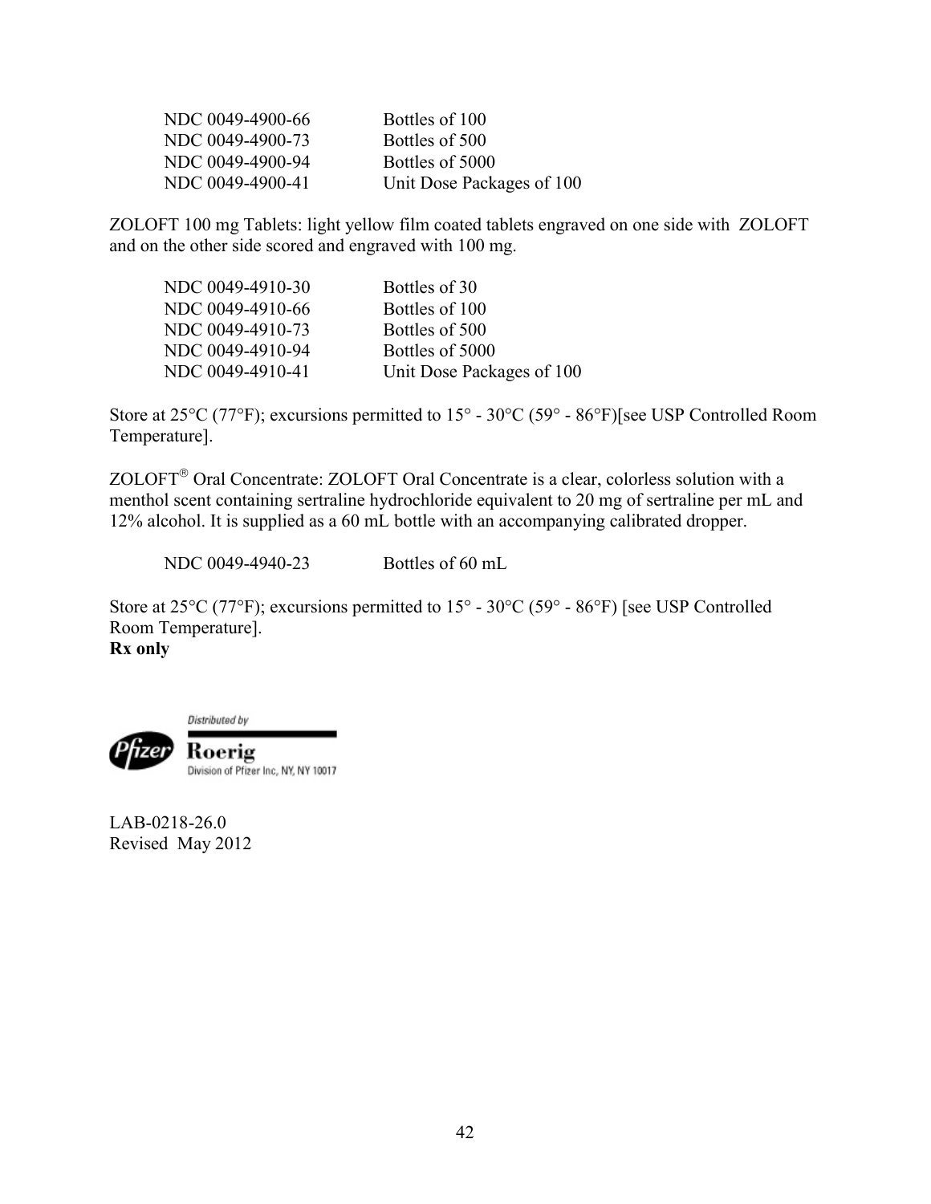| | |
|---|---|
| NDC 0049-4900-66 | Bottles of 100 |
| NDC 0049-4900-73 | Bottles of 500 |
| NDC 0049-4900-94 | Bottles of 5000 |
| NDC 0049-4900-41 | Unit Dose Packages of 100 |

ZOLOFT 100 mg Tablets: light yellow film coated tablets engraved on one side with ZOLOFT and on the other side scored and engraved with 100 mg.

| | |
|---|---|
| NDC 0049-4910-30 | Bottles of 30 |
| NDC 0049-4910-66 | Bottles of 100 |
| NDC 0049-4910-73 | Bottles of 500 |
| NDC 0049-4910-94 | Bottles of 5000 |
| NDC 0049-4910-41 | Unit Dose Packages of 100 |

Store at 25°C (77°F); excursions permitted to 15° - 30°C (59° - 86°F)[see USP Controlled Room Temperature].

ZOLOFT® Oral Concentrate: ZOLOFT Oral Concentrate is a clear, colorless solution with a menthol scent containing sertraline hydrochloride equivalent to 20 mg of sertraline per mL and 12% alcohol. It is supplied as a 60 mL bottle with an accompanying calibrated dropper.

| | |
|---|---|
| NDC 0049-4940-23 | Bottles of 60 mL |

Store at 25°C (77°F); excursions permitted to 15° - 30°C (59° - 86°F) [see USP Controlled Room Temperature].

**Rx only**

Distributed by

Pfizer Roerig
Division of Pfizer Inc, NY, NY 10017

LAB-0218-26.0
Revised May 2012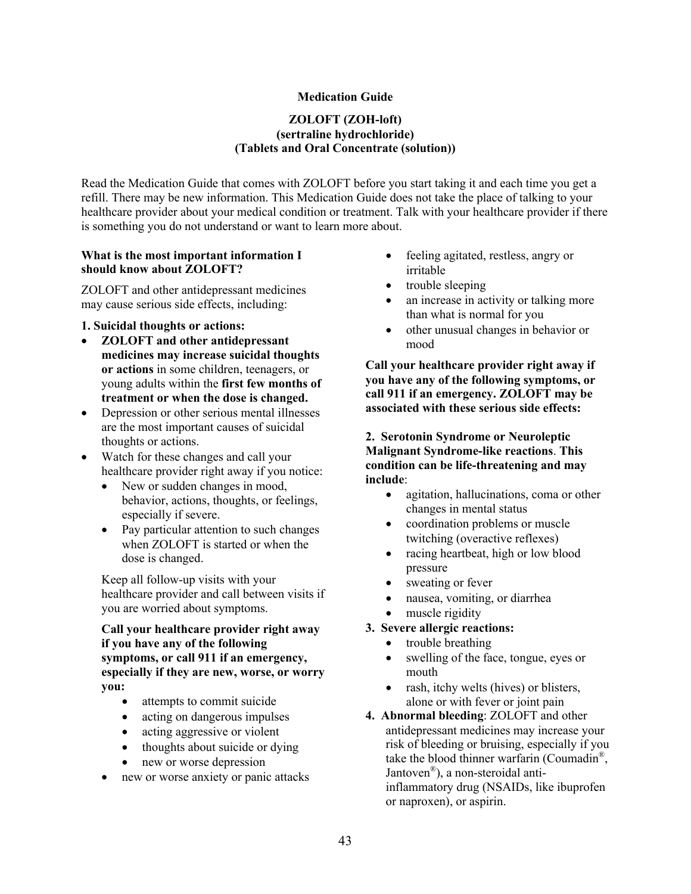**Medication Guide**

**ZOLOFT (ZOH-loft)**
**(sertraline hydrochloride)**
**(Tablets and Oral Concentrate (solution))**

Read the Medication Guide that comes with ZOLOFT before you start taking it and each time you get a refill. There may be new information. This Medication Guide does not take the place of talking to your healthcare provider about your medical condition or treatment. Talk with your healthcare provider if there is something you do not understand or want to learn more about.

**What is the most important information I should know about ZOLOFT?**

ZOLOFT and other antidepressant medicines may cause serious side effects, including:

**1. Suicidal thoughts or actions:**

- **ZOLOFT and other antidepressant medicines may increase suicidal thoughts or actions** in some children, teenagers, or young adults within the **first few months of treatment or when the dose is changed.**
- Depression or other serious mental illnesses are the most important causes of suicidal thoughts or actions.
- Watch for these changes and call your healthcare provider right away if you notice:
    - New or sudden changes in mood, behavior, actions, thoughts, or feelings, especially if severe.
    - Pay particular attention to such changes when ZOLOFT is started or when the dose is changed.

  Keep all follow-up visits with your healthcare provider and call between visits if you are worried about symptoms.

  **Call your healthcare provider right away if you have any of the following symptoms, or call 911 if an emergency, especially if they are new, worse, or worry you:**
    - attempts to commit suicide
    - acting on dangerous impulses
    - acting aggressive or violent
    - thoughts about suicide or dying
    - new or worse depression
- new or worse anxiety or panic attacks
- feeling agitated, restless, angry or irritable
- trouble sleeping
- an increase in activity or talking more than what is normal for you
- other unusual changes in behavior or mood

**Call your healthcare provider right away if you have any of the following symptoms, or call 911 if an emergency. ZOLOFT may be associated with these serious side effects:**

**2. Serotonin Syndrome or Neuroleptic Malignant Syndrome-like reactions**. **This condition can be life-threatening and may include**:

- agitation, hallucinations, coma or other changes in mental status
- coordination problems or muscle twitching (overactive reflexes)
- racing heartbeat, high or low blood pressure
- sweating or fever
- nausea, vomiting, or diarrhea
- muscle rigidity

**3. Severe allergic reactions:**

- trouble breathing
- swelling of the face, tongue, eyes or mouth
- rash, itchy welts (hives) or blisters, alone or with fever or joint pain

**4. Abnormal bleeding**: ZOLOFT and other antidepressant medicines may increase your risk of bleeding or bruising, especially if you take the blood thinner warfarin (Coumadin®, Jantoven®), a non-steroidal anti-inflammatory drug (NSAIDs, like ibuprofen or naproxen), or aspirin.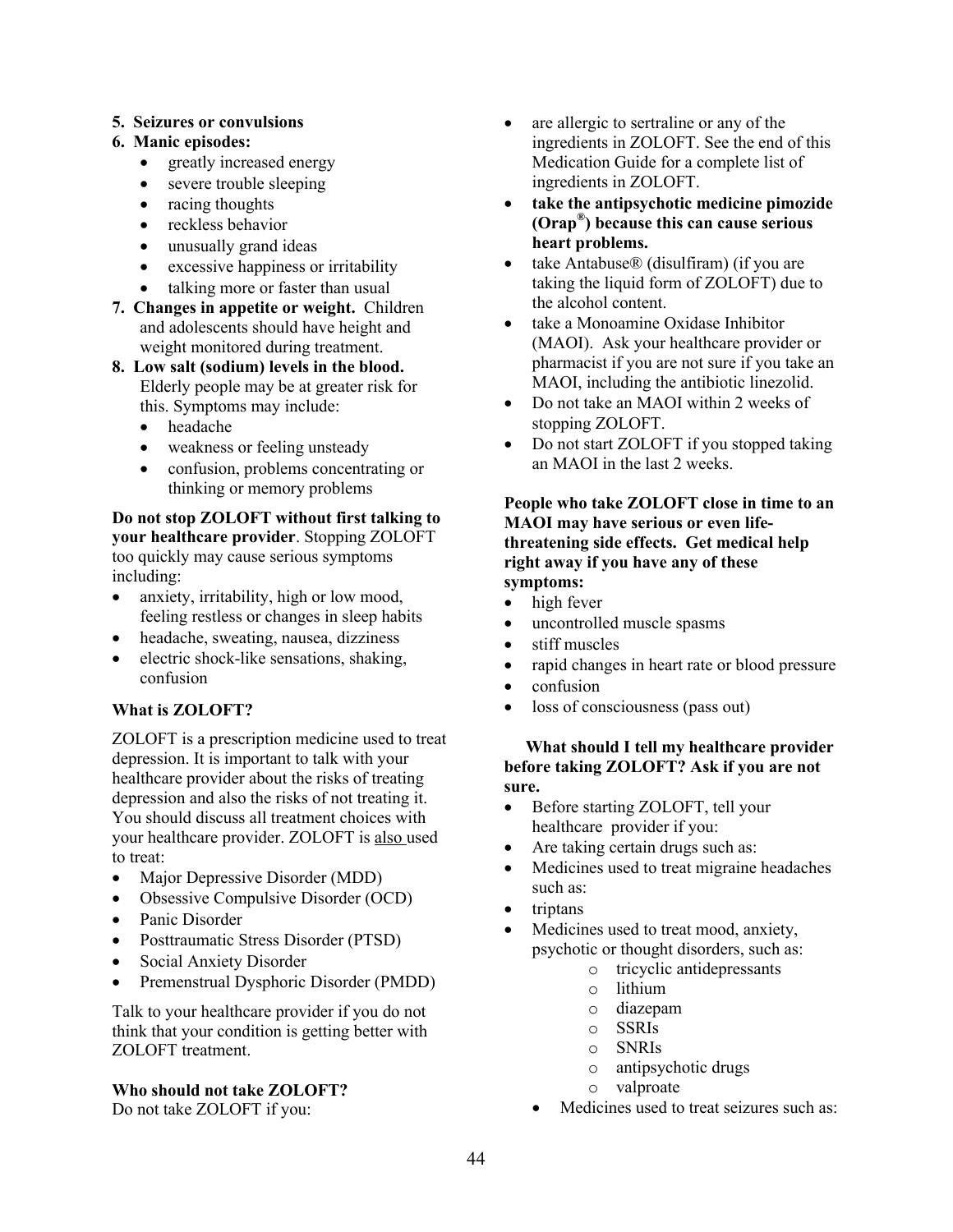**5. Seizures or convulsions**

**6. Manic episodes:**

- greatly increased energy
- severe trouble sleeping
- racing thoughts
- reckless behavior
- unusually grand ideas
- excessive happiness or irritability
- talking more or faster than usual

**7. Changes in appetite or weight.** Children and adolescents should have height and weight monitored during treatment.

**8. Low salt (sodium) levels in the blood.** Elderly people may be at greater risk for this. Symptoms may include:

- headache
- weakness or feeling unsteady
- confusion, problems concentrating or thinking or memory problems

**Do not stop ZOLOFT without first talking to your healthcare provider**. Stopping ZOLOFT too quickly may cause serious symptoms including:

- anxiety, irritability, high or low mood, feeling restless or changes in sleep habits
- headache, sweating, nausea, dizziness
- electric shock-like sensations, shaking, confusion

**What is ZOLOFT?**

ZOLOFT is a prescription medicine used to treat depression. It is important to talk with your healthcare provider about the risks of treating depression and also the risks of not treating it. You should discuss all treatment choices with your healthcare provider. ZOLOFT is also used to treat:

- Major Depressive Disorder (MDD)
- Obsessive Compulsive Disorder (OCD)
- Panic Disorder
- Posttraumatic Stress Disorder (PTSD)
- Social Anxiety Disorder
- Premenstrual Dysphoric Disorder (PMDD)

Talk to your healthcare provider if you do not think that your condition is getting better with ZOLOFT treatment.

**Who should not take ZOLOFT?**

Do not take ZOLOFT if you:

- are allergic to sertraline or any of the ingredients in ZOLOFT. See the end of this Medication Guide for a complete list of ingredients in ZOLOFT.
- **take the antipsychotic medicine pimozide (Orap®) because this can cause serious heart problems.**
- take Antabuse® (disulfiram) (if you are taking the liquid form of ZOLOFT) due to the alcohol content.
- take a Monoamine Oxidase Inhibitor (MAOI). Ask your healthcare provider or pharmacist if you are not sure if you take an MAOI, including the antibiotic linezolid.
- Do not take an MAOI within 2 weeks of stopping ZOLOFT.
- Do not start ZOLOFT if you stopped taking an MAOI in the last 2 weeks.

**People who take ZOLOFT close in time to an MAOI may have serious or even life-threatening side effects. Get medical help right away if you have any of these symptoms:**

- high fever
- uncontrolled muscle spasms
- stiff muscles
- rapid changes in heart rate or blood pressure
- confusion
- loss of consciousness (pass out)

**What should I tell my healthcare provider before taking ZOLOFT? Ask if you are not sure.**

- Before starting ZOLOFT, tell your healthcare provider if you:
- Are taking certain drugs such as:
- Medicines used to treat migraine headaches such as:
- triptans
- Medicines used to treat mood, anxiety, psychotic or thought disorders, such as:
  - tricyclic antidepressants
  - lithium
  - diazepam
  - SSRIs
  - SNRIs
  - antipsychotic drugs
  - valproate
- Medicines used to treat seizures such as: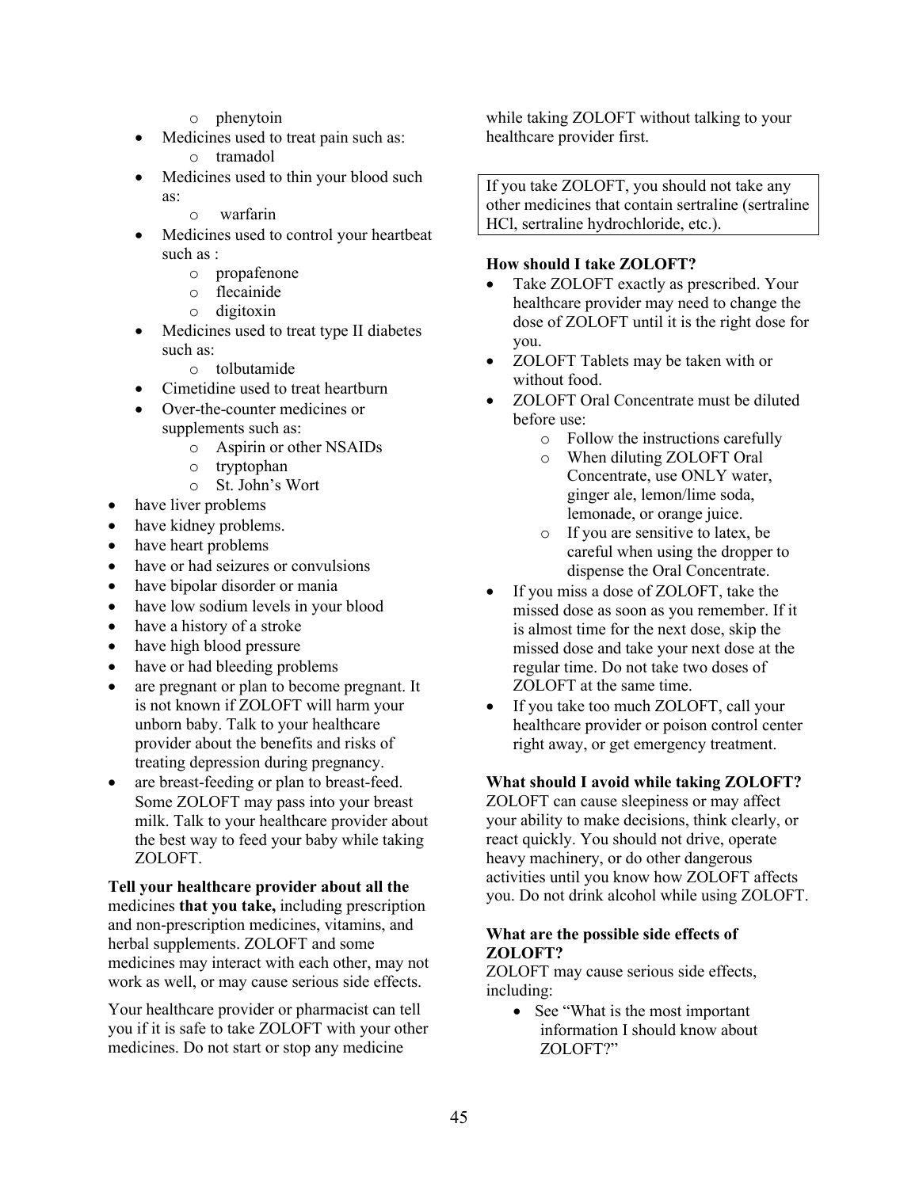- phenytoin
    - Medicines used to treat pain such as:
        - tramadol
    - Medicines used to thin your blood such as:
        - warfarin
    - Medicines used to control your heartbeat such as :
        - propafenone
        - flecainide
        - digitoxin
    - Medicines used to treat type II diabetes such as:
        - tolbutamide
    - Cimetidine used to treat heartburn
    - Over-the-counter medicines or supplements such as:
        - Aspirin or other NSAIDs
        - tryptophan
        - St. John's Wort
- have liver problems
- have kidney problems.
- have heart problems
- have or had seizures or convulsions
- have bipolar disorder or mania
- have low sodium levels in your blood
- have a history of a stroke
- have high blood pressure
- have or had bleeding problems
- are pregnant or plan to become pregnant. It is not known if ZOLOFT will harm your unborn baby. Talk to your healthcare provider about the benefits and risks of treating depression during pregnancy.
- are breast-feeding or plan to breast-feed. Some ZOLOFT may pass into your breast milk. Talk to your healthcare provider about the best way to feed your baby while taking ZOLOFT.

**Tell your healthcare provider about all the** medicines **that you take,** including prescription and non-prescription medicines, vitamins, and herbal supplements. ZOLOFT and some medicines may interact with each other, may not work as well, or may cause serious side effects.

Your healthcare provider or pharmacist can tell you if it is safe to take ZOLOFT with your other medicines. Do not start or stop any medicine while taking ZOLOFT without talking to your healthcare provider first.

If you take ZOLOFT, you should not take any other medicines that contain sertraline (sertraline HCl, sertraline hydrochloride, etc.).

**How should I take ZOLOFT?**

- Take ZOLOFT exactly as prescribed. Your healthcare provider may need to change the dose of ZOLOFT until it is the right dose for you.
- ZOLOFT Tablets may be taken with or without food.
- ZOLOFT Oral Concentrate must be diluted before use:
    - Follow the instructions carefully
    - When diluting ZOLOFT Oral Concentrate, use ONLY water, ginger ale, lemon/lime soda, lemonade, or orange juice.
    - If you are sensitive to latex, be careful when using the dropper to dispense the Oral Concentrate.
- If you miss a dose of ZOLOFT, take the missed dose as soon as you remember. If it is almost time for the next dose, skip the missed dose and take your next dose at the regular time. Do not take two doses of ZOLOFT at the same time.
- If you take too much ZOLOFT, call your healthcare provider or poison control center right away, or get emergency treatment.

**What should I avoid while taking ZOLOFT?**

ZOLOFT can cause sleepiness or may affect your ability to make decisions, think clearly, or react quickly. You should not drive, operate heavy machinery, or do other dangerous activities until you know how ZOLOFT affects you. Do not drink alcohol while using ZOLOFT.

**What are the possible side effects of ZOLOFT?**

ZOLOFT may cause serious side effects, including:

- See "What is the most important information I should know about ZOLOFT?"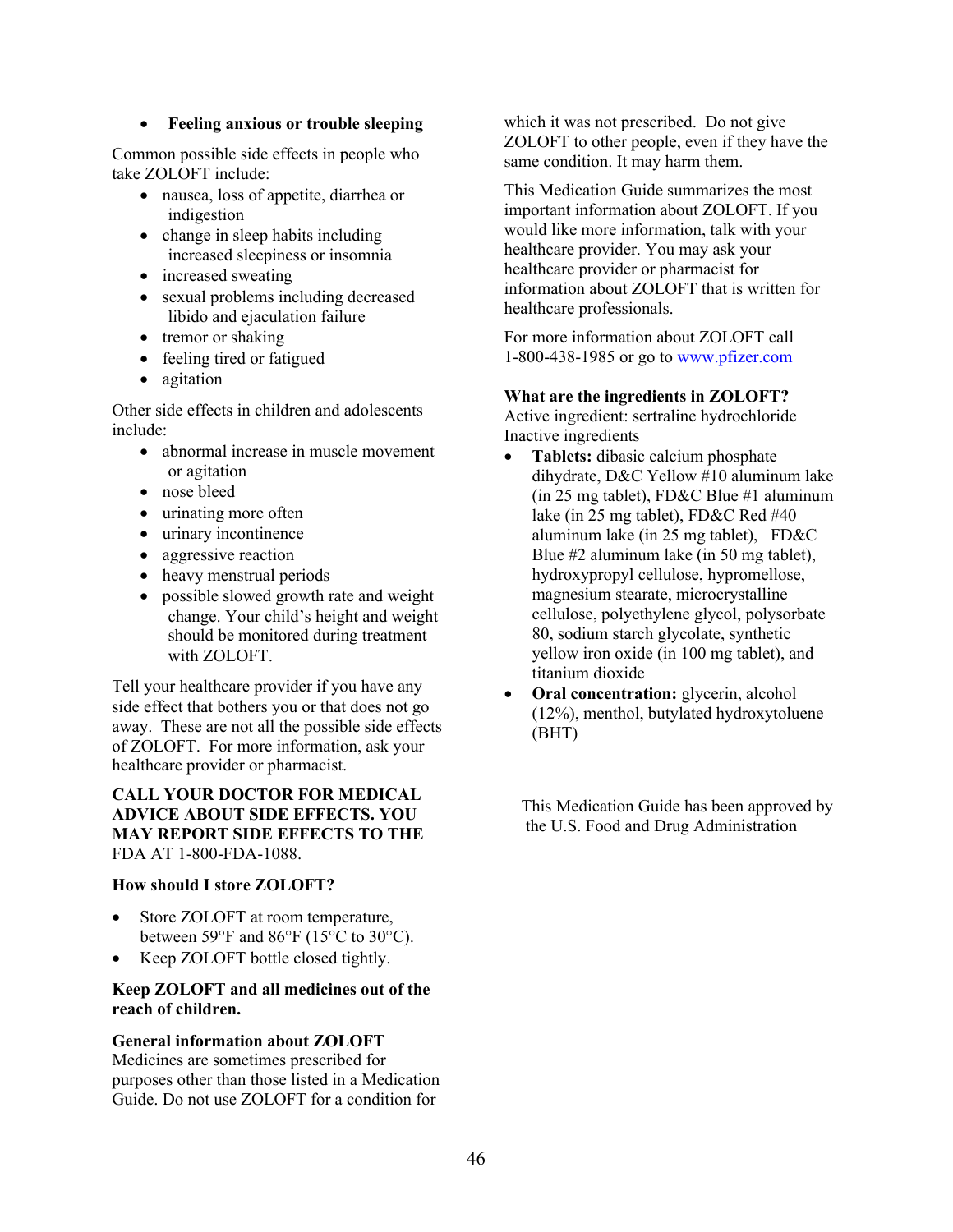- **Feeling anxious or trouble sleeping**

Common possible side effects in people who take ZOLOFT include:

- nausea, loss of appetite, diarrhea or indigestion
- change in sleep habits including increased sleepiness or insomnia
- increased sweating
- sexual problems including decreased libido and ejaculation failure
- tremor or shaking
- feeling tired or fatigued
- agitation

Other side effects in children and adolescents include:

- abnormal increase in muscle movement or agitation
- nose bleed
- urinating more often
- urinary incontinence
- aggressive reaction
- heavy menstrual periods
- possible slowed growth rate and weight change. Your child's height and weight should be monitored during treatment with ZOLOFT.

Tell your healthcare provider if you have any side effect that bothers you or that does not go away. These are not all the possible side effects of ZOLOFT. For more information, ask your healthcare provider or pharmacist.

**CALL YOUR DOCTOR FOR MEDICAL ADVICE ABOUT SIDE EFFECTS. YOU MAY REPORT SIDE EFFECTS TO THE** FDA AT 1-800-FDA-1088.

**How should I store ZOLOFT?**

- Store ZOLOFT at room temperature, between 59°F and 86°F (15°C to 30°C).
- Keep ZOLOFT bottle closed tightly.

**Keep ZOLOFT and all medicines out of the reach of children.**

**General information about ZOLOFT**
Medicines are sometimes prescribed for purposes other than those listed in a Medication Guide. Do not use ZOLOFT for a condition for which it was not prescribed. Do not give ZOLOFT to other people, even if they have the same condition. It may harm them.

This Medication Guide summarizes the most important information about ZOLOFT. If you would like more information, talk with your healthcare provider. You may ask your healthcare provider or pharmacist for information about ZOLOFT that is written for healthcare professionals.

For more information about ZOLOFT call 1-800-438-1985 or go to www.pfizer.com

**What are the ingredients in ZOLOFT?**
Active ingredient: sertraline hydrochloride
Inactive ingredients

- **Tablets:** dibasic calcium phosphate dihydrate, D&C Yellow #10 aluminum lake (in 25 mg tablet), FD&C Blue #1 aluminum lake (in 25 mg tablet), FD&C Red #40 aluminum lake (in 25 mg tablet), FD&C Blue #2 aluminum lake (in 50 mg tablet), hydroxypropyl cellulose, hypromellose, magnesium stearate, microcrystalline cellulose, polyethylene glycol, polysorbate 80, sodium starch glycolate, synthetic yellow iron oxide (in 100 mg tablet), and titanium dioxide
- **Oral concentration:** glycerin, alcohol (12%), menthol, butylated hydroxytoluene (BHT)

This Medication Guide has been approved by the U.S. Food and Drug Administration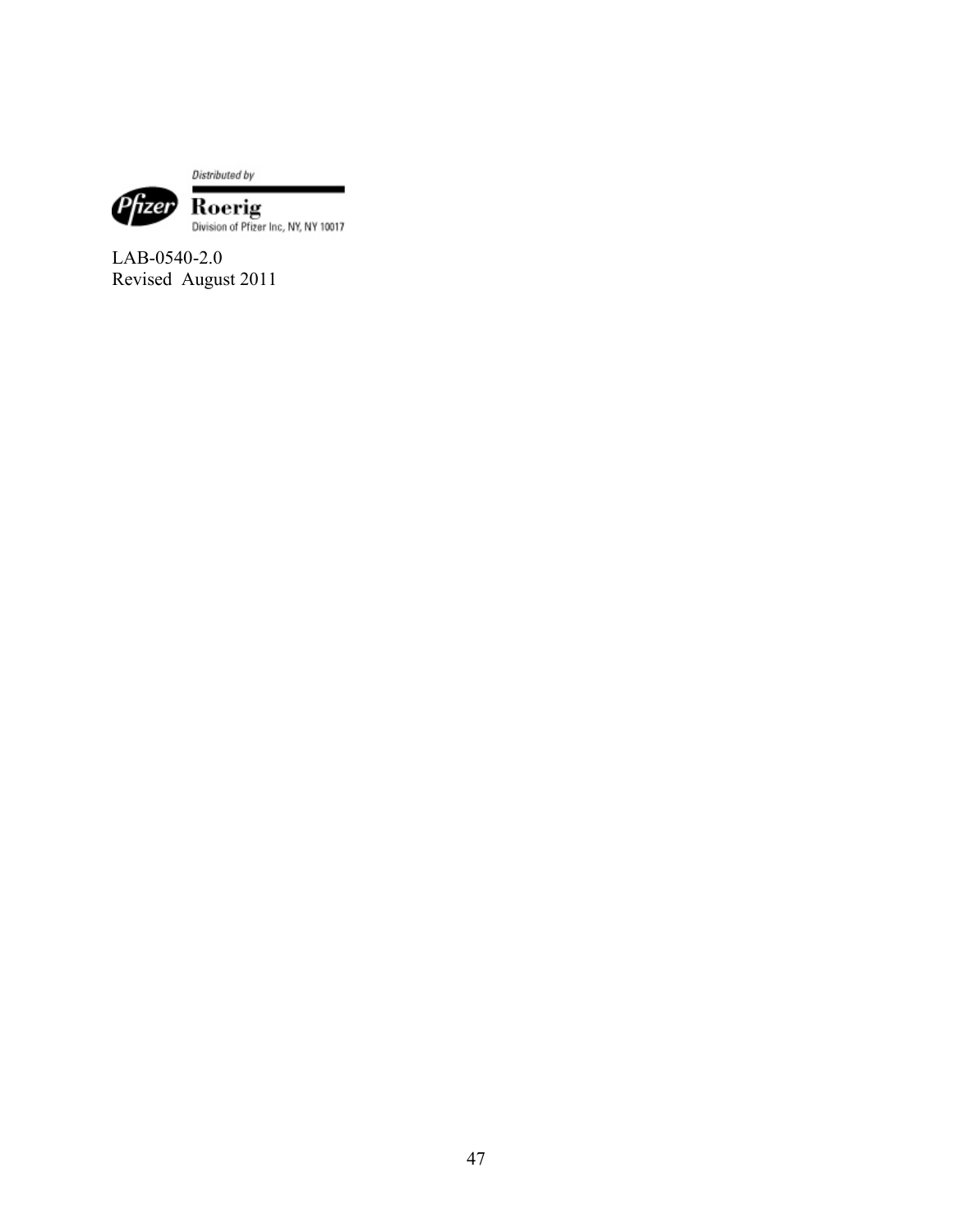Distributed by

Pfizer Roerig
Division of Pfizer Inc, NY, NY 10017

LAB-0540-2.0
Revised August 2011